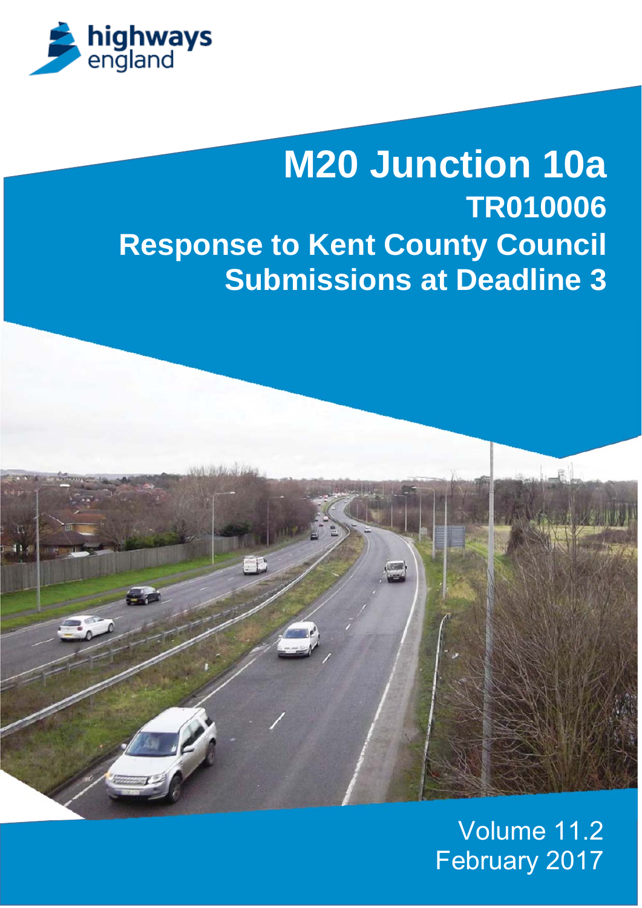highways england

# M20 Junction 10a

## TR010006

## Response to Kent County Council Submissions at Deadline 3

Volume 11.2

February 2017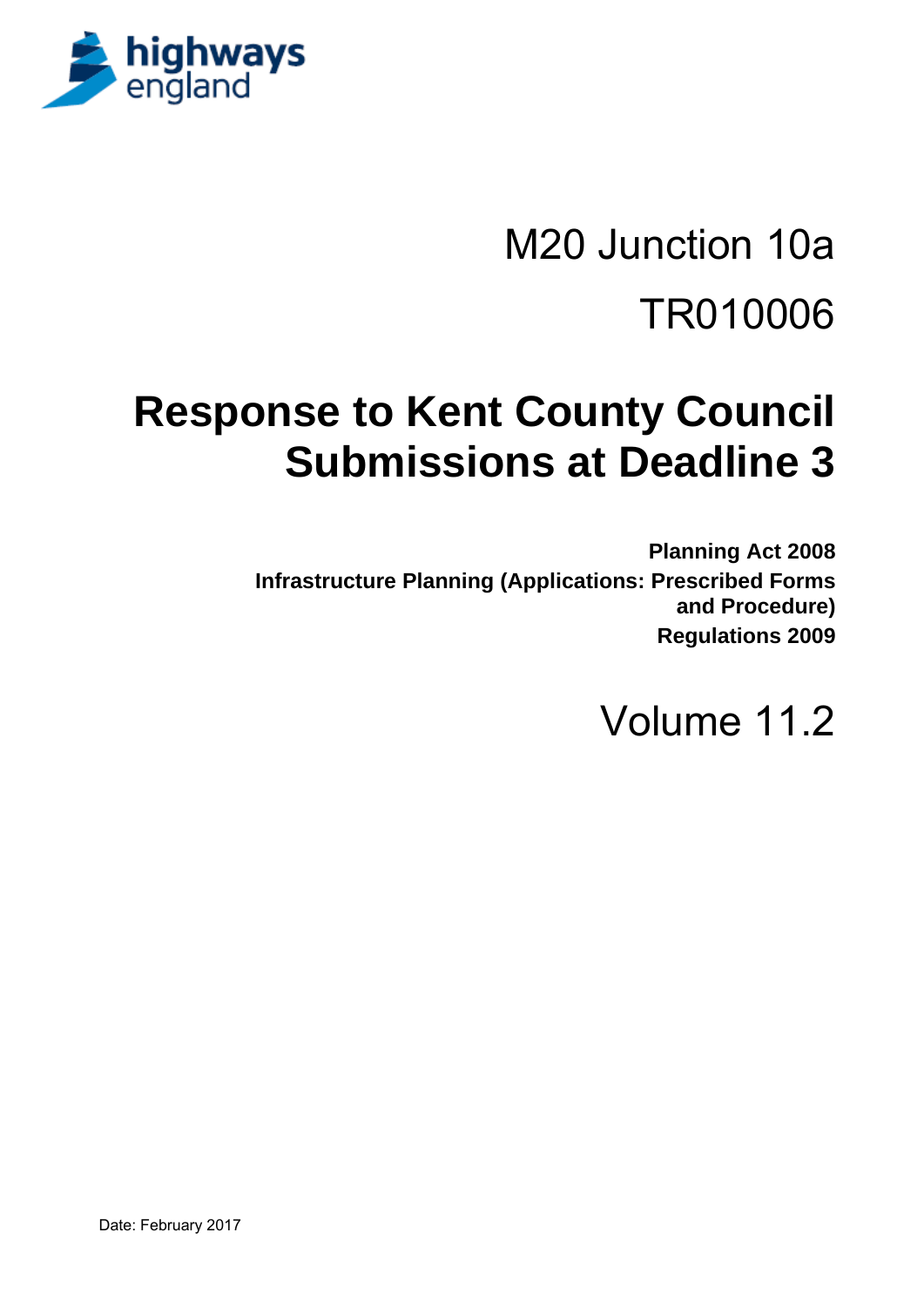highways england

M20 Junction 10a

TR010006

# Response to Kent County Council Submissions at Deadline 3

**Planning Act 2008**

**Infrastructure Planning (Applications: Prescribed Forms and Procedure) Regulations 2009**

Volume 11.2

Date: February 2017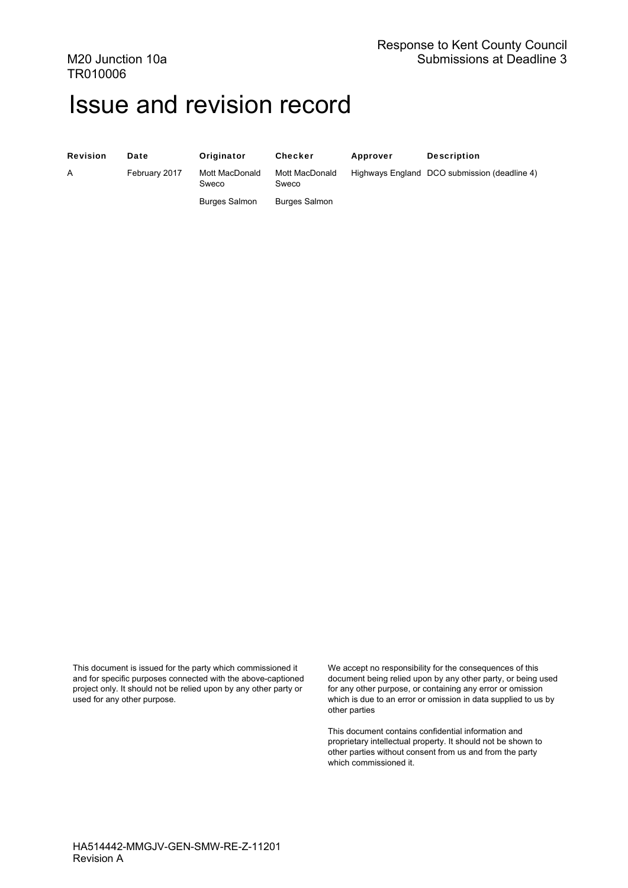# Issue and revision record

| Revision | Date | Originator | Checker | Approver | Description |
|---|---|---|---|---|---|
| A | February 2017 | Mott MacDonald Sweco | Mott MacDonald Sweco | Highways England | DCO submission (deadline 4) |
| | | Burges Salmon | Burges Salmon | | |

This document is issued for the party which commissioned it and for specific purposes connected with the above-captioned project only. It should not be relied upon by any other party or used for any other purpose.

We accept no responsibility for the consequences of this document being relied upon by any other party, or being used for any other purpose, or containing any error or omission which is due to an error or omission in data supplied to us by other parties

This document contains confidential information and proprietary intellectual property. It should not be shown to other parties without consent from us and from the party which commissioned it.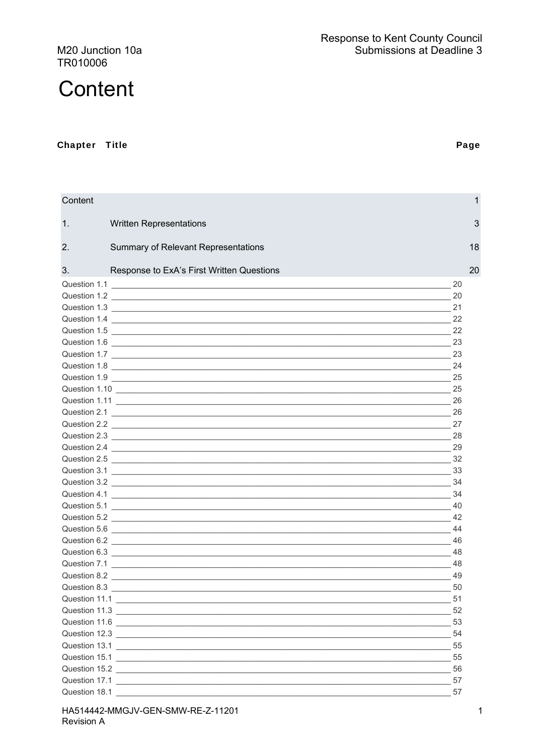# Content

| Chapter | Title | Page |
|---|---|---|
| Content | | 1 |
| 1. | Written Representations | 3 |
| 2. | Summary of Relevant Representations | 18 |
| 3. | Response to ExA's First Written Questions | 20 |

Question 1.1 ____ 20
Question 1.2 ____ 20
Question 1.3 ____ 21
Question 1.4 ____ 22
Question 1.5 ____ 22
Question 1.6 ____ 23
Question 1.7 ____ 23
Question 1.8 ____ 24
Question 1.9 ____ 25
Question 1.10 ____ 25
Question 1.11 ____ 26
Question 2.1 ____ 26
Question 2.2 ____ 27
Question 2.3 ____ 28
Question 2.4 ____ 29
Question 2.5 ____ 32
Question 3.1 ____ 33
Question 3.2 ____ 34
Question 4.1 ____ 34
Question 5.1 ____ 40
Question 5.2 ____ 42
Question 5.6 ____ 44
Question 6.2 ____ 46
Question 6.3 ____ 48
Question 7.1 ____ 48
Question 8.2 ____ 49
Question 8.3 ____ 50
Question 11.1 ____ 51
Question 11.3 ____ 52
Question 11.6 ____ 53
Question 12.3 ____ 54
Question 13.1 ____ 55
Question 15.1 ____ 55
Question 15.2 ____ 56
Question 17.1 ____ 57
Question 18.1 ____ 57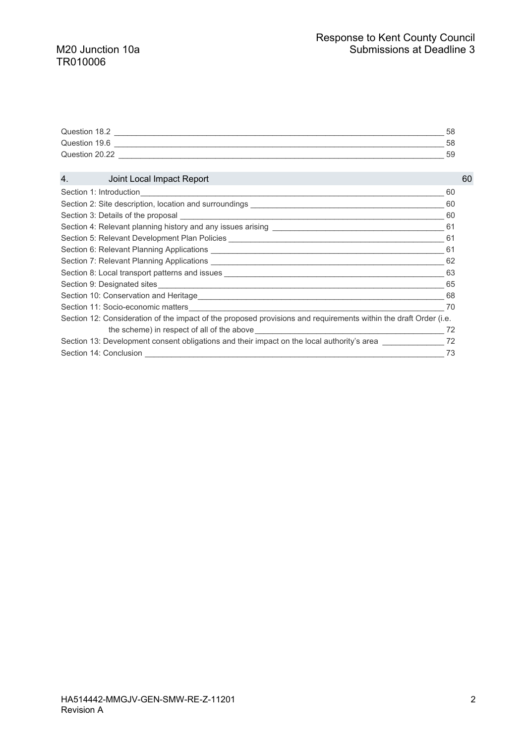Question 18.2 ____ 58
Question 19.6 ____ 58
Question 20.22 ____ 59

4. Joint Local Impact Report 60

Section 1: Introduction ____ 60
Section 2: Site description, location and surroundings ____ 60
Section 3: Details of the proposal ____ 60
Section 4: Relevant planning history and any issues arising ____ 61
Section 5: Relevant Development Plan Policies ____ 61
Section 6: Relevant Planning Applications ____ 61
Section 7: Relevant Planning Applications ____ 62
Section 8: Local transport patterns and issues ____ 63
Section 9: Designated sites ____ 65
Section 10: Conservation and Heritage ____ 68
Section 11: Socio-economic matters ____ 70
Section 12: Consideration of the impact of the proposed provisions and requirements within the draft Order (i.e. the scheme) in respect of all of the above ____ 72
Section 13: Development consent obligations and their impact on the local authority's area ____ 72
Section 14: Conclusion ____ 73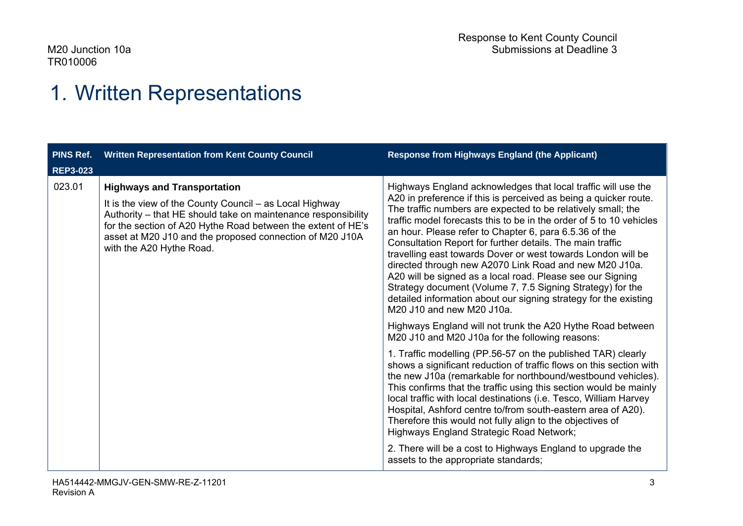# 1. Written Representations

| PINS Ref. REP3-023 | Written Representation from Kent County Council | Response from Highways England (the Applicant) |
|---|---|---|
| 023.01 | **Highways and Transportation**<br><br>It is the view of the County Council – as Local Highway Authority – that HE should take on maintenance responsibility for the section of A20 Hythe Road between the extent of HE's asset at M20 J10 and the proposed connection of M20 J10A with the A20 Hythe Road. | Highways England acknowledges that local traffic will use the A20 in preference if this is perceived as being a quicker route. The traffic numbers are expected to be relatively small; the traffic model forecasts this to be in the order of 5 to 10 vehicles an hour. Please refer to Chapter 6, para 6.5.36 of the Consultation Report for further details. The main traffic travelling east towards Dover or west towards London will be directed through new A2070 Link Road and new M20 J10a. A20 will be signed as a local road. Please see our Signing Strategy document (Volume 7, 7.5 Signing Strategy) for the detailed information about our signing strategy for the existing M20 J10 and new M20 J10a.<br><br>Highways England will not trunk the A20 Hythe Road between M20 J10 and M20 J10a for the following reasons:<br><br>1. Traffic modelling (PP.56-57 on the published TAR) clearly shows a significant reduction of traffic flows on this section with the new J10a (remarkable for northbound/westbound vehicles). This confirms that the traffic using this section would be mainly local traffic with local destinations (i.e. Tesco, William Harvey Hospital, Ashford centre to/from south-eastern area of A20). Therefore this would not fully align to the objectives of Highways England Strategic Road Network;<br><br>2. There will be a cost to Highways England to upgrade the assets to the appropriate standards; |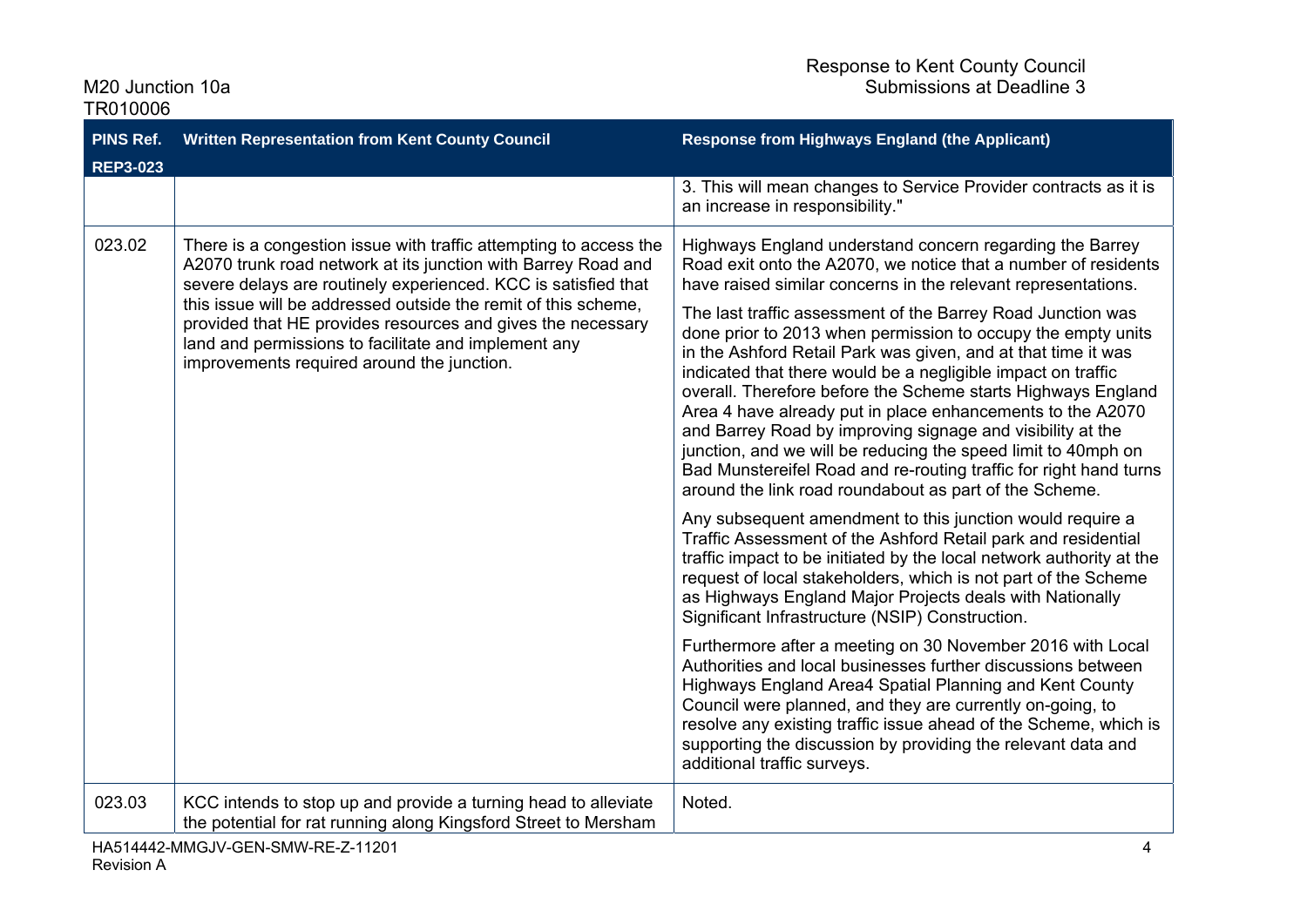| PINS Ref. REP3-023 | Written Representation from Kent County Council | Response from Highways England (the Applicant) |
|---|---|---|
| | | 3. This will mean changes to Service Provider contracts as it is an increase in responsibility." |
| 023.02 | There is a congestion issue with traffic attempting to access the A2070 trunk road network at its junction with Barrey Road and severe delays are routinely experienced. KCC is satisfied that this issue will be addressed outside the remit of this scheme, provided that HE provides resources and gives the necessary land and permissions to facilitate and implement any improvements required around the junction. | Highways England understand concern regarding the Barrey Road exit onto the A2070, we notice that a number of residents have raised similar concerns in the relevant representations.<br><br>The last traffic assessment of the Barrey Road Junction was done prior to 2013 when permission to occupy the empty units in the Ashford Retail Park was given, and at that time it was indicated that there would be a negligible impact on traffic overall. Therefore before the Scheme starts Highways England Area 4 have already put in place enhancements to the A2070 and Barrey Road by improving signage and visibility at the junction, and we will be reducing the speed limit to 40mph on Bad Munstereifel Road and re-routing traffic for right hand turns around the link road roundabout as part of the Scheme.<br><br>Any subsequent amendment to this junction would require a Traffic Assessment of the Ashford Retail park and residential traffic impact to be initiated by the local network authority at the request of local stakeholders, which is not part of the Scheme as Highways England Major Projects deals with Nationally Significant Infrastructure (NSIP) Construction.<br><br>Furthermore after a meeting on 30 November 2016 with Local Authorities and local businesses further discussions between Highways England Area4 Spatial Planning and Kent County Council were planned, and they are currently on-going, to resolve any existing traffic issue ahead of the Scheme, which is supporting the discussion by providing the relevant data and additional traffic surveys. |
| 023.03 | KCC intends to stop up and provide a turning head to alleviate the potential for rat running along Kingsford Street to Mersham | Noted. |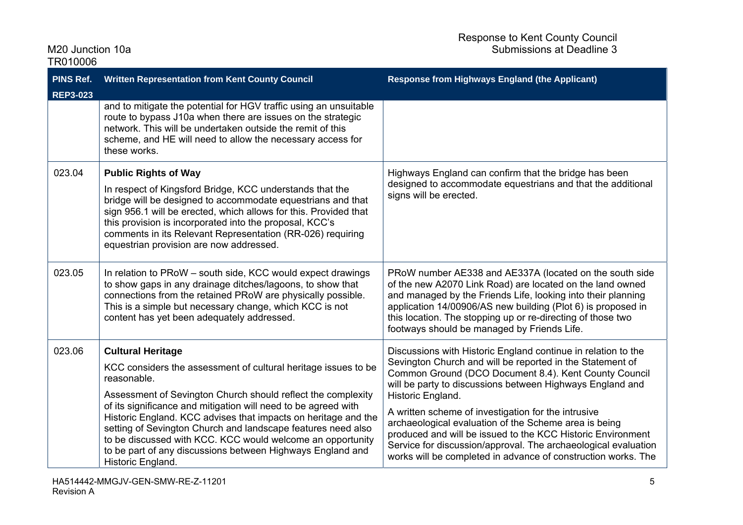| PINS Ref. REP3-023 | Written Representation from Kent County Council | Response from Highways England (the Applicant) |
|---|---|---|
| | and to mitigate the potential for HGV traffic using an unsuitable route to bypass J10a when there are issues on the strategic network. This will be undertaken outside the remit of this scheme, and HE will need to allow the necessary access for these works. | |
| 023.04 | **Public Rights of Way**<br><br>In respect of Kingsford Bridge, KCC understands that the bridge will be designed to accommodate equestrians and that sign 956.1 will be erected, which allows for this. Provided that this provision is incorporated into the proposal, KCC's comments in its Relevant Representation (RR-026) requiring equestrian provision are now addressed. | Highways England can confirm that the bridge has been designed to accommodate equestrians and that the additional signs will be erected. |
| 023.05 | In relation to PRoW – south side, KCC would expect drawings to show gaps in any drainage ditches/lagoons, to show that connections from the retained PRoW are physically possible. This is a simple but necessary change, which KCC is not content has yet been adequately addressed. | PRoW number AE338 and AE337A (located on the south side of the new A2070 Link Road) are located on the land owned and managed by the Friends Life, looking into their planning application 14/00906/AS new building (Plot 6) is proposed in this location. The stopping up or re-directing of those two footways should be managed by Friends Life. |
| 023.06 | **Cultural Heritage**<br><br>KCC considers the assessment of cultural heritage issues to be reasonable.<br><br>Assessment of Sevington Church should reflect the complexity of its significance and mitigation will need to be agreed with Historic England. KCC advises that impacts on heritage and the setting of Sevington Church and landscape features need also to be discussed with KCC. KCC would welcome an opportunity to be part of any discussions between Highways England and Historic England. | Discussions with Historic England continue in relation to the Sevington Church and will be reported in the Statement of Common Ground (DCO Document 8.4). Kent County Council will be party to discussions between Highways England and Historic England.<br><br>A written scheme of investigation for the intrusive archaeological evaluation of the Scheme area is being produced and will be issued to the KCC Historic Environment Service for discussion/approval. The archaeological evaluation works will be completed in advance of construction works. The |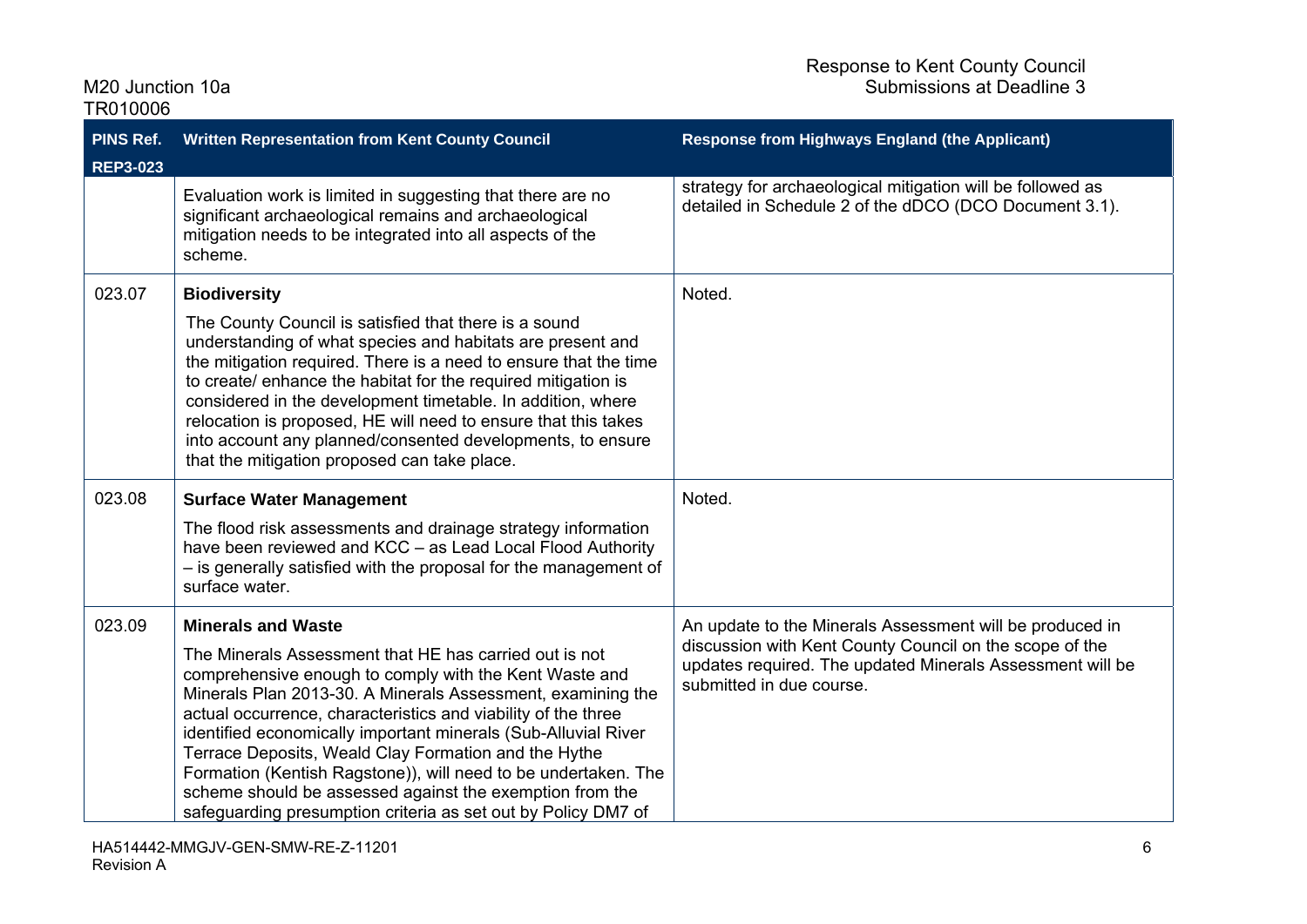| PINS Ref. REP3-023 | Written Representation from Kent County Council | Response from Highways England (the Applicant) |
| --- | --- | --- |
| | Evaluation work is limited in suggesting that there are no significant archaeological remains and archaeological mitigation needs to be integrated into all aspects of the scheme. | strategy for archaeological mitigation will be followed as detailed in Schedule 2 of the dDCO (DCO Document 3.1). |
| 023.07 | **Biodiversity**<br><br>The County Council is satisfied that there is a sound understanding of what species and habitats are present and the mitigation required. There is a need to ensure that the time to create/ enhance the habitat for the required mitigation is considered in the development timetable. In addition, where relocation is proposed, HE will need to ensure that this takes into account any planned/consented developments, to ensure that the mitigation proposed can take place. | Noted. |
| 023.08 | **Surface Water Management**<br><br>The flood risk assessments and drainage strategy information have been reviewed and KCC – as Lead Local Flood Authority – is generally satisfied with the proposal for the management of surface water. | Noted. |
| 023.09 | **Minerals and Waste**<br><br>The Minerals Assessment that HE has carried out is not comprehensive enough to comply with the Kent Waste and Minerals Plan 2013-30. A Minerals Assessment, examining the actual occurrence, characteristics and viability of the three identified economically important minerals (Sub-Alluvial River Terrace Deposits, Weald Clay Formation and the Hythe Formation (Kentish Ragstone)), will need to be undertaken. The scheme should be assessed against the exemption from the safeguarding presumption criteria as set out by Policy DM7 of | An update to the Minerals Assessment will be produced in discussion with Kent County Council on the scope of the updates required. The updated Minerals Assessment will be submitted in due course. |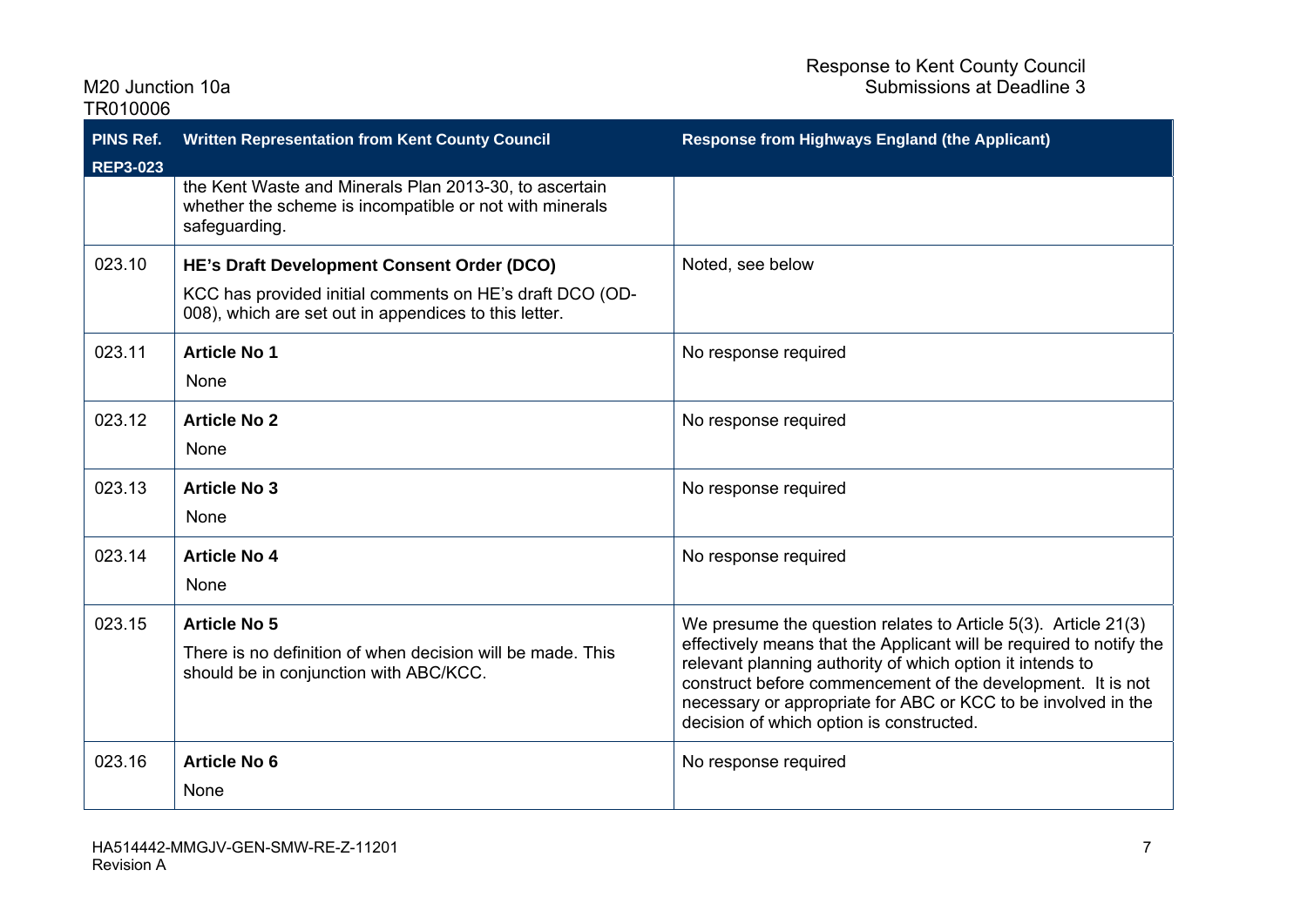| PINS Ref. REP3-023 | Written Representation from Kent County Council | Response from Highways England (the Applicant) |
|---|---|---|
| | the Kent Waste and Minerals Plan 2013-30, to ascertain whether the scheme is incompatible or not with minerals safeguarding. | |
| 023.10 | **HE's Draft Development Consent Order (DCO)**<br>KCC has provided initial comments on HE's draft DCO (OD-008), which are set out in appendices to this letter. | Noted, see below |
| 023.11 | **Article No 1**<br>None | No response required |
| 023.12 | **Article No 2**<br>None | No response required |
| 023.13 | **Article No 3**<br>None | No response required |
| 023.14 | **Article No 4**<br>None | No response required |
| 023.15 | **Article No 5**<br>There is no definition of when decision will be made. This should be in conjunction with ABC/KCC. | We presume the question relates to Article 5(3). Article 21(3) effectively means that the Applicant will be required to notify the relevant planning authority of which option it intends to construct before commencement of the development. It is not necessary or appropriate for ABC or KCC to be involved in the decision of which option is constructed. |
| 023.16 | **Article No 6**<br>None | No response required |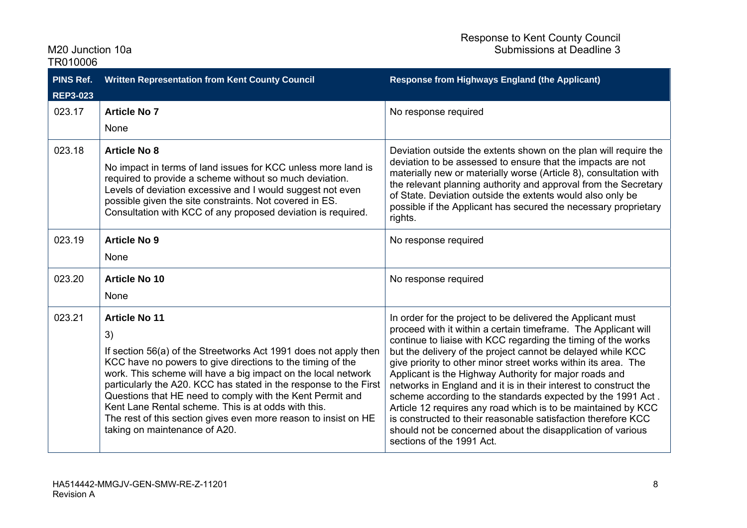| PINS Ref. REP3-023 | Written Representation from Kent County Council | Response from Highways England (the Applicant) |
|---|---|---|
| 023.17 | **Article No 7**<br><br>None | No response required |
| 023.18 | **Article No 8**<br><br>No impact in terms of land issues for KCC unless more land is required to provide a scheme without so much deviation. Levels of deviation excessive and I would suggest not even possible given the site constraints. Not covered in ES. Consultation with KCC of any proposed deviation is required. | Deviation outside the extents shown on the plan will require the deviation to be assessed to ensure that the impacts are not materially new or materially worse (Article 8), consultation with the relevant planning authority and approval from the Secretary of State. Deviation outside the extents would also only be possible if the Applicant has secured the necessary proprietary rights. |
| 023.19 | **Article No 9**<br><br>None | No response required |
| 023.20 | **Article No 10**<br><br>None | No response required |
| 023.21 | **Article No 11**<br><br>3)<br><br>If section 56(a) of the Streetworks Act 1991 does not apply then KCC have no powers to give directions to the timing of the work. This scheme will have a big impact on the local network particularly the A20. KCC has stated in the response to the First Questions that HE need to comply with the Kent Permit and Kent Lane Rental scheme. This is at odds with this.<br>The rest of this section gives even more reason to insist on HE taking on maintenance of A20. | In order for the project to be delivered the Applicant must proceed with it within a certain timeframe. The Applicant will continue to liaise with KCC regarding the timing of the works but the delivery of the project cannot be delayed while KCC give priority to other minor street works within its area. The Applicant is the Highway Authority for major roads and networks in England and it is in their interest to construct the scheme according to the standards expected by the 1991 Act . Article 12 requires any road which is to be maintained by KCC is constructed to their reasonable satisfaction therefore KCC should not be concerned about the disapplication of various sections of the 1991 Act. |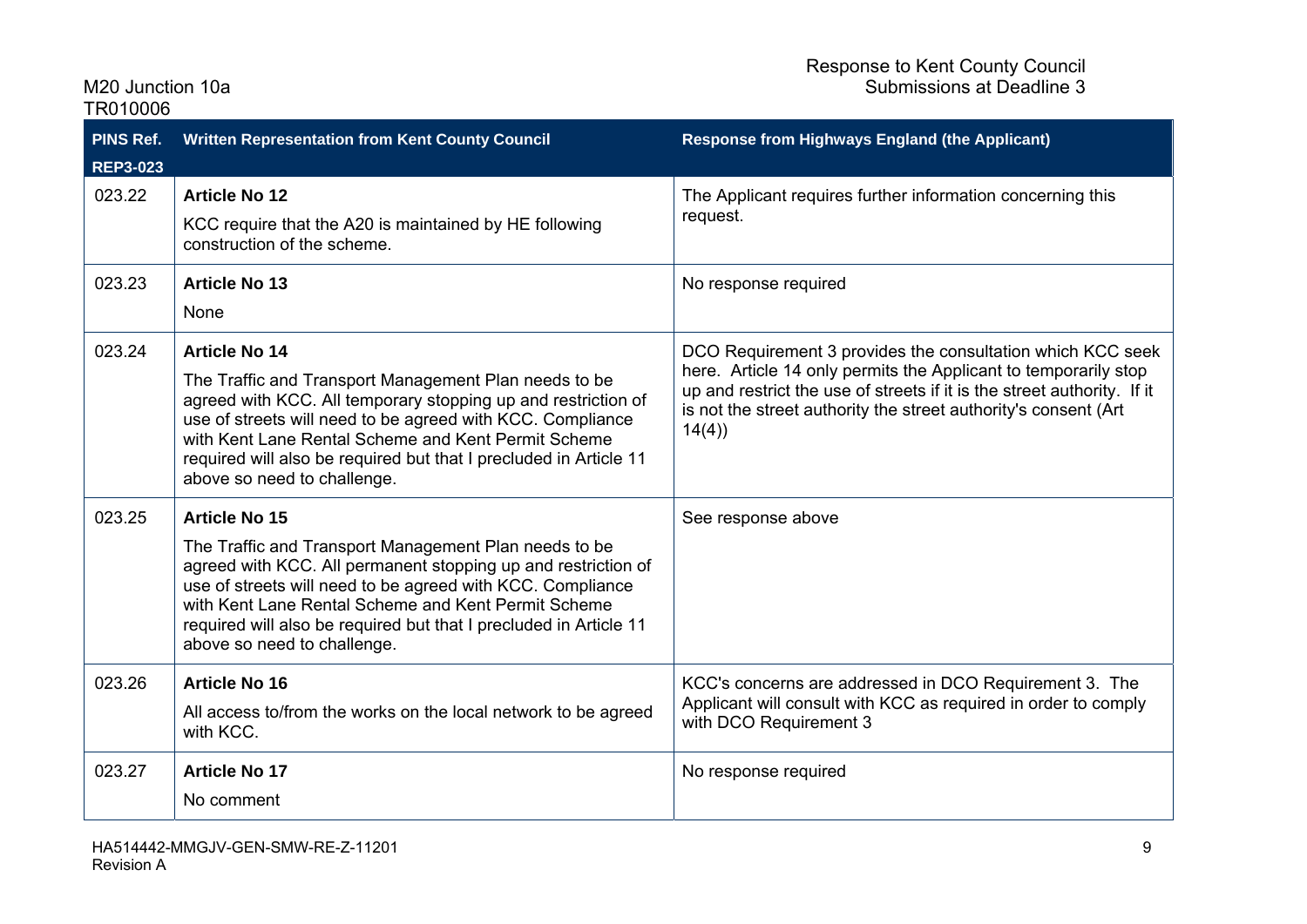| PINS Ref. REP3-023 | Written Representation from Kent County Council | Response from Highways England (the Applicant) |
|---|---|---|
| 023.22 | **Article No 12**<br><br>KCC require that the A20 is maintained by HE following construction of the scheme. | The Applicant requires further information concerning this request. |
| 023.23 | **Article No 13**<br><br>None | No response required |
| 023.24 | **Article No 14**<br><br>The Traffic and Transport Management Plan needs to be agreed with KCC. All temporary stopping up and restriction of use of streets will need to be agreed with KCC. Compliance with Kent Lane Rental Scheme and Kent Permit Scheme required will also be required but that I precluded in Article 11 above so need to challenge. | DCO Requirement 3 provides the consultation which KCC seek here. Article 14 only permits the Applicant to temporarily stop up and restrict the use of streets if it is the street authority. If it is not the street authority the street authority's consent (Art 14(4)) |
| 023.25 | **Article No 15**<br><br>The Traffic and Transport Management Plan needs to be agreed with KCC. All permanent stopping up and restriction of use of streets will need to be agreed with KCC. Compliance with Kent Lane Rental Scheme and Kent Permit Scheme required will also be required but that I precluded in Article 11 above so need to challenge. | See response above |
| 023.26 | **Article No 16**<br><br>All access to/from the works on the local network to be agreed with KCC. | KCC's concerns are addressed in DCO Requirement 3. The Applicant will consult with KCC as required in order to comply with DCO Requirement 3 |
| 023.27 | **Article No 17**<br><br>No comment | No response required |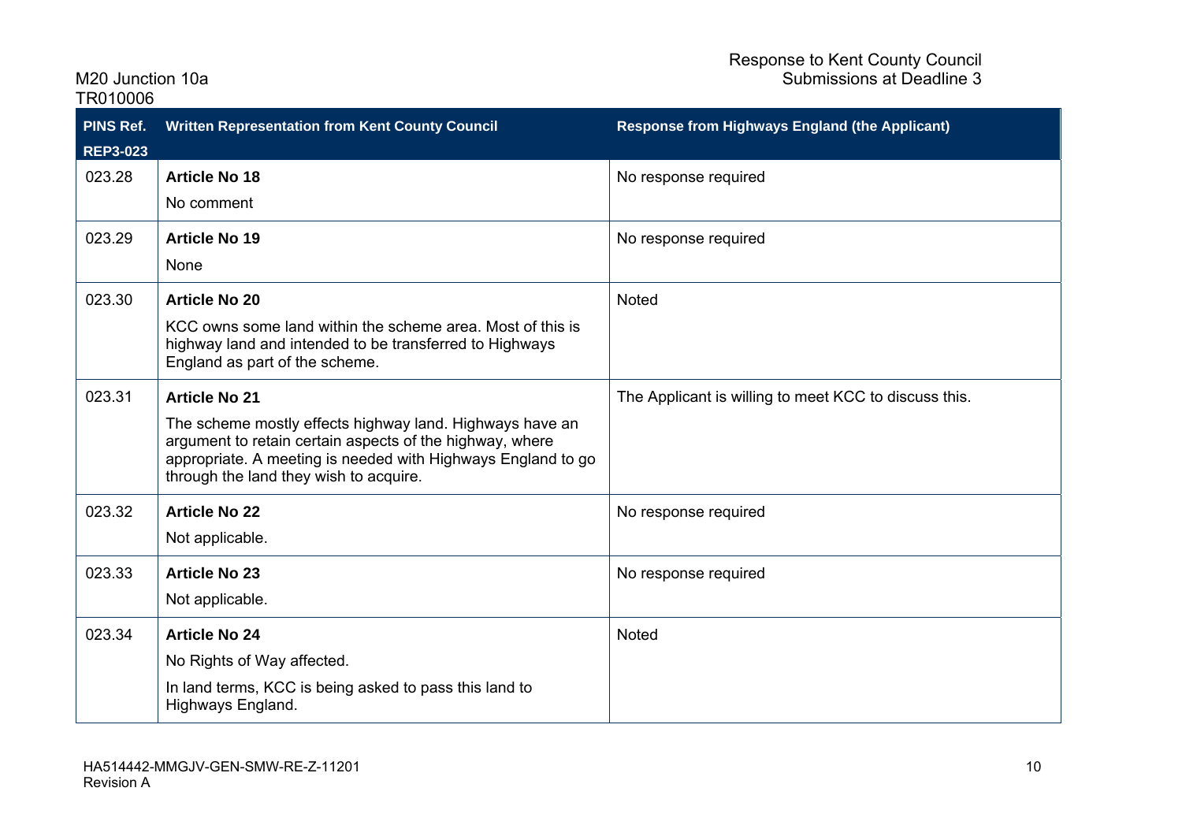| PINS Ref. REP3-023 | Written Representation from Kent County Council | Response from Highways England (the Applicant) |
|---|---|---|
| 023.28 | **Article No 18**<br>No comment | No response required |
| 023.29 | **Article No 19**<br>None | No response required |
| 023.30 | **Article No 20**<br>KCC owns some land within the scheme area. Most of this is highway land and intended to be transferred to Highways England as part of the scheme. | Noted |
| 023.31 | **Article No 21**<br>The scheme mostly effects highway land. Highways have an argument to retain certain aspects of the highway, where appropriate. A meeting is needed with Highways England to go through the land they wish to acquire. | The Applicant is willing to meet KCC to discuss this. |
| 023.32 | **Article No 22**<br>Not applicable. | No response required |
| 023.33 | **Article No 23**<br>Not applicable. | No response required |
| 023.34 | **Article No 24**<br>No Rights of Way affected.<br>In land terms, KCC is being asked to pass this land to Highways England. | Noted |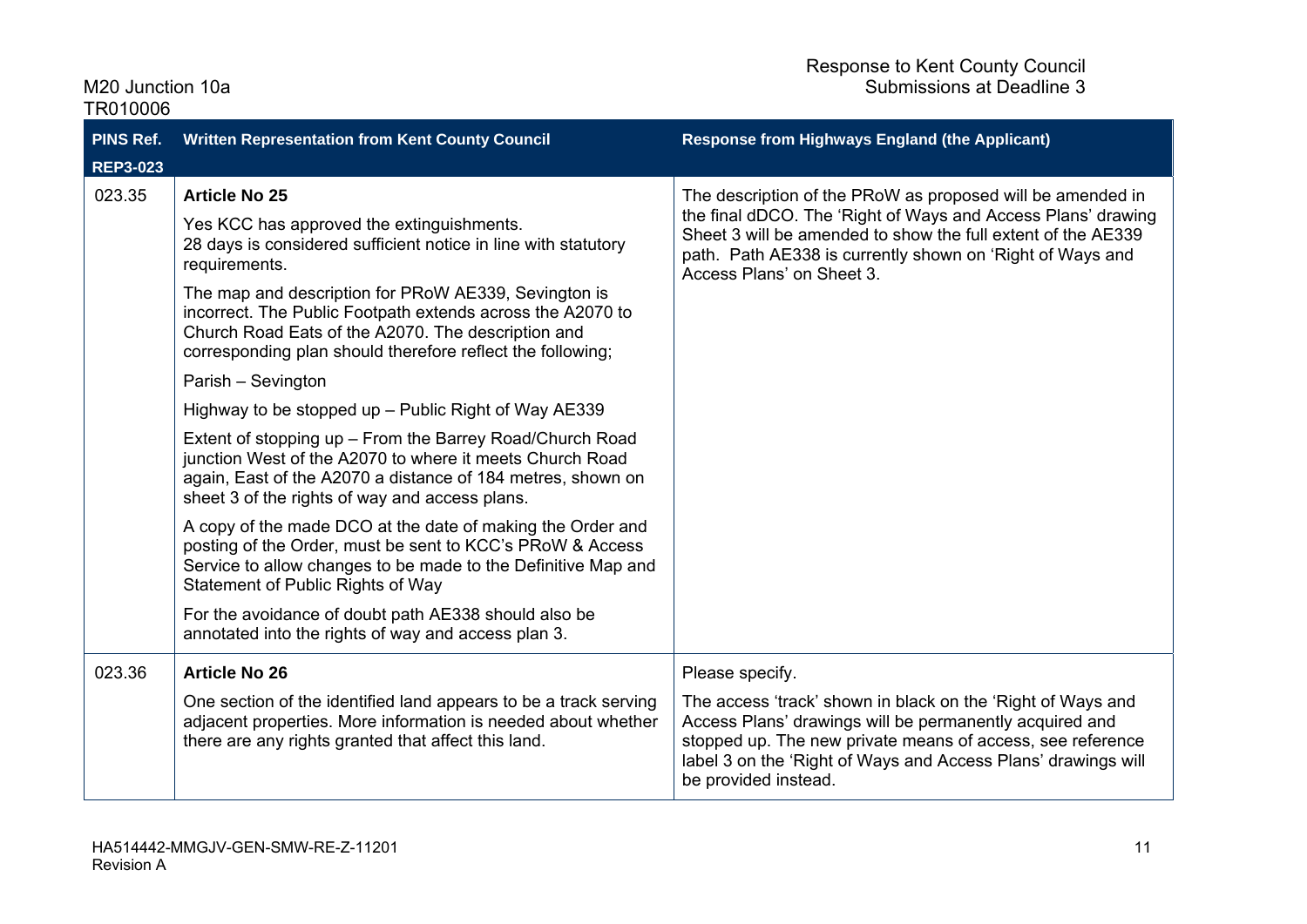| PINS Ref. REP3-023 | Written Representation from Kent County Council | Response from Highways England (the Applicant) |
|---|---|---|
| 023.35 | **Article No 25**<br><br>Yes KCC has approved the extinguishments.<br>28 days is considered sufficient notice in line with statutory requirements.<br><br>The map and description for PRoW AE339, Sevington is incorrect. The Public Footpath extends across the A2070 to Church Road Eats of the A2070. The description and corresponding plan should therefore reflect the following;<br><br>Parish – Sevington<br><br>Highway to be stopped up – Public Right of Way AE339<br><br>Extent of stopping up – From the Barrey Road/Church Road junction West of the A2070 to where it meets Church Road again, East of the A2070 a distance of 184 metres, shown on sheet 3 of the rights of way and access plans.<br><br>A copy of the made DCO at the date of making the Order and posting of the Order, must be sent to KCC's PRoW & Access Service to allow changes to be made to the Definitive Map and Statement of Public Rights of Way<br><br>For the avoidance of doubt path AE338 should also be annotated into the rights of way and access plan 3. | The description of the PRoW as proposed will be amended in the final dDCO. The 'Right of Ways and Access Plans' drawing Sheet 3 will be amended to show the full extent of the AE339 path. Path AE338 is currently shown on 'Right of Ways and Access Plans' on Sheet 3. |
| 023.36 | **Article No 26**<br><br>One section of the identified land appears to be a track serving adjacent properties. More information is needed about whether there are any rights granted that affect this land. | Please specify.<br><br>The access 'track' shown in black on the 'Right of Ways and Access Plans' drawings will be permanently acquired and stopped up. The new private means of access, see reference label 3 on the 'Right of Ways and Access Plans' drawings will be provided instead. |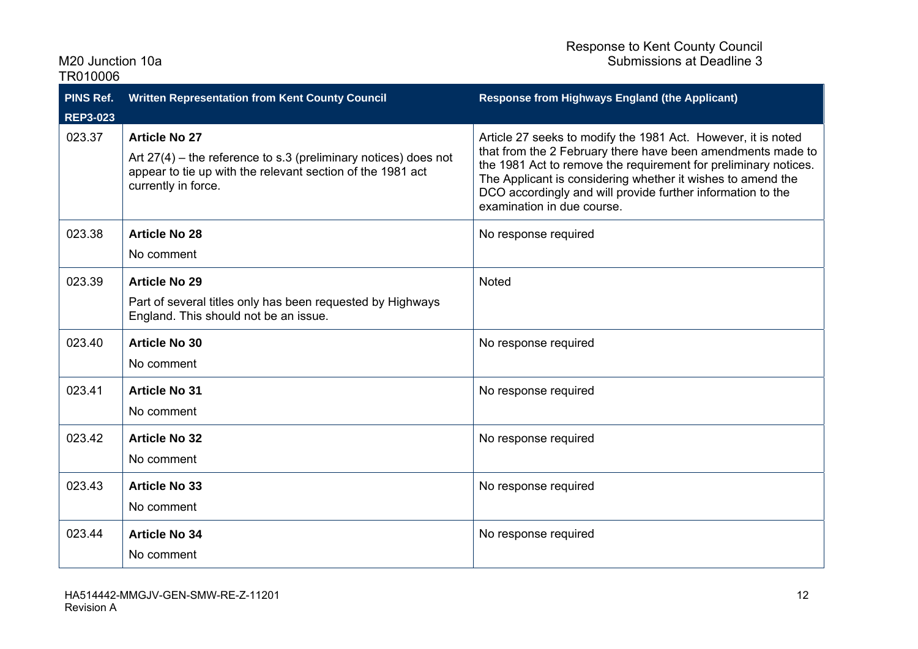| PINS Ref. REP3-023 | Written Representation from Kent County Council | Response from Highways England (the Applicant) |
|---|---|---|
| 023.37 | **Article No 27**<br>Art 27(4) – the reference to s.3 (preliminary notices) does not appear to tie up with the relevant section of the 1981 act currently in force. | Article 27 seeks to modify the 1981 Act. However, it is noted that from the 2 February there have been amendments made to the 1981 Act to remove the requirement for preliminary notices. The Applicant is considering whether it wishes to amend the DCO accordingly and will provide further information to the examination in due course. |
| 023.38 | **Article No 28**<br>No comment | No response required |
| 023.39 | **Article No 29**<br>Part of several titles only has been requested by Highways England. This should not be an issue. | Noted |
| 023.40 | **Article No 30**<br>No comment | No response required |
| 023.41 | **Article No 31**<br>No comment | No response required |
| 023.42 | **Article No 32**<br>No comment | No response required |
| 023.43 | **Article No 33**<br>No comment | No response required |
| 023.44 | **Article No 34**<br>No comment | No response required |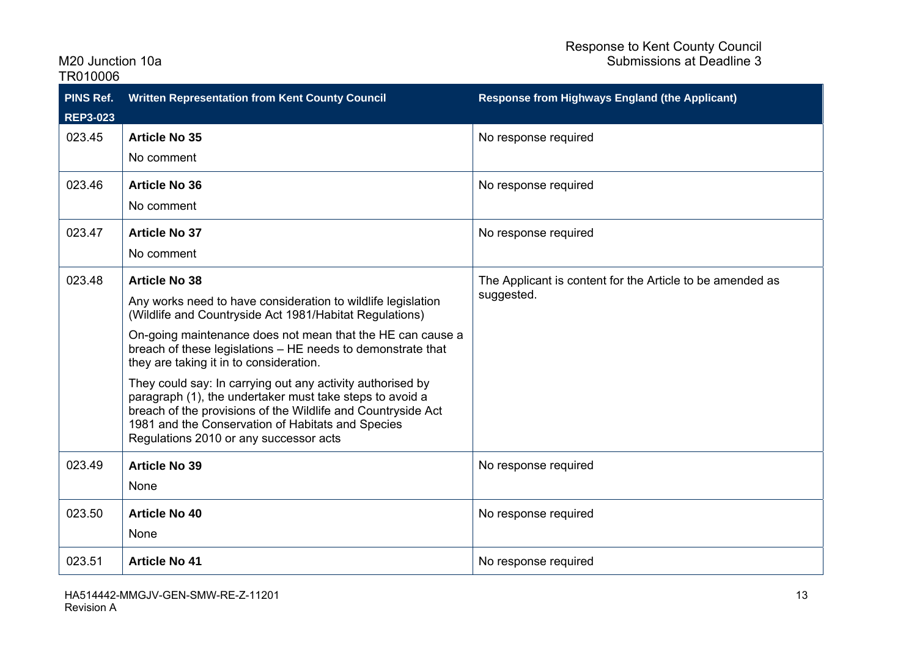| PINS Ref. REP3-023 | Written Representation from Kent County Council | Response from Highways England (the Applicant) |
|---|---|---|
| 023.45 | **Article No 35**<br>No comment | No response required |
| 023.46 | **Article No 36**<br>No comment | No response required |
| 023.47 | **Article No 37**<br>No comment | No response required |
| 023.48 | **Article No 38**<br>Any works need to have consideration to wildlife legislation (Wildlife and Countryside Act 1981/Habitat Regulations)<br>On-going maintenance does not mean that the HE can cause a breach of these legislations – HE needs to demonstrate that they are taking it in to consideration.<br>They could say: In carrying out any activity authorised by paragraph (1), the undertaker must take steps to avoid a breach of the provisions of the Wildlife and Countryside Act 1981 and the Conservation of Habitats and Species Regulations 2010 or any successor acts | The Applicant is content for the Article to be amended as suggested. |
| 023.49 | **Article No 39**<br>None | No response required |
| 023.50 | **Article No 40**<br>None | No response required |
| 023.51 | **Article No 41** | No response required |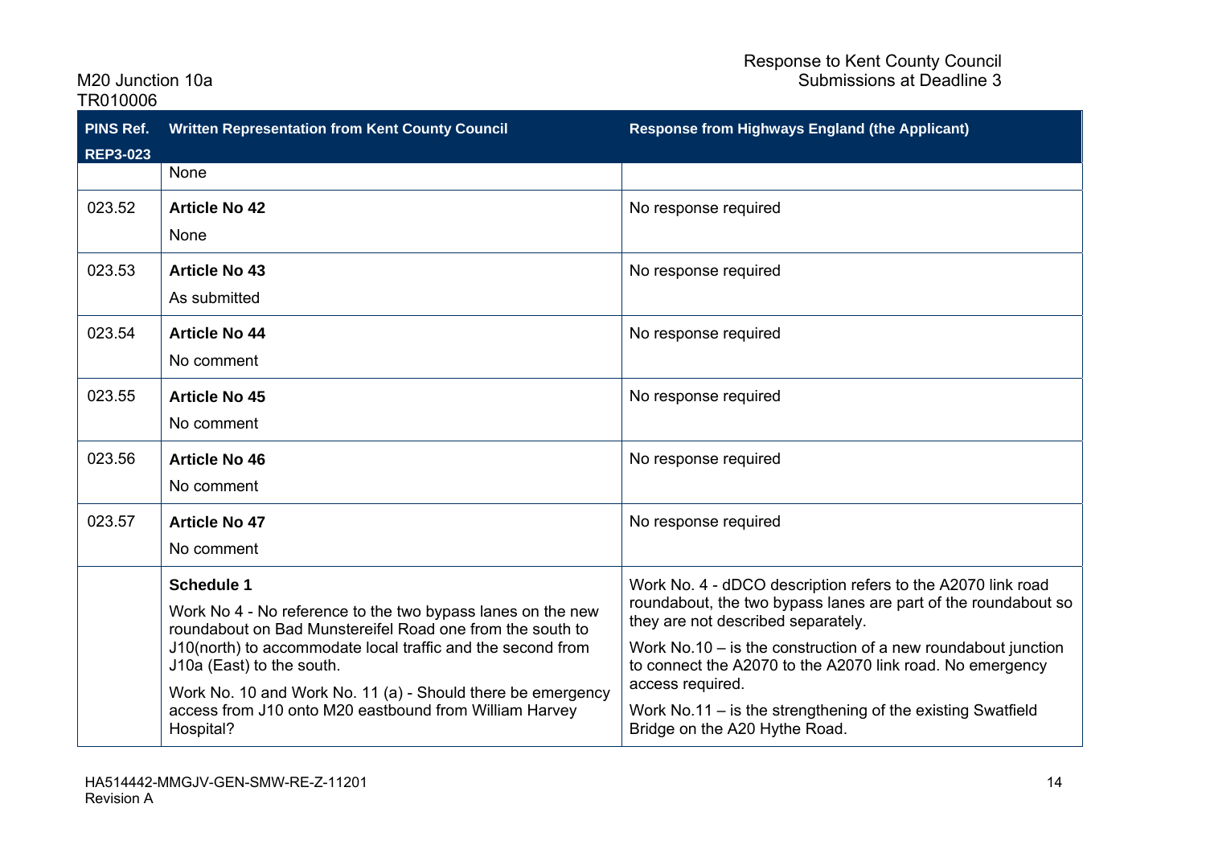| PINS Ref. REP3-023 | Written Representation from Kent County Council | Response from Highways England (the Applicant) |
|---|---|---|
| | None | |
| 023.52 | **Article No 42**<br>None | No response required |
| 023.53 | **Article No 43**<br>As submitted | No response required |
| 023.54 | **Article No 44**<br>No comment | No response required |
| 023.55 | **Article No 45**<br>No comment | No response required |
| 023.56 | **Article No 46**<br>No comment | No response required |
| 023.57 | **Article No 47**<br>No comment | No response required |
| | **Schedule 1**<br>Work No 4 - No reference to the two bypass lanes on the new roundabout on Bad Munstereifel Road one from the south to J10(north) to accommodate local traffic and the second from J10a (East) to the south.<br>Work No. 10 and Work No. 11 (a) - Should there be emergency access from J10 onto M20 eastbound from William Harvey Hospital? | Work No. 4 - dDCO description refers to the A2070 link road roundabout, the two bypass lanes are part of the roundabout so they are not described separately.<br>Work No.10 – is the construction of a new roundabout junction to connect the A2070 to the A2070 link road. No emergency access required.<br>Work No.11 – is the strengthening of the existing Swatfield Bridge on the A20 Hythe Road. |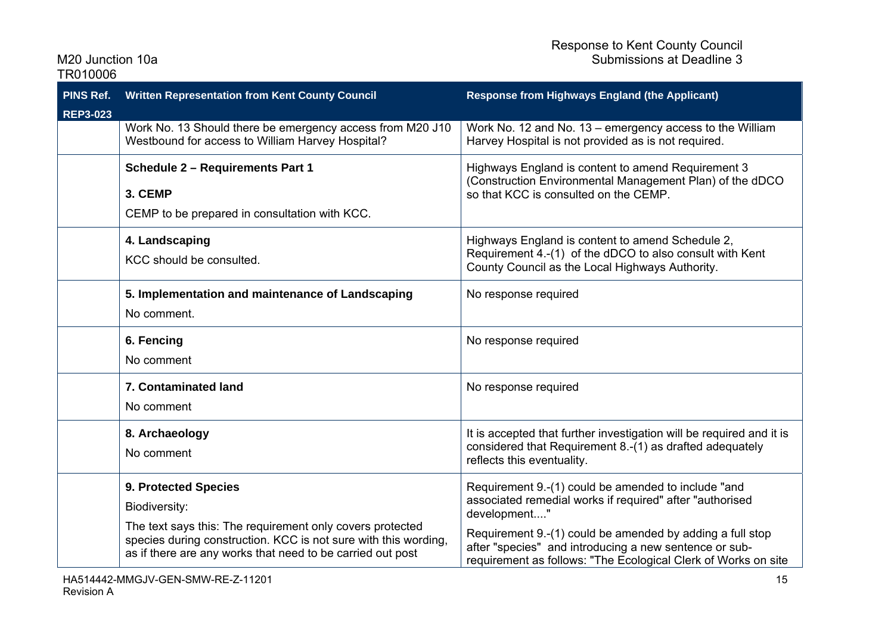| PINS Ref. REP3-023 | Written Representation from Kent County Council | Response from Highways England (the Applicant) |
|---|---|---|
| | Work No. 13 Should there be emergency access from M20 J10 Westbound for access to William Harvey Hospital? | Work No. 12 and No. 13 – emergency access to the William Harvey Hospital is not provided as is not required. |
| | **Schedule 2 – Requirements Part 1**<br><br>**3. CEMP**<br><br>CEMP to be prepared in consultation with KCC. | Highways England is content to amend Requirement 3 (Construction Environmental Management Plan) of the dDCO so that KCC is consulted on the CEMP. |
| | **4. Landscaping**<br><br>KCC should be consulted. | Highways England is content to amend Schedule 2, Requirement 4.-(1) of the dDCO to also consult with Kent County Council as the Local Highways Authority. |
| | **5. Implementation and maintenance of Landscaping**<br><br>No comment. | No response required |
| | **6. Fencing**<br><br>No comment | No response required |
| | **7. Contaminated land**<br><br>No comment | No response required |
| | **8. Archaeology**<br><br>No comment | It is accepted that further investigation will be required and it is considered that Requirement 8.-(1) as drafted adequately reflects this eventuality. |
| | **9. Protected Species**<br><br>Biodiversity:<br><br>The text says this: The requirement only covers protected species during construction. KCC is not sure with this wording, as if there are any works that need to be carried out post | Requirement 9.-(1) could be amended to include "and associated remedial works if required" after "authorised development...."<br><br>Requirement 9.-(1) could be amended by adding a full stop after "species" and introducing a new sentence or sub-requirement as follows: "The Ecological Clerk of Works on site |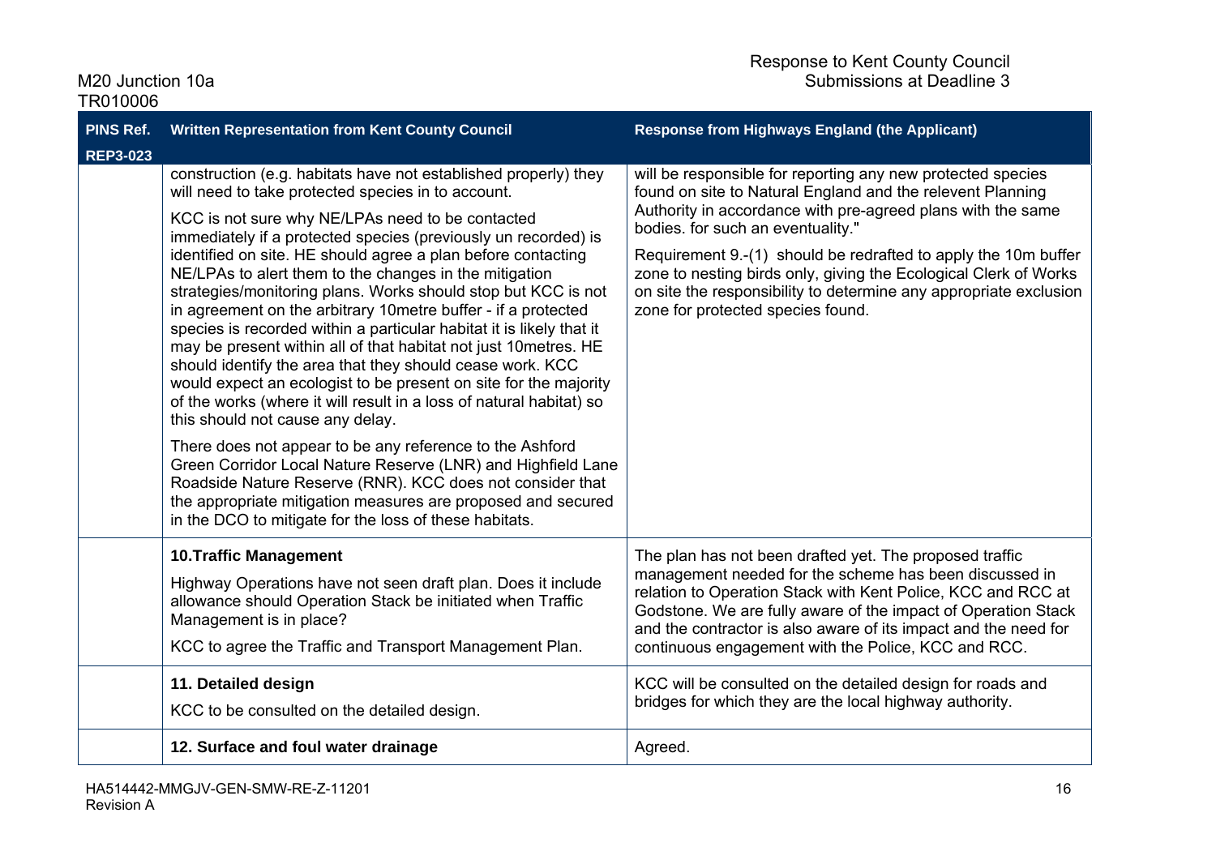| PINS Ref. REP3-023 | Written Representation from Kent County Council | Response from Highways England (the Applicant) |
|---|---|---|
| | construction (e.g. habitats have not established properly) they will need to take protected species in to account.<br><br>KCC is not sure why NE/LPAs need to be contacted immediately if a protected species (previously un recorded) is identified on site. HE should agree a plan before contacting NE/LPAs to alert them to the changes in the mitigation strategies/monitoring plans. Works should stop but KCC is not in agreement on the arbitrary 10metre buffer - if a protected species is recorded within a particular habitat it is likely that it may be present within all of that habitat not just 10metres. HE should identify the area that they should cease work. KCC would expect an ecologist to be present on site for the majority of the works (where it will result in a loss of natural habitat) so this should not cause any delay.<br><br>There does not appear to be any reference to the Ashford Green Corridor Local Nature Reserve (LNR) and Highfield Lane Roadside Nature Reserve (RNR). KCC does not consider that the appropriate mitigation measures are proposed and secured in the DCO to mitigate for the loss of these habitats. | will be responsible for reporting any new protected species found on site to Natural England and the relevent Planning Authority in accordance with pre-agreed plans with the same bodies. for such an eventuality."<br><br>Requirement 9.-(1) should be redrafted to apply the 10m buffer zone to nesting birds only, giving the Ecological Clerk of Works on site the responsibility to determine any appropriate exclusion zone for protected species found. |
| | **10.Traffic Management**<br><br>Highway Operations have not seen draft plan. Does it include allowance should Operation Stack be initiated when Traffic Management is in place?<br><br>KCC to agree the Traffic and Transport Management Plan. | The plan has not been drafted yet. The proposed traffic management needed for the scheme has been discussed in relation to Operation Stack with Kent Police, KCC and RCC at Godstone. We are fully aware of the impact of Operation Stack and the contractor is also aware of its impact and the need for continuous engagement with the Police, KCC and RCC. |
| | **11. Detailed design**<br><br>KCC to be consulted on the detailed design. | KCC will be consulted on the detailed design for roads and bridges for which they are the local highway authority. |
| | **12. Surface and foul water drainage** | Agreed. |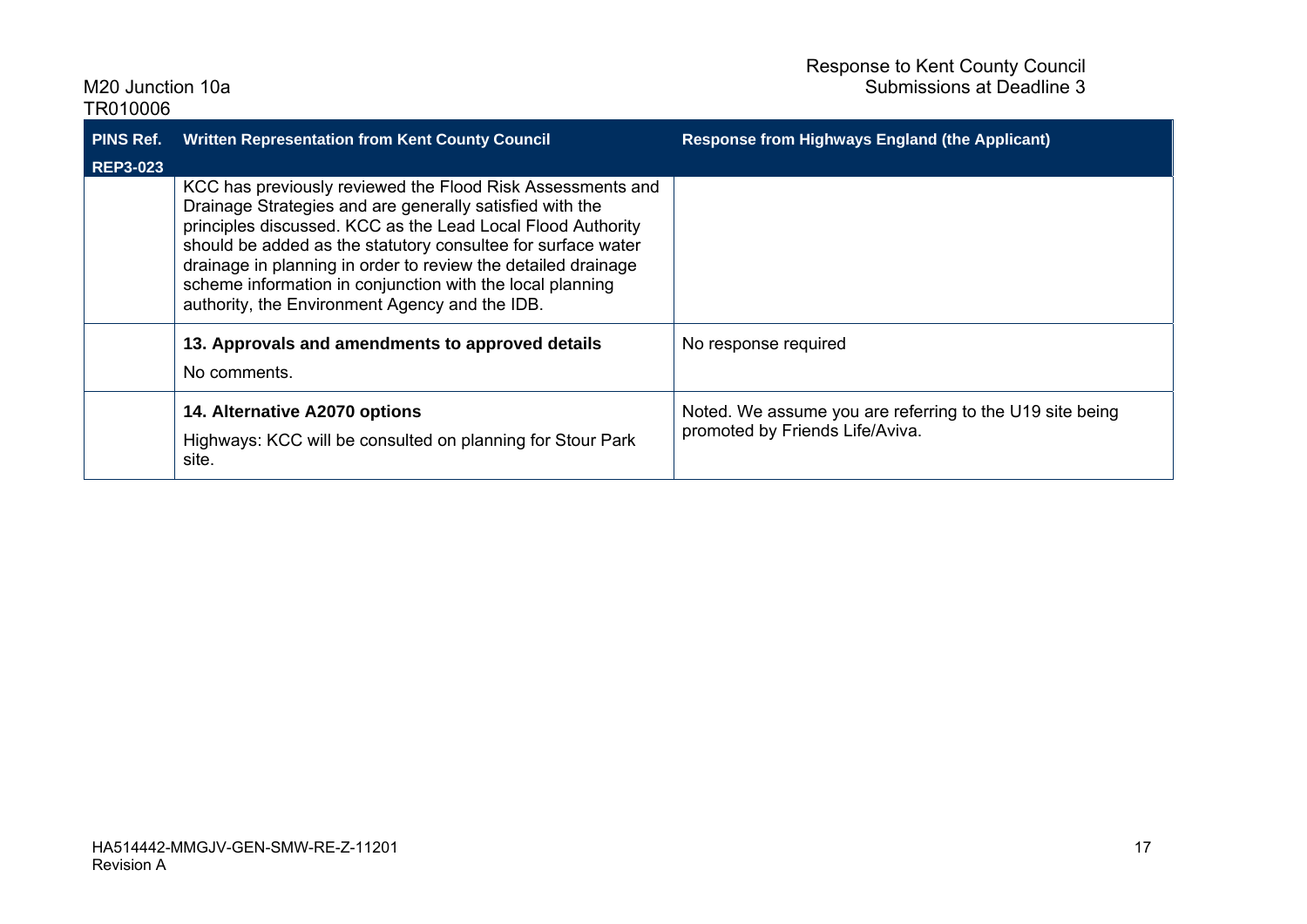| PINS Ref. REP3-023 | Written Representation from Kent County Council | Response from Highways England (the Applicant) |
|---|---|---|
| | KCC has previously reviewed the Flood Risk Assessments and Drainage Strategies and are generally satisfied with the principles discussed. KCC as the Lead Local Flood Authority should be added as the statutory consultee for surface water drainage in planning in order to review the detailed drainage scheme information in conjunction with the local planning authority, the Environment Agency and the IDB. | |
| | **13. Approvals and amendments to approved details**<br><br>No comments. | No response required |
| | **14. Alternative A2070 options**<br><br>Highways: KCC will be consulted on planning for Stour Park site. | Noted. We assume you are referring to the U19 site being promoted by Friends Life/Aviva. |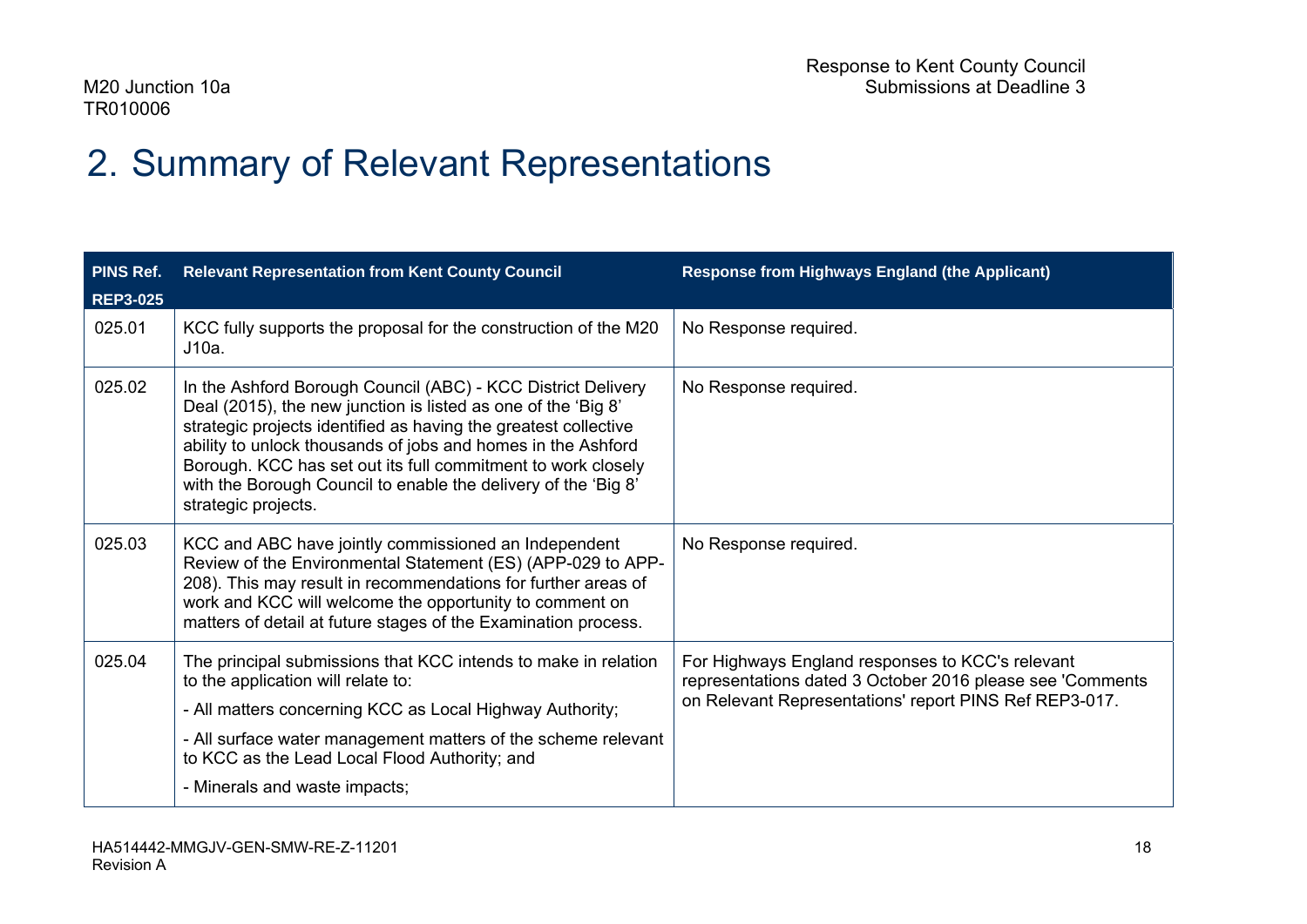# 2. Summary of Relevant Representations

| PINS Ref. REP3-025 | Relevant Representation from Kent County Council | Response from Highways England (the Applicant) |
|---|---|---|
| 025.01 | KCC fully supports the proposal for the construction of the M20 J10a. | No Response required. |
| 025.02 | In the Ashford Borough Council (ABC) - KCC District Delivery Deal (2015), the new junction is listed as one of the 'Big 8' strategic projects identified as having the greatest collective ability to unlock thousands of jobs and homes in the Ashford Borough. KCC has set out its full commitment to work closely with the Borough Council to enable the delivery of the 'Big 8' strategic projects. | No Response required. |
| 025.03 | KCC and ABC have jointly commissioned an Independent Review of the Environmental Statement (ES) (APP-029 to APP-208). This may result in recommendations for further areas of work and KCC will welcome the opportunity to comment on matters of detail at future stages of the Examination process. | No Response required. |
| 025.04 | The principal submissions that KCC intends to make in relation to the application will relate to:<br>- All matters concerning KCC as Local Highway Authority;<br>- All surface water management matters of the scheme relevant to KCC as the Lead Local Flood Authority; and<br>- Minerals and waste impacts; | For Highways England responses to KCC's relevant representations dated 3 October 2016 please see 'Comments on Relevant Representations' report PINS Ref REP3-017. |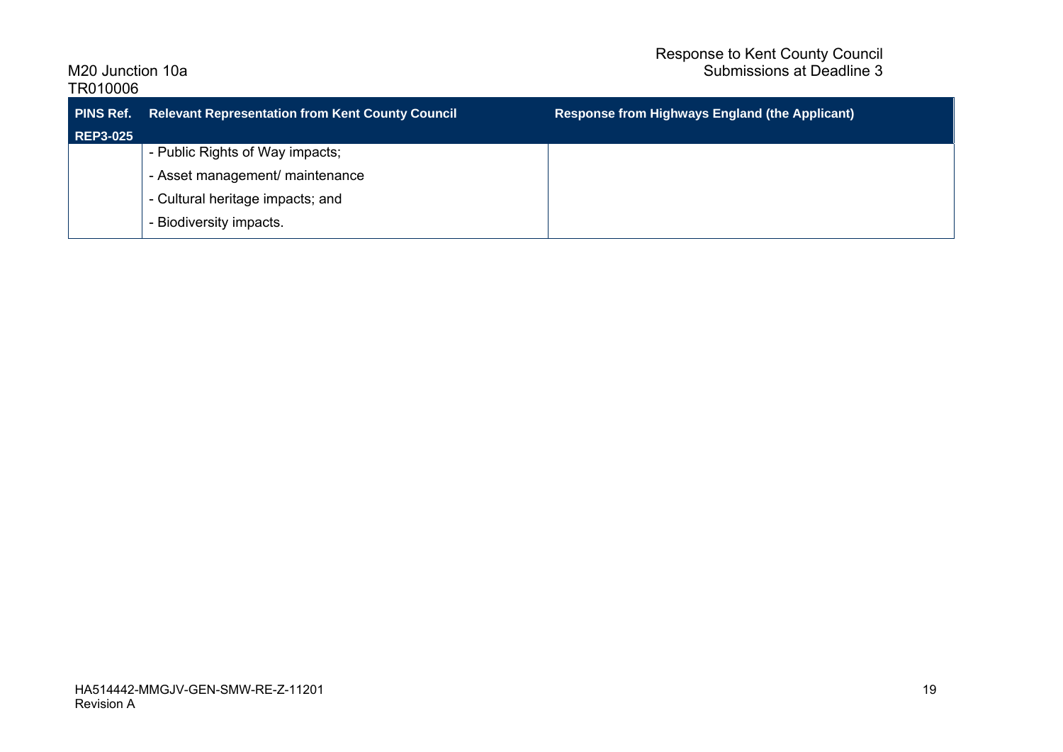| PINS Ref. | Relevant Representation from Kent County Council | Response from Highways England (the Applicant) |
|---|---|---|
| REP3-025 | | |
| | - Public Rights of Way impacts; | |
| | - Asset management/ maintenance | |
| | - Cultural heritage impacts; and | |
| | - Biodiversity impacts. | |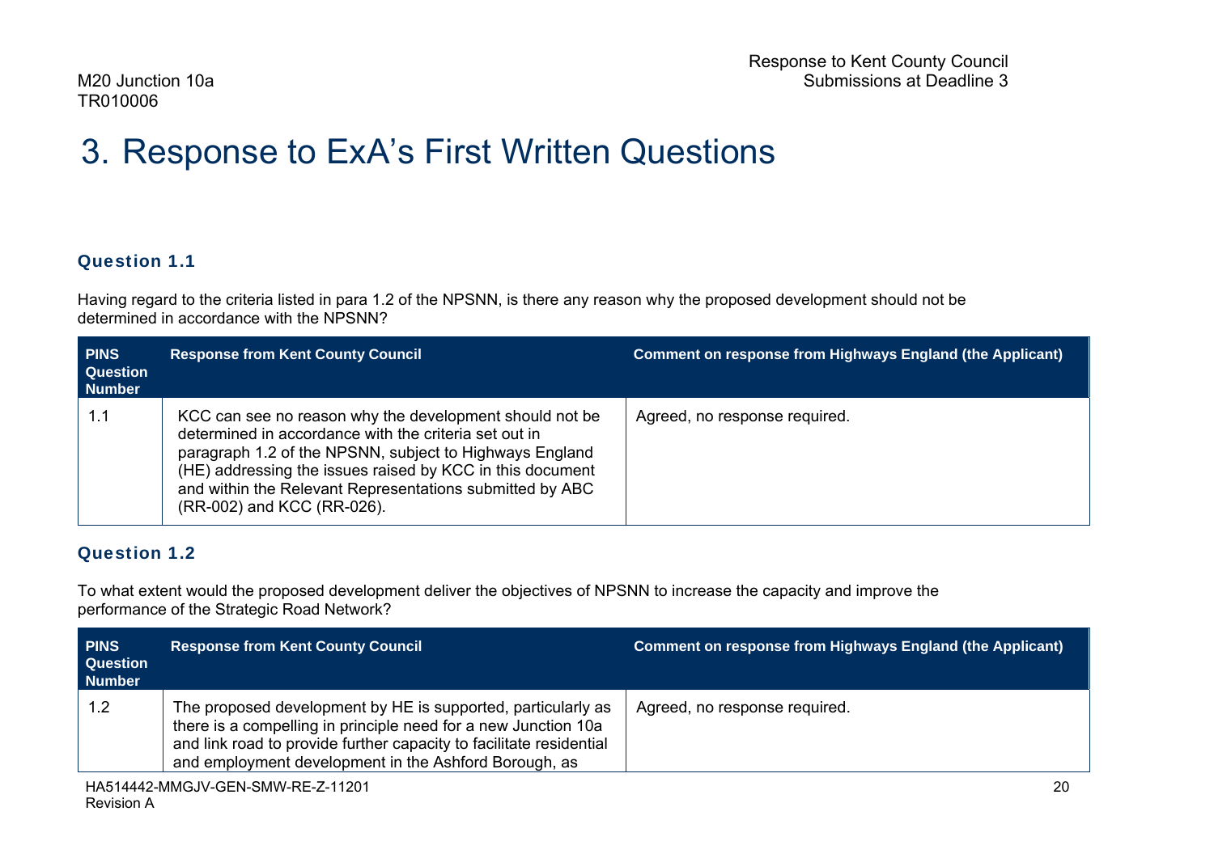# 3. Response to ExA's First Written Questions

### Question 1.1

Having regard to the criteria listed in para 1.2 of the NPSNN, is there any reason why the proposed development should not be determined in accordance with the NPSNN?

| PINS Question Number | Response from Kent County Council | Comment on response from Highways England (the Applicant) |
|---|---|---|
| 1.1 | KCC can see no reason why the development should not be determined in accordance with the criteria set out in paragraph 1.2 of the NPSNN, subject to Highways England (HE) addressing the issues raised by KCC in this document and within the Relevant Representations submitted by ABC (RR-002) and KCC (RR-026). | Agreed, no response required. |

### Question 1.2

To what extent would the proposed development deliver the objectives of NPSNN to increase the capacity and improve the performance of the Strategic Road Network?

| PINS Question Number | Response from Kent County Council | Comment on response from Highways England (the Applicant) |
|---|---|---|
| 1.2 | The proposed development by HE is supported, particularly as there is a compelling in principle need for a new Junction 10a and link road to provide further capacity to facilitate residential and employment development in the Ashford Borough, as | Agreed, no response required. |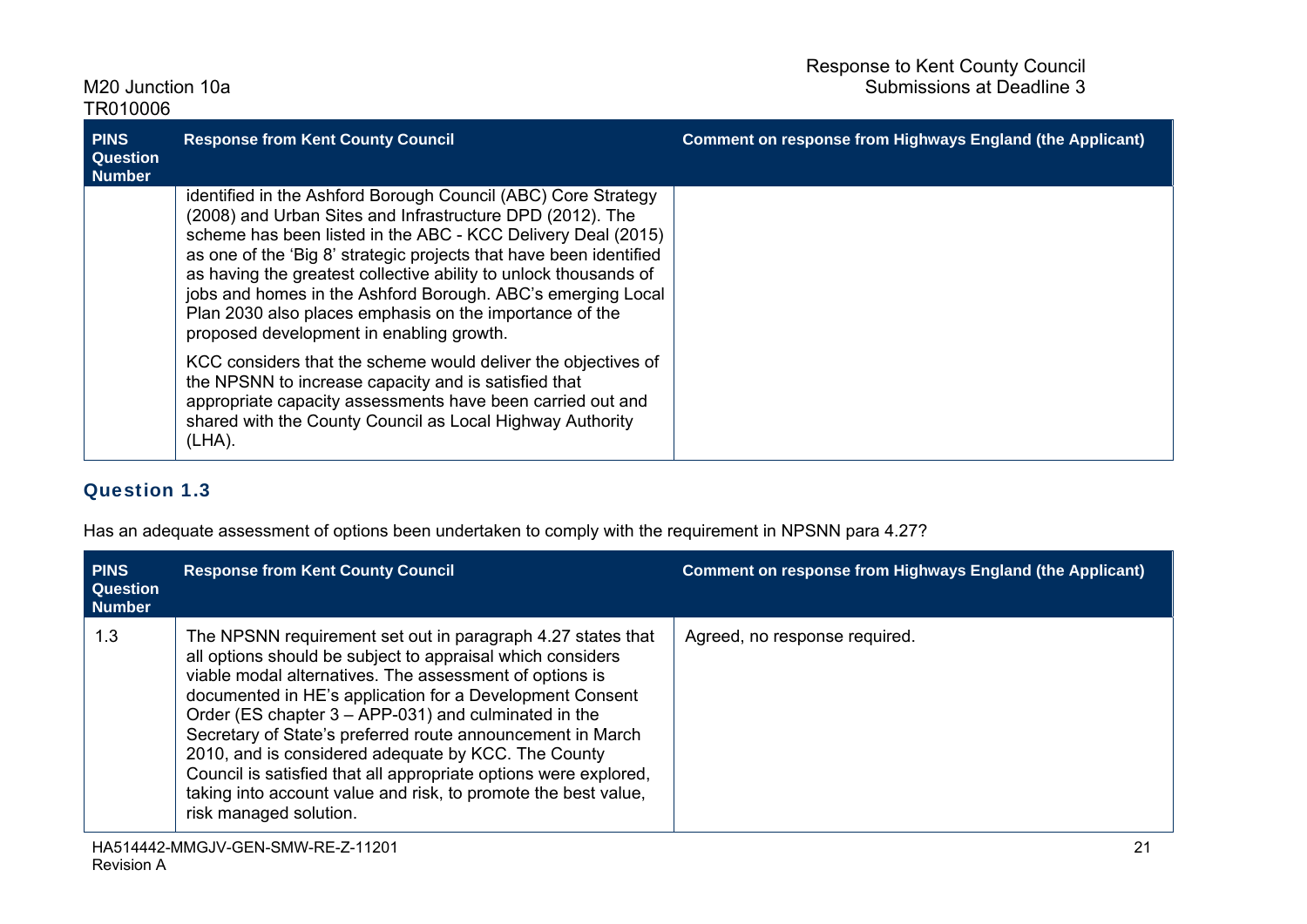| PINS Question Number | Response from Kent County Council | Comment on response from Highways England (the Applicant) |
|---|---|---|
| | identified in the Ashford Borough Council (ABC) Core Strategy (2008) and Urban Sites and Infrastructure DPD (2012). The scheme has been listed in the ABC - KCC Delivery Deal (2015) as one of the 'Big 8' strategic projects that have been identified as having the greatest collective ability to unlock thousands of jobs and homes in the Ashford Borough. ABC's emerging Local Plan 2030 also places emphasis on the importance of the proposed development in enabling growth.<br><br>KCC considers that the scheme would deliver the objectives of the NPSNN to increase capacity and is satisfied that appropriate capacity assessments have been carried out and shared with the County Council as Local Highway Authority (LHA). | |

## Question 1.3

Has an adequate assessment of options been undertaken to comply with the requirement in NPSNN para 4.27?

| PINS Question Number | Response from Kent County Council | Comment on response from Highways England (the Applicant) |
|---|---|---|
| 1.3 | The NPSNN requirement set out in paragraph 4.27 states that all options should be subject to appraisal which considers viable modal alternatives. The assessment of options is documented in HE's application for a Development Consent Order (ES chapter 3 – APP-031) and culminated in the Secretary of State's preferred route announcement in March 2010, and is considered adequate by KCC. The County Council is satisfied that all appropriate options were explored, taking into account value and risk, to promote the best value, risk managed solution. | Agreed, no response required. |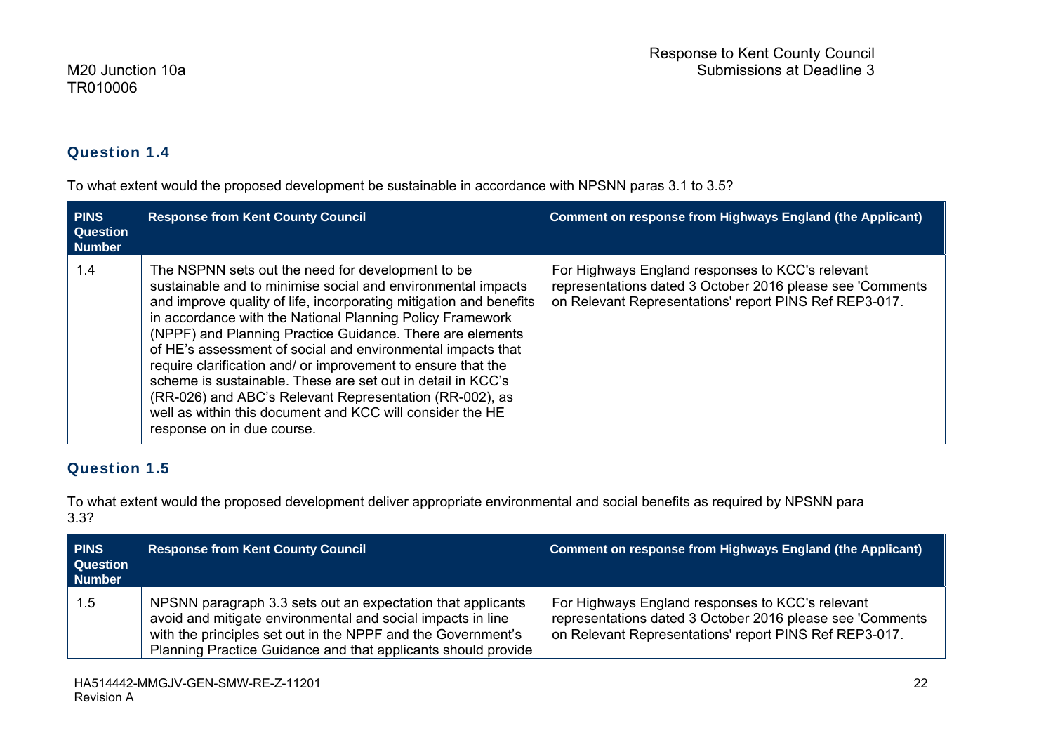### Question 1.4

To what extent would the proposed development be sustainable in accordance with NPSNN paras 3.1 to 3.5?

| PINS Question Number | Response from Kent County Council | Comment on response from Highways England (the Applicant) |
|---|---|---|
| 1.4 | The NSPNN sets out the need for development to be sustainable and to minimise social and environmental impacts and improve quality of life, incorporating mitigation and benefits in accordance with the National Planning Policy Framework (NPPF) and Planning Practice Guidance. There are elements of HE's assessment of social and environmental impacts that require clarification and/ or improvement to ensure that the scheme is sustainable. These are set out in detail in KCC's (RR-026) and ABC's Relevant Representation (RR-002), as well as within this document and KCC will consider the HE response on in due course. | For Highways England responses to KCC's relevant representations dated 3 October 2016 please see 'Comments on Relevant Representations' report PINS Ref REP3-017. |

### Question 1.5

To what extent would the proposed development deliver appropriate environmental and social benefits as required by NPSNN para 3.3?

| PINS Question Number | Response from Kent County Council | Comment on response from Highways England (the Applicant) |
|---|---|---|
| 1.5 | NPSNN paragraph 3.3 sets out an expectation that applicants avoid and mitigate environmental and social impacts in line with the principles set out in the NPPF and the Government's Planning Practice Guidance and that applicants should provide | For Highways England responses to KCC's relevant representations dated 3 October 2016 please see 'Comments on Relevant Representations' report PINS Ref REP3-017. |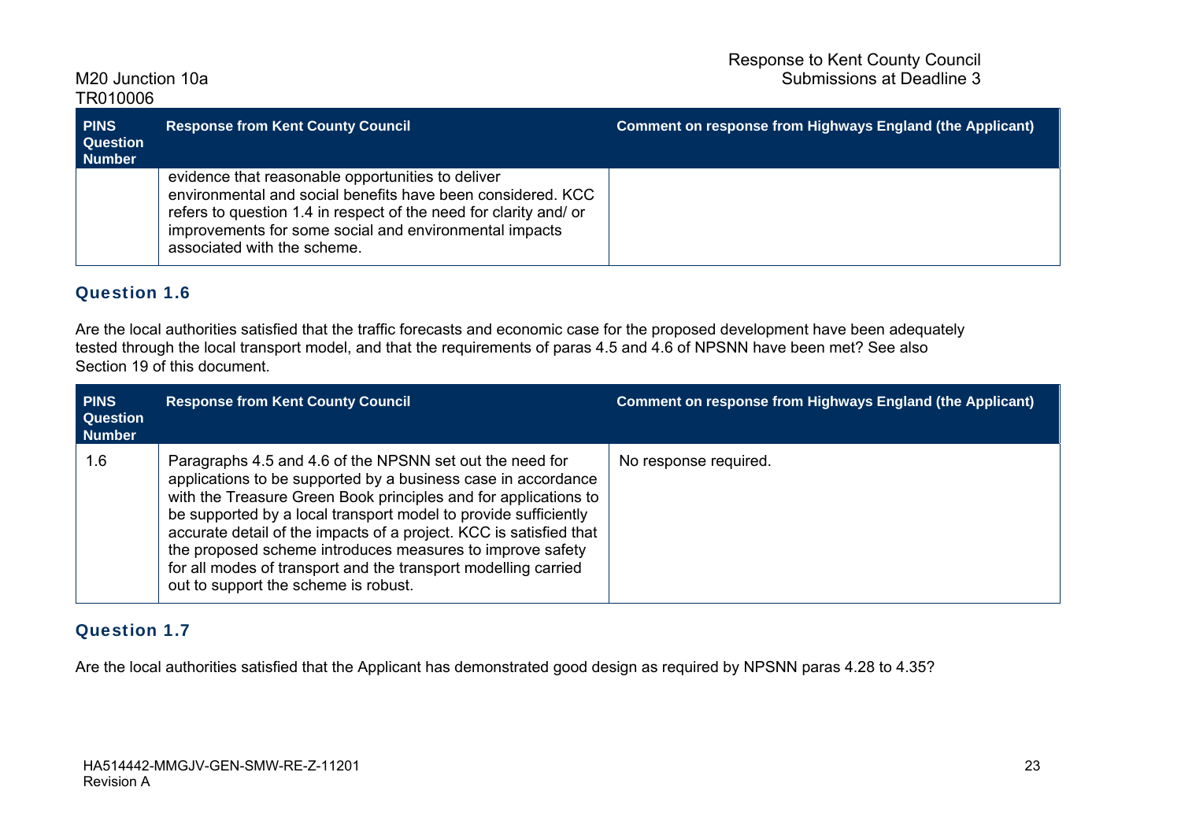| PINS Question Number | Response from Kent County Council | Comment on response from Highways England (the Applicant) |
| --- | --- | --- |
| | evidence that reasonable opportunities to deliver environmental and social benefits have been considered. KCC refers to question 1.4 in respect of the need for clarity and/ or improvements for some social and environmental impacts associated with the scheme. | |

## Question 1.6

Are the local authorities satisfied that the traffic forecasts and economic case for the proposed development have been adequately tested through the local transport model, and that the requirements of paras 4.5 and 4.6 of NPSNN have been met? See also Section 19 of this document.

| PINS Question Number | Response from Kent County Council | Comment on response from Highways England (the Applicant) |
| --- | --- | --- |
| 1.6 | Paragraphs 4.5 and 4.6 of the NPSNN set out the need for applications to be supported by a business case in accordance with the Treasure Green Book principles and for applications to be supported by a local transport model to provide sufficiently accurate detail of the impacts of a project. KCC is satisfied that the proposed scheme introduces measures to improve safety for all modes of transport and the transport modelling carried out to support the scheme is robust. | No response required. |

## Question 1.7

Are the local authorities satisfied that the Applicant has demonstrated good design as required by NPSNN paras 4.28 to 4.35?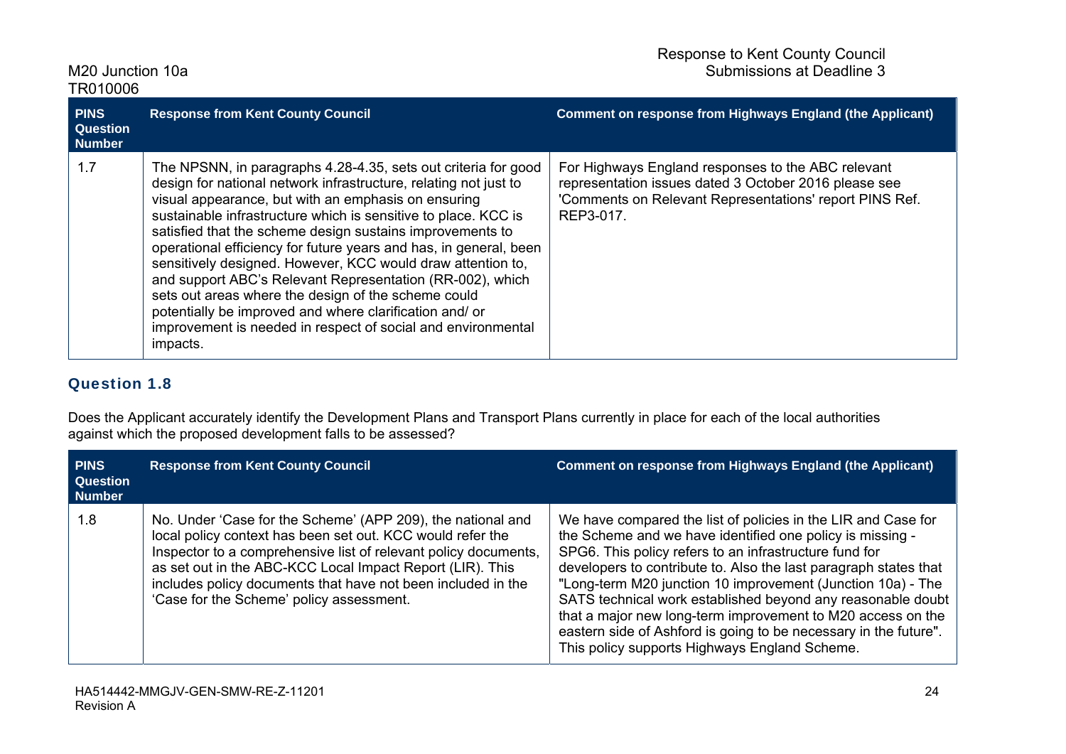| PINS Question Number | Response from Kent County Council | Comment on response from Highways England (the Applicant) |
|---|---|---|
| 1.7 | The NPSNN, in paragraphs 4.28-4.35, sets out criteria for good design for national network infrastructure, relating not just to visual appearance, but with an emphasis on ensuring sustainable infrastructure which is sensitive to place. KCC is satisfied that the scheme design sustains improvements to operational efficiency for future years and has, in general, been sensitively designed. However, KCC would draw attention to, and support ABC's Relevant Representation (RR-002), which sets out areas where the design of the scheme could potentially be improved and where clarification and/ or improvement is needed in respect of social and environmental impacts. | For Highways England responses to the ABC relevant representation issues dated 3 October 2016 please see 'Comments on Relevant Representations' report PINS Ref. REP3-017. |

### Question 1.8

Does the Applicant accurately identify the Development Plans and Transport Plans currently in place for each of the local authorities against which the proposed development falls to be assessed?

| PINS Question Number | Response from Kent County Council | Comment on response from Highways England (the Applicant) |
|---|---|---|
| 1.8 | No. Under 'Case for the Scheme' (APP 209), the national and local policy context has been set out. KCC would refer the Inspector to a comprehensive list of relevant policy documents, as set out in the ABC-KCC Local Impact Report (LIR). This includes policy documents that have not been included in the 'Case for the Scheme' policy assessment. | We have compared the list of policies in the LIR and Case for the Scheme and we have identified one policy is missing - SPG6. This policy refers to an infrastructure fund for developers to contribute to. Also the last paragraph states that "Long-term M20 junction 10 improvement (Junction 10a) - The SATS technical work established beyond any reasonable doubt that a major new long-term improvement to M20 access on the eastern side of Ashford is going to be necessary in the future". This policy supports Highways England Scheme. |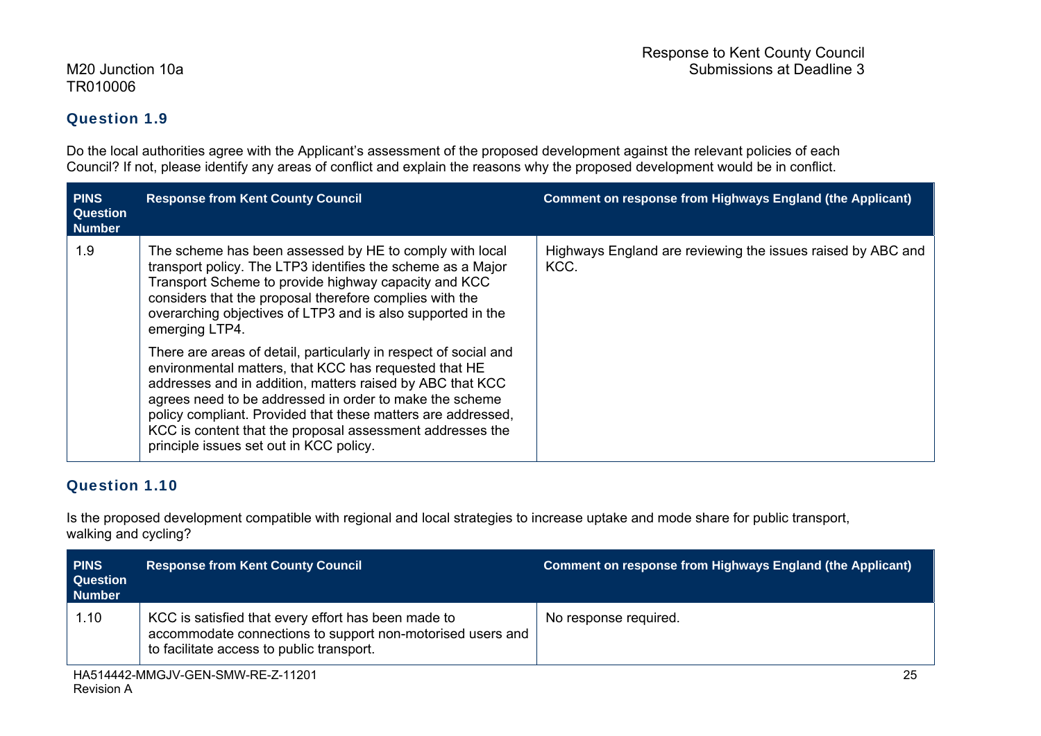### Question 1.9

Do the local authorities agree with the Applicant's assessment of the proposed development against the relevant policies of each Council? If not, please identify any areas of conflict and explain the reasons why the proposed development would be in conflict.

| PINS Question Number | Response from Kent County Council | Comment on response from Highways England (the Applicant) |
|---|---|---|
| 1.9 | The scheme has been assessed by HE to comply with local transport policy. The LTP3 identifies the scheme as a Major Transport Scheme to provide highway capacity and KCC considers that the proposal therefore complies with the overarching objectives of LTP3 and is also supported in the emerging LTP4.<br><br>There are areas of detail, particularly in respect of social and environmental matters, that KCC has requested that HE addresses and in addition, matters raised by ABC that KCC agrees need to be addressed in order to make the scheme policy compliant. Provided that these matters are addressed, KCC is content that the proposal assessment addresses the principle issues set out in KCC policy. | Highways England are reviewing the issues raised by ABC and KCC. |

### Question 1.10

Is the proposed development compatible with regional and local strategies to increase uptake and mode share for public transport, walking and cycling?

| PINS Question Number | Response from Kent County Council | Comment on response from Highways England (the Applicant) |
|---|---|---|
| 1.10 | KCC is satisfied that every effort has been made to accommodate connections to support non-motorised users and to facilitate access to public transport. | No response required. |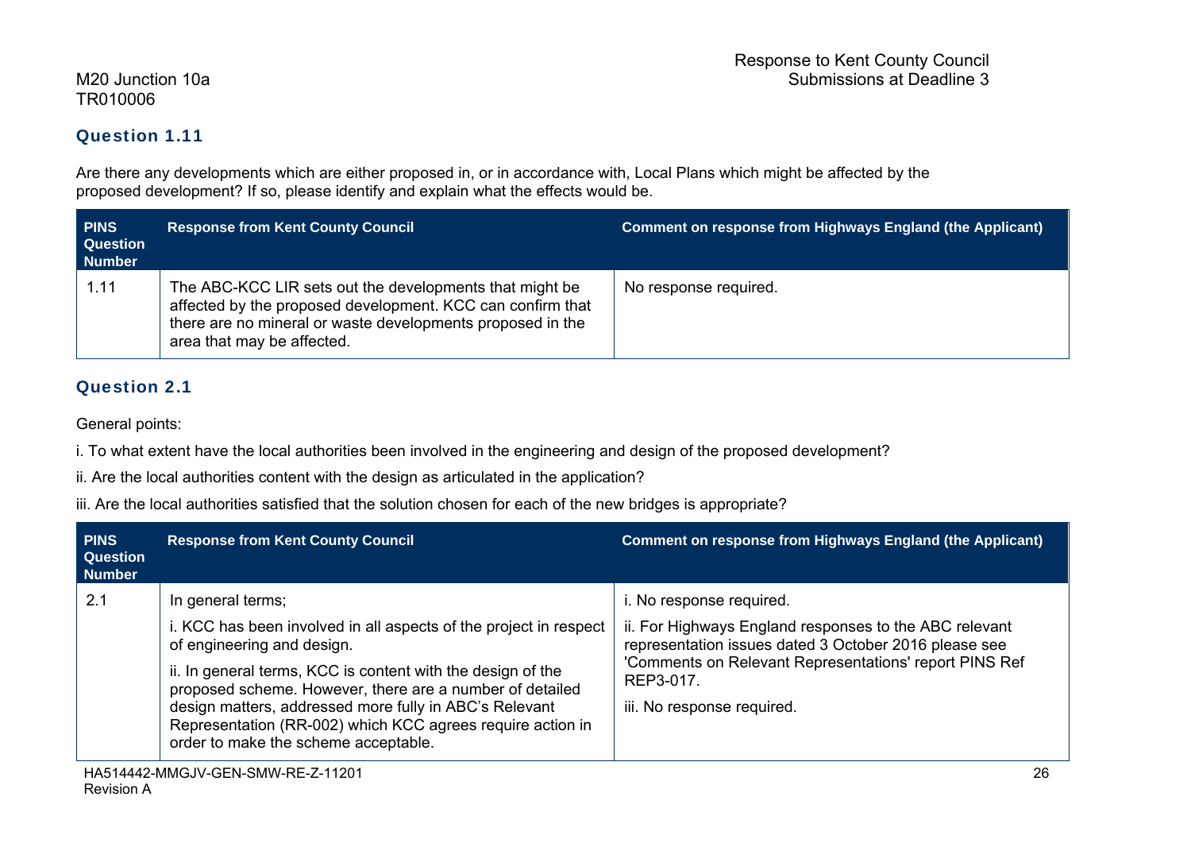### Question 1.11

Are there any developments which are either proposed in, or in accordance with, Local Plans which might be affected by the proposed development? If so, please identify and explain what the effects would be.

| PINS Question Number | Response from Kent County Council | Comment on response from Highways England (the Applicant) |
|---|---|---|
| 1.11 | The ABC-KCC LIR sets out the developments that might be affected by the proposed development. KCC can confirm that there are no mineral or waste developments proposed in the area that may be affected. | No response required. |

### Question 2.1

General points:

i. To what extent have the local authorities been involved in the engineering and design of the proposed development?

ii. Are the local authorities content with the design as articulated in the application?

iii. Are the local authorities satisfied that the solution chosen for each of the new bridges is appropriate?

| PINS Question Number | Response from Kent County Council | Comment on response from Highways England (the Applicant) |
|---|---|---|
| 2.1 | In general terms;<br><br>i. KCC has been involved in all aspects of the project in respect of engineering and design.<br><br>ii. In general terms, KCC is content with the design of the proposed scheme. However, there are a number of detailed design matters, addressed more fully in ABC's Relevant Representation (RR-002) which KCC agrees require action in order to make the scheme acceptable. | i. No response required.<br><br>ii. For Highways England responses to the ABC relevant representation issues dated 3 October 2016 please see 'Comments on Relevant Representations' report PINS Ref REP3-017.<br><br>iii. No response required. |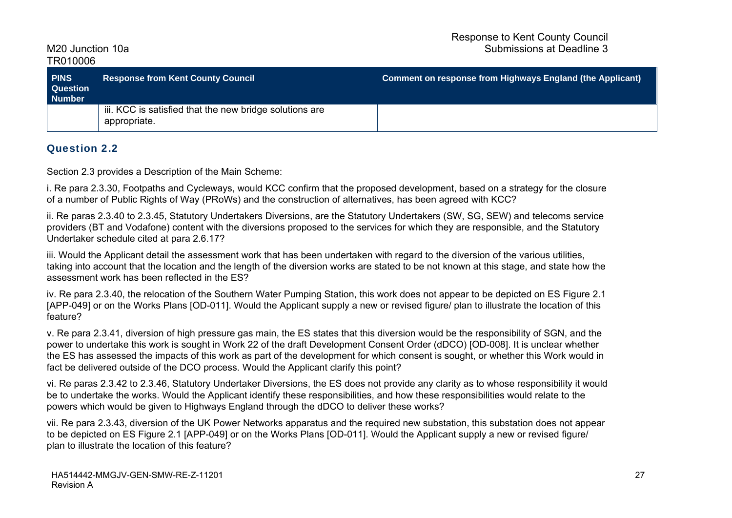| PINS Question Number | Response from Kent County Council | Comment on response from Highways England (the Applicant) |
|---|---|---|
| | iii. KCC is satisfied that the new bridge solutions are appropriate. | |

### Question 2.2

Section 2.3 provides a Description of the Main Scheme:

i. Re para 2.3.30, Footpaths and Cycleways, would KCC confirm that the proposed development, based on a strategy for the closure of a number of Public Rights of Way (PRoWs) and the construction of alternatives, has been agreed with KCC?

ii. Re paras 2.3.40 to 2.3.45, Statutory Undertakers Diversions, are the Statutory Undertakers (SW, SG, SEW) and telecoms service providers (BT and Vodafone) content with the diversions proposed to the services for which they are responsible, and the Statutory Undertaker schedule cited at para 2.6.17?

iii. Would the Applicant detail the assessment work that has been undertaken with regard to the diversion of the various utilities, taking into account that the location and the length of the diversion works are stated to be not known at this stage, and state how the assessment work has been reflected in the ES?

iv. Re para 2.3.40, the relocation of the Southern Water Pumping Station, this work does not appear to be depicted on ES Figure 2.1 [APP-049] or on the Works Plans [OD-011]. Would the Applicant supply a new or revised figure/ plan to illustrate the location of this feature?

v. Re para 2.3.41, diversion of high pressure gas main, the ES states that this diversion would be the responsibility of SGN, and the power to undertake this work is sought in Work 22 of the draft Development Consent Order (dDCO) [OD-008]. It is unclear whether the ES has assessed the impacts of this work as part of the development for which consent is sought, or whether this Work would in fact be delivered outside of the DCO process. Would the Applicant clarify this point?

vi. Re paras 2.3.42 to 2.3.46, Statutory Undertaker Diversions, the ES does not provide any clarity as to whose responsibility it would be to undertake the works. Would the Applicant identify these responsibilities, and how these responsibilities would relate to the powers which would be given to Highways England through the dDCO to deliver these works?

vii. Re para 2.3.43, diversion of the UK Power Networks apparatus and the required new substation, this substation does not appear to be depicted on ES Figure 2.1 [APP-049] or on the Works Plans [OD-011]. Would the Applicant supply a new or revised figure/ plan to illustrate the location of this feature?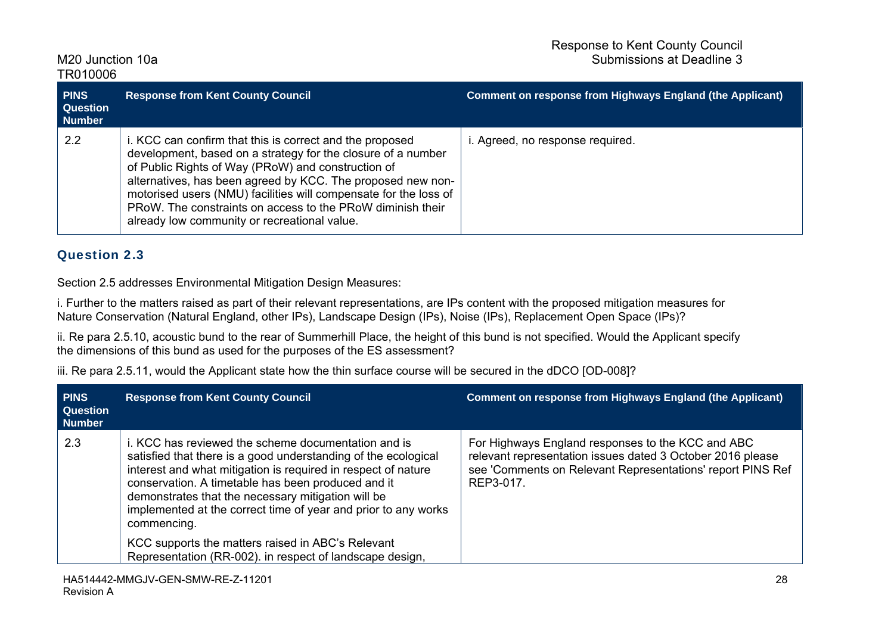| PINS Question Number | Response from Kent County Council | Comment on response from Highways England (the Applicant) |
|---|---|---|
| 2.2 | i. KCC can confirm that this is correct and the proposed development, based on a strategy for the closure of a number of Public Rights of Way (PRoW) and construction of alternatives, has been agreed by KCC. The proposed new non-motorised users (NMU) facilities will compensate for the loss of PRoW. The constraints on access to the PRoW diminish their already low community or recreational value. | i. Agreed, no response required. |

### Question 2.3

Section 2.5 addresses Environmental Mitigation Design Measures:

i. Further to the matters raised as part of their relevant representations, are IPs content with the proposed mitigation measures for Nature Conservation (Natural England, other IPs), Landscape Design (IPs), Noise (IPs), Replacement Open Space (IPs)?

ii. Re para 2.5.10, acoustic bund to the rear of Summerhill Place, the height of this bund is not specified. Would the Applicant specify the dimensions of this bund as used for the purposes of the ES assessment?

iii. Re para 2.5.11, would the Applicant state how the thin surface course will be secured in the dDCO [OD-008]?

| PINS Question Number | Response from Kent County Council | Comment on response from Highways England (the Applicant) |
|---|---|---|
| 2.3 | i. KCC has reviewed the scheme documentation and is satisfied that there is a good understanding of the ecological interest and what mitigation is required in respect of nature conservation. A timetable has been produced and it demonstrates that the necessary mitigation will be implemented at the correct time of year and prior to any works commencing.<br><br>KCC supports the matters raised in ABC's Relevant Representation (RR-002). in respect of landscape design, | For Highways England responses to the KCC and ABC relevant representation issues dated 3 October 2016 please see 'Comments on Relevant Representations' report PINS Ref REP3-017. |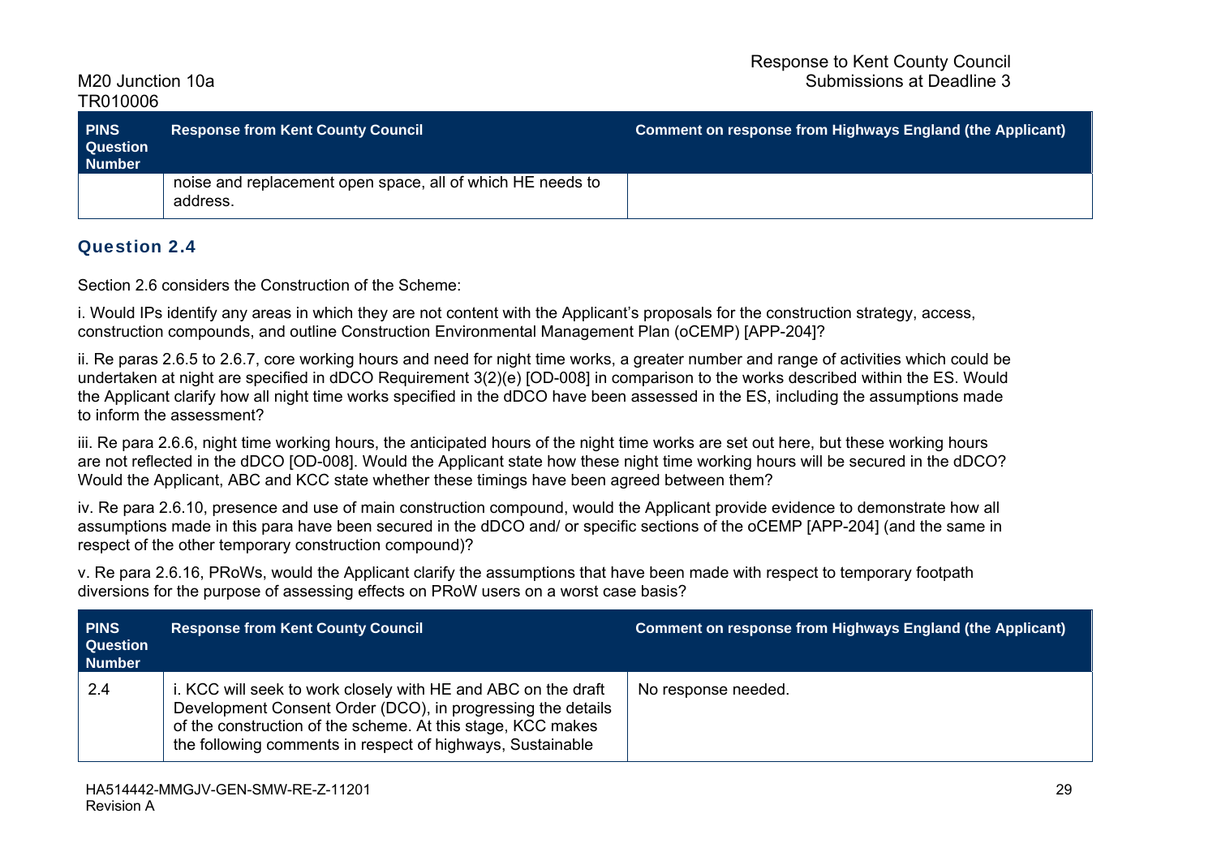| PINS Question Number | Response from Kent County Council | Comment on response from Highways England (the Applicant) |
|---|---|---|
| | noise and replacement open space, all of which HE needs to address. | |

## Question 2.4

Section 2.6 considers the Construction of the Scheme:

i. Would IPs identify any areas in which they are not content with the Applicant's proposals for the construction strategy, access, construction compounds, and outline Construction Environmental Management Plan (oCEMP) [APP-204]?

ii. Re paras 2.6.5 to 2.6.7, core working hours and need for night time works, a greater number and range of activities which could be undertaken at night are specified in dDCO Requirement 3(2)(e) [OD-008] in comparison to the works described within the ES. Would the Applicant clarify how all night time works specified in the dDCO have been assessed in the ES, including the assumptions made to inform the assessment?

iii. Re para 2.6.6, night time working hours, the anticipated hours of the night time works are set out here, but these working hours are not reflected in the dDCO [OD-008]. Would the Applicant state how these night time working hours will be secured in the dDCO? Would the Applicant, ABC and KCC state whether these timings have been agreed between them?

iv. Re para 2.6.10, presence and use of main construction compound, would the Applicant provide evidence to demonstrate how all assumptions made in this para have been secured in the dDCO and/ or specific sections of the oCEMP [APP-204] (and the same in respect of the other temporary construction compound)?

v. Re para 2.6.16, PRoWs, would the Applicant clarify the assumptions that have been made with respect to temporary footpath diversions for the purpose of assessing effects on PRoW users on a worst case basis?

| PINS Question Number | Response from Kent County Council | Comment on response from Highways England (the Applicant) |
|---|---|---|
| 2.4 | i. KCC will seek to work closely with HE and ABC on the draft Development Consent Order (DCO), in progressing the details of the construction of the scheme. At this stage, KCC makes the following comments in respect of highways, Sustainable | No response needed. |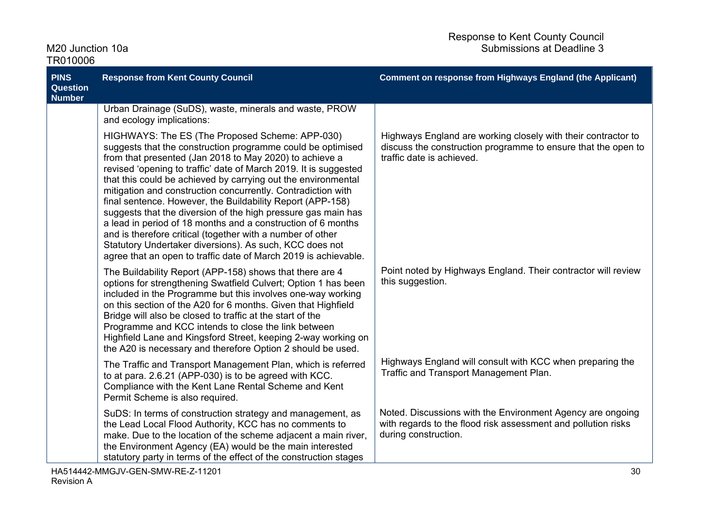| PINS Question Number | Response from Kent County Council | Comment on response from Highways England (the Applicant) |
|---|---|---|
| | Urban Drainage (SuDS), waste, minerals and waste, PROW and ecology implications: | |
| | HIGHWAYS: The ES (The Proposed Scheme: APP-030) suggests that the construction programme could be optimised from that presented (Jan 2018 to May 2020) to achieve a revised 'opening to traffic' date of March 2019. It is suggested that this could be achieved by carrying out the environmental mitigation and construction concurrently. Contradiction with final sentence. However, the Buildability Report (APP-158) suggests that the diversion of the high pressure gas main has a lead in period of 18 months and a construction of 6 months and is therefore critical (together with a number of other Statutory Undertaker diversions). As such, KCC does not agree that an open to traffic date of March 2019 is achievable. | Highways England are working closely with their contractor to discuss the construction programme to ensure that the open to traffic date is achieved. |
| | The Buildability Report (APP-158) shows that there are 4 options for strengthening Swatfield Culvert; Option 1 has been included in the Programme but this involves one-way working on this section of the A20 for 6 months. Given that Highfield Bridge will also be closed to traffic at the start of the Programme and KCC intends to close the link between Highfield Lane and Kingsford Street, keeping 2-way working on the A20 is necessary and therefore Option 2 should be used. | Point noted by Highways England. Their contractor will review this suggestion. |
| | The Traffic and Transport Management Plan, which is referred to at para. 2.6.21 (APP-030) is to be agreed with KCC. Compliance with the Kent Lane Rental Scheme and Kent Permit Scheme is also required. | Highways England will consult with KCC when preparing the Traffic and Transport Management Plan. |
| | SuDS: In terms of construction strategy and management, as the Lead Local Flood Authority, KCC has no comments to make. Due to the location of the scheme adjacent a main river, the Environment Agency (EA) would be the main interested statutory party in terms of the effect of the construction stages | Noted. Discussions with the Environment Agency are ongoing with regards to the flood risk assessment and pollution risks during construction. |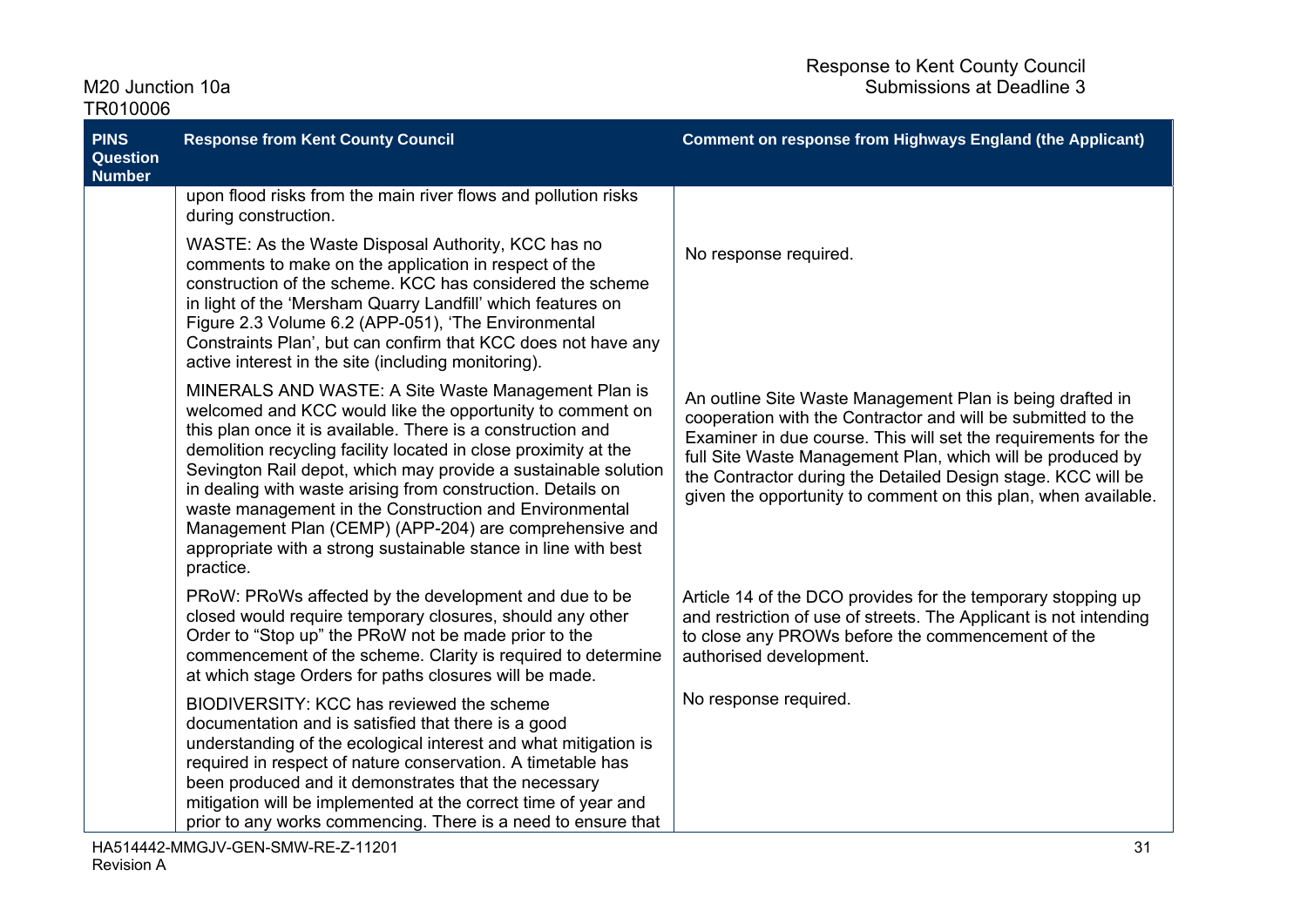| PINS Question Number | Response from Kent County Council | Comment on response from Highways England (the Applicant) |
|---|---|---|
| | upon flood risks from the main river flows and pollution risks during construction. | |
| | WASTE: As the Waste Disposal Authority, KCC has no comments to make on the application in respect of the construction of the scheme. KCC has considered the scheme in light of the 'Mersham Quarry Landfill' which features on Figure 2.3 Volume 6.2 (APP-051), 'The Environmental Constraints Plan', but can confirm that KCC does not have any active interest in the site (including monitoring). | No response required. |
| | MINERALS AND WASTE: A Site Waste Management Plan is welcomed and KCC would like the opportunity to comment on this plan once it is available. There is a construction and demolition recycling facility located in close proximity at the Sevington Rail depot, which may provide a sustainable solution in dealing with waste arising from construction. Details on waste management in the Construction and Environmental Management Plan (CEMP) (APP-204) are comprehensive and appropriate with a strong sustainable stance in line with best practice. | An outline Site Waste Management Plan is being drafted in cooperation with the Contractor and will be submitted to the Examiner in due course. This will set the requirements for the full Site Waste Management Plan, which will be produced by the Contractor during the Detailed Design stage. KCC will be given the opportunity to comment on this plan, when available. |
| | PRoW: PRoWs affected by the development and due to be closed would require temporary closures, should any other Order to "Stop up" the PRoW not be made prior to the commencement of the scheme. Clarity is required to determine at which stage Orders for paths closures will be made. | Article 14 of the DCO provides for the temporary stopping up and restriction of use of streets. The Applicant is not intending to close any PROWs before the commencement of the authorised development. |
| | BIODIVERSITY: KCC has reviewed the scheme documentation and is satisfied that there is a good understanding of the ecological interest and what mitigation is required in respect of nature conservation. A timetable has been produced and it demonstrates that the necessary mitigation will be implemented at the correct time of year and prior to any works commencing. There is a need to ensure that | No response required. |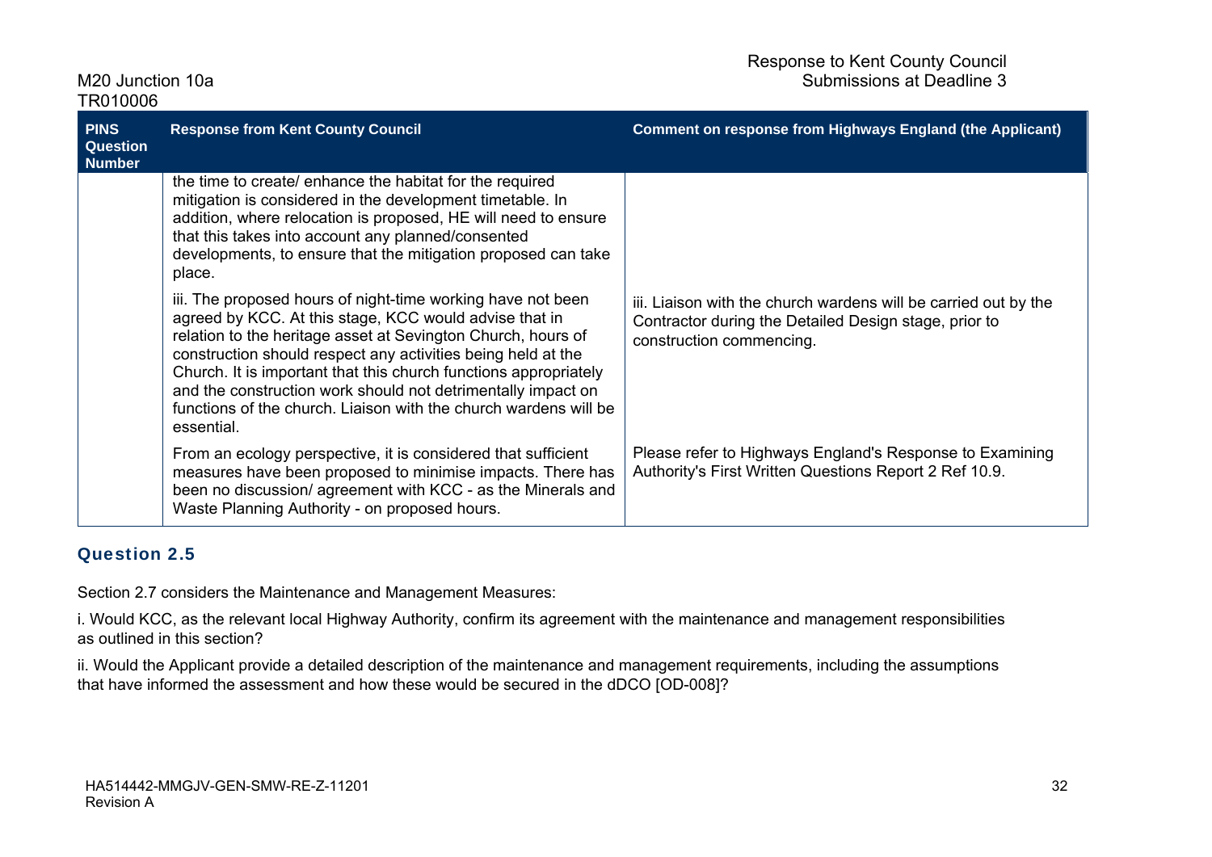| PINS Question Number | Response from Kent County Council | Comment on response from Highways England (the Applicant) |
|---|---|---|
| | the time to create/ enhance the habitat for the required mitigation is considered in the development timetable. In addition, where relocation is proposed, HE will need to ensure that this takes into account any planned/consented developments, to ensure that the mitigation proposed can take place. | |
| | iii. The proposed hours of night-time working have not been agreed by KCC. At this stage, KCC would advise that in relation to the heritage asset at Sevington Church, hours of construction should respect any activities being held at the Church. It is important that this church functions appropriately and the construction work should not detrimentally impact on functions of the church. Liaison with the church wardens will be essential. | iii. Liaison with the church wardens will be carried out by the Contractor during the Detailed Design stage, prior to construction commencing. |
| | From an ecology perspective, it is considered that sufficient measures have been proposed to minimise impacts. There has been no discussion/ agreement with KCC - as the Minerals and Waste Planning Authority - on proposed hours. | Please refer to Highways England's Response to Examining Authority's First Written Questions Report 2 Ref 10.9. |

## Question 2.5

Section 2.7 considers the Maintenance and Management Measures:

i. Would KCC, as the relevant local Highway Authority, confirm its agreement with the maintenance and management responsibilities as outlined in this section?

ii. Would the Applicant provide a detailed description of the maintenance and management requirements, including the assumptions that have informed the assessment and how these would be secured in the dDCO [OD-008]?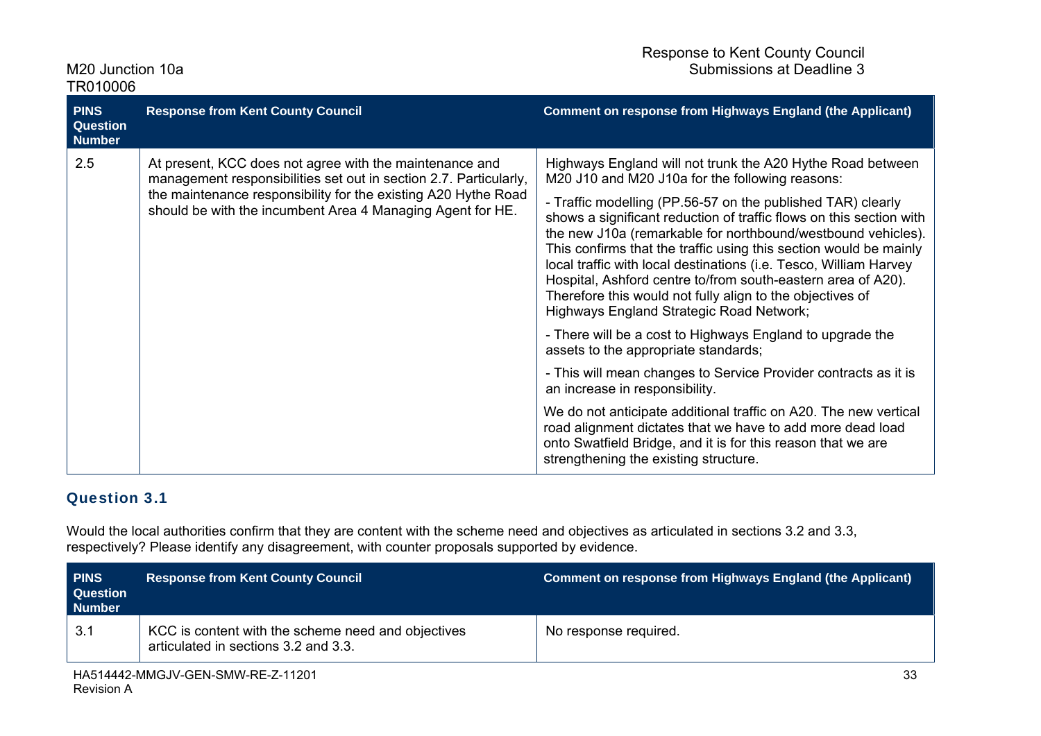| PINS Question Number | Response from Kent County Council | Comment on response from Highways England (the Applicant) |
|---|---|---|
| 2.5 | At present, KCC does not agree with the maintenance and management responsibilities set out in section 2.7. Particularly, the maintenance responsibility for the existing A20 Hythe Road should be with the incumbent Area 4 Managing Agent for HE. | Highways England will not trunk the A20 Hythe Road between M20 J10 and M20 J10a for the following reasons:<br><br>- Traffic modelling (PP.56-57 on the published TAR) clearly shows a significant reduction of traffic flows on this section with the new J10a (remarkable for northbound/westbound vehicles). This confirms that the traffic using this section would be mainly local traffic with local destinations (i.e. Tesco, William Harvey Hospital, Ashford centre to/from south-eastern area of A20). Therefore this would not fully align to the objectives of Highways England Strategic Road Network;<br><br>- There will be a cost to Highways England to upgrade the assets to the appropriate standards;<br><br>- This will mean changes to Service Provider contracts as it is an increase in responsibility.<br><br>We do not anticipate additional traffic on A20. The new vertical road alignment dictates that we have to add more dead load onto Swatfield Bridge, and it is for this reason that we are strengthening the existing structure. |

## Question 3.1

Would the local authorities confirm that they are content with the scheme need and objectives as articulated in sections 3.2 and 3.3, respectively? Please identify any disagreement, with counter proposals supported by evidence.

| PINS Question Number | Response from Kent County Council | Comment on response from Highways England (the Applicant) |
|---|---|---|
| 3.1 | KCC is content with the scheme need and objectives articulated in sections 3.2 and 3.3. | No response required. |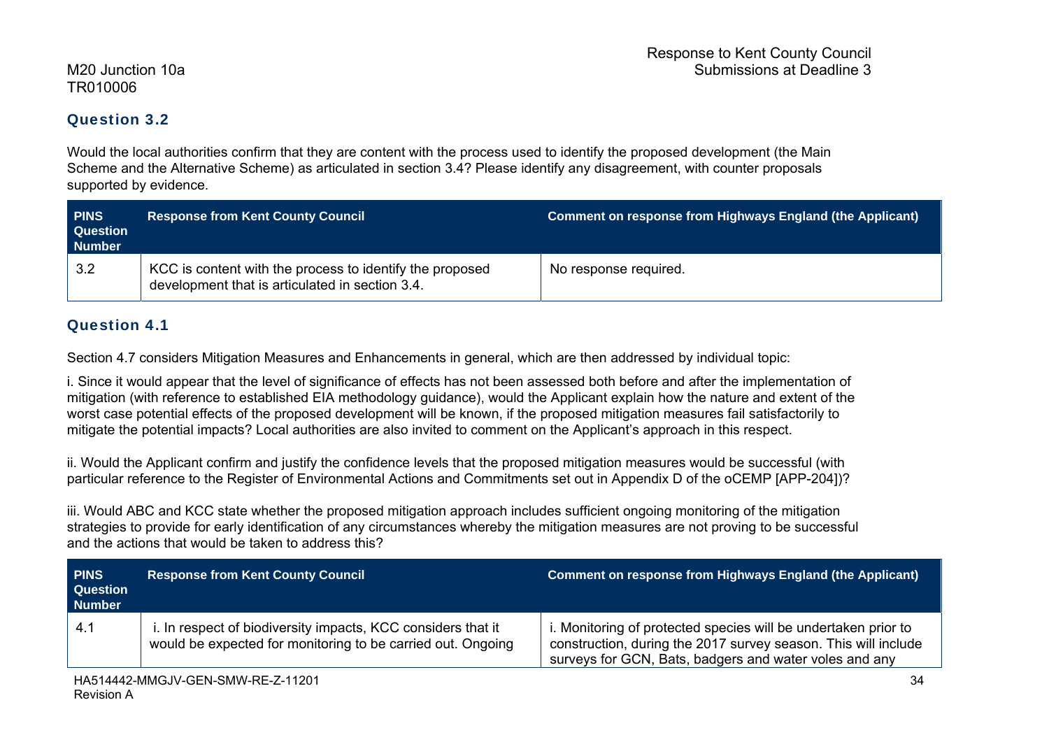## Question 3.2

Would the local authorities confirm that they are content with the process used to identify the proposed development (the Main Scheme and the Alternative Scheme) as articulated in section 3.4? Please identify any disagreement, with counter proposals supported by evidence.

| PINS Question Number | Response from Kent County Council | Comment on response from Highways England (the Applicant) |
|---|---|---|
| 3.2 | KCC is content with the process to identify the proposed development that is articulated in section 3.4. | No response required. |

## Question 4.1

Section 4.7 considers Mitigation Measures and Enhancements in general, which are then addressed by individual topic:

i. Since it would appear that the level of significance of effects has not been assessed both before and after the implementation of mitigation (with reference to established EIA methodology guidance), would the Applicant explain how the nature and extent of the worst case potential effects of the proposed development will be known, if the proposed mitigation measures fail satisfactorily to mitigate the potential impacts? Local authorities are also invited to comment on the Applicant's approach in this respect.

ii. Would the Applicant confirm and justify the confidence levels that the proposed mitigation measures would be successful (with particular reference to the Register of Environmental Actions and Commitments set out in Appendix D of the oCEMP [APP-204])?

iii. Would ABC and KCC state whether the proposed mitigation approach includes sufficient ongoing monitoring of the mitigation strategies to provide for early identification of any circumstances whereby the mitigation measures are not proving to be successful and the actions that would be taken to address this?

| PINS Question Number | Response from Kent County Council | Comment on response from Highways England (the Applicant) |
|---|---|---|
| 4.1 | i. In respect of biodiversity impacts, KCC considers that it would be expected for monitoring to be carried out. Ongoing | i. Monitoring of protected species will be undertaken prior to construction, during the 2017 survey season. This will include surveys for GCN, Bats, badgers and water voles and any |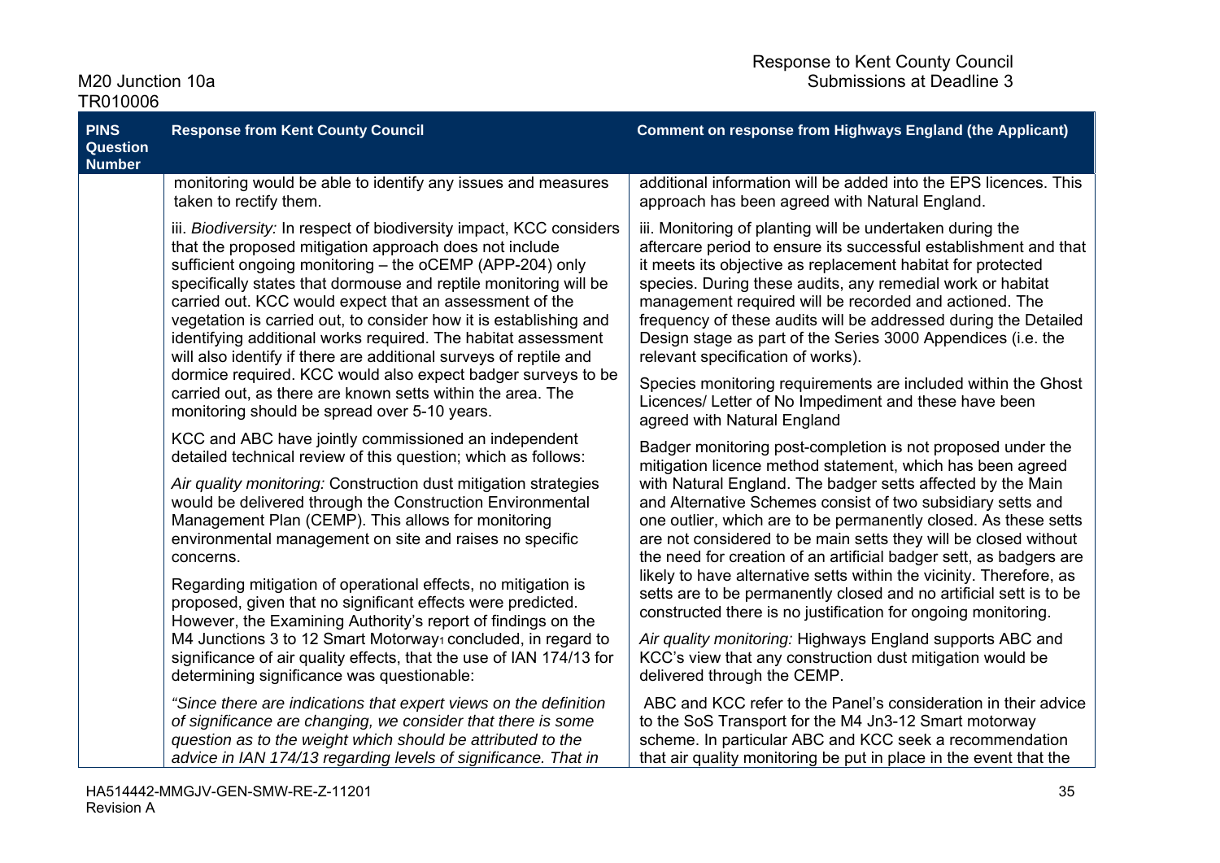| PINS Question Number | Response from Kent County Council | Comment on response from Highways England (the Applicant) |
|---|---|---|
| | monitoring would be able to identify any issues and measures taken to rectify them.<br><br>iii. *Biodiversity:* In respect of biodiversity impact, KCC considers that the proposed mitigation approach does not include sufficient ongoing monitoring – the oCEMP (APP-204) only specifically states that dormouse and reptile monitoring will be carried out. KCC would expect that an assessment of the vegetation is carried out, to consider how it is establishing and identifying additional works required. The habitat assessment will also identify if there are additional surveys of reptile and dormice required. KCC would also expect badger surveys to be carried out, as there are known setts within the area. The monitoring should be spread over 5-10 years.<br><br>KCC and ABC have jointly commissioned an independent detailed technical review of this question; which as follows:<br><br>*Air quality monitoring:* Construction dust mitigation strategies would be delivered through the Construction Environmental Management Plan (CEMP). This allows for monitoring environmental management on site and raises no specific concerns.<br><br>Regarding mitigation of operational effects, no mitigation is proposed, given that no significant effects were predicted. However, the Examining Authority's report of findings on the M4 Junctions 3 to 12 Smart Motorway[1] concluded, in regard to significance of air quality effects, that the use of IAN 174/13 for determining significance was questionable:<br><br>*"Since there are indications that expert views on the definition of significance are changing, we consider that there is some question as to the weight which should be attributed to the advice in IAN 174/13 regarding levels of significance. That in* | additional information will be added into the EPS licences. This approach has been agreed with Natural England.<br><br>iii. Monitoring of planting will be undertaken during the aftercare period to ensure its successful establishment and that it meets its objective as replacement habitat for protected species. During these audits, any remedial work or habitat management required will be recorded and actioned. The frequency of these audits will be addressed during the Detailed Design stage as part of the Series 3000 Appendices (i.e. the relevant specification of works).<br><br>Species monitoring requirements are included within the Ghost Licences/ Letter of No Impediment and these have been agreed with Natural England<br><br>Badger monitoring post-completion is not proposed under the mitigation licence method statement, which has been agreed with Natural England. The badger setts affected by the Main and Alternative Schemes consist of two subsidiary setts and one outlier, which are to be permanently closed. As these setts are not considered to be main setts they will be closed without the need for creation of an artificial badger sett, as badgers are likely to have alternative setts within the vicinity. Therefore, as setts are to be permanently closed and no artificial sett is to be constructed there is no justification for ongoing monitoring.<br><br>*Air quality monitoring:* Highways England supports ABC and KCC's view that any construction dust mitigation would be delivered through the CEMP.<br><br>ABC and KCC refer to the Panel's consideration in their advice to the SoS Transport for the M4 Jn3-12 Smart motorway scheme. In particular ABC and KCC seek a recommendation that air quality monitoring be put in place in the event that the |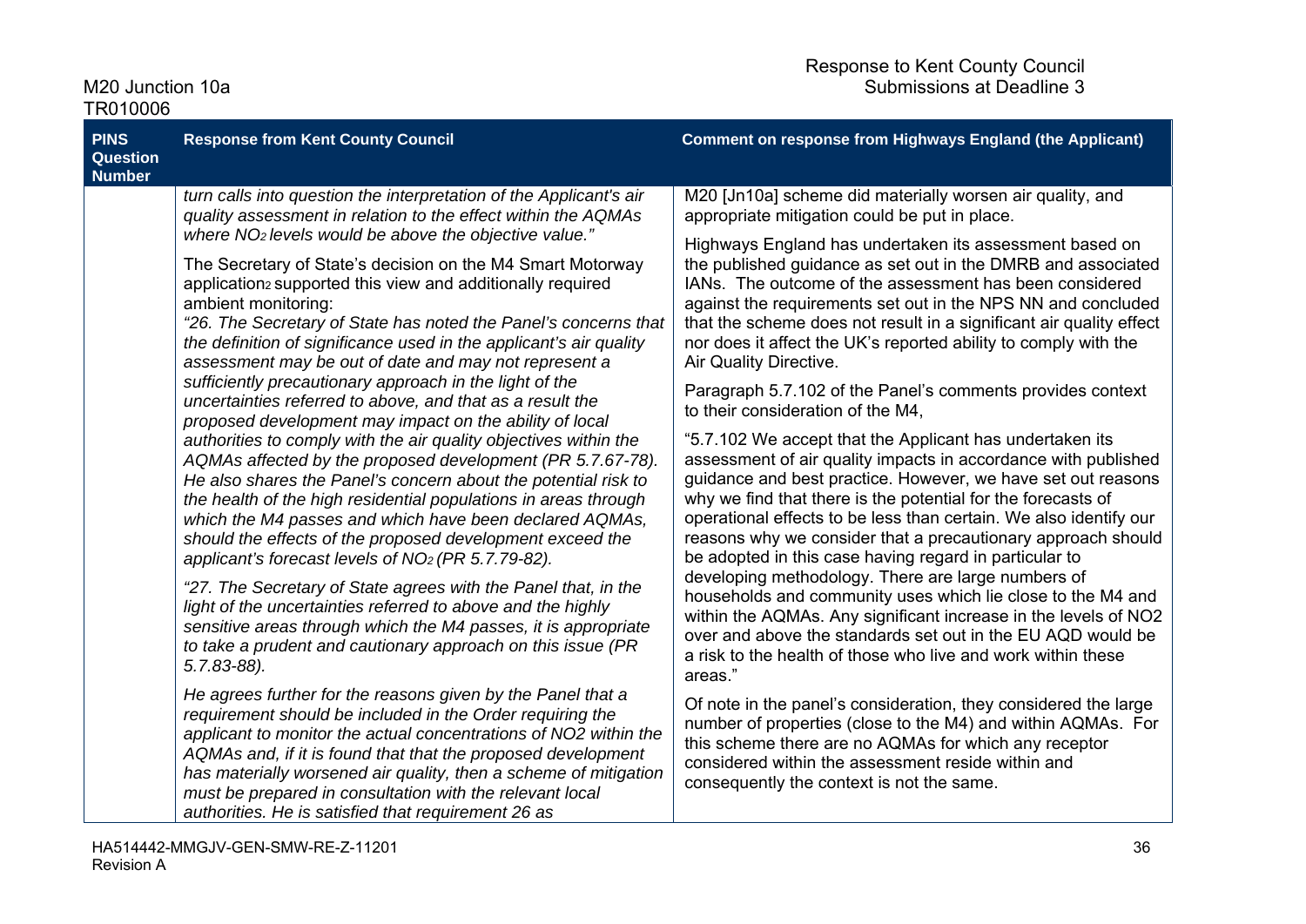| PINS Question Number | Response from Kent County Council | Comment on response from Highways England (the Applicant) |
|---|---|---|
| | *turn calls into question the interpretation of the Applicant's air quality assessment in relation to the effect within the AQMAs where $NO_2$ levels would be above the objective value."*<br><br>The Secretary of State's decision on the M4 Smart Motorway application[2] supported this view and additionally required ambient monitoring:<br>*"26. The Secretary of State has noted the Panel's concerns that the definition of significance used in the applicant's air quality assessment may be out of date and may not represent a sufficiently precautionary approach in the light of the uncertainties referred to above, and that as a result the proposed development may impact on the ability of local authorities to comply with the air quality objectives within the AQMAs affected by the proposed development (PR 5.7.67-78). He also shares the Panel's concern about the potential risk to the health of the high residential populations in areas through which the M4 passes and which have been declared AQMAs, should the effects of the proposed development exceed the applicant's forecast levels of $NO_2$ (PR 5.7.79-82).*<br><br>*"27. The Secretary of State agrees with the Panel that, in the light of the uncertainties referred to above and the highly sensitive areas through which the M4 passes, it is appropriate to take a prudent and cautionary approach on this issue (PR 5.7.83-88).*<br><br>*He agrees further for the reasons given by the Panel that a requirement should be included in the Order requiring the applicant to monitor the actual concentrations of NO2 within the AQMAs and, if it is found that that the proposed development has materially worsened air quality, then a scheme of mitigation must be prepared in consultation with the relevant local authorities. He is satisfied that requirement 26 as* | M20 [Jn10a] scheme did materially worsen air quality, and appropriate mitigation could be put in place.<br><br>Highways England has undertaken its assessment based on the published guidance as set out in the DMRB and associated IANs. The outcome of the assessment has been considered against the requirements set out in the NPS NN and concluded that the scheme does not result in a significant air quality effect nor does it affect the UK's reported ability to comply with the Air Quality Directive.<br><br>Paragraph 5.7.102 of the Panel's comments provides context to their consideration of the M4,<br><br>"5.7.102 We accept that the Applicant has undertaken its assessment of air quality impacts in accordance with published guidance and best practice. However, we have set out reasons why we find that there is the potential for the forecasts of operational effects to be less than certain. We also identify our reasons why we consider that a precautionary approach should be adopted in this case having regard in particular to developing methodology. There are large numbers of households and community uses which lie close to the M4 and within the AQMAs. Any significant increase in the levels of NO2 over and above the standards set out in the EU AQD would be a risk to the health of those who live and work within these areas."<br><br>Of note in the panel's consideration, they considered the large number of properties (close to the M4) and within AQMAs. For this scheme there are no AQMAs for which any receptor considered within the assessment reside within and consequently the context is not the same. |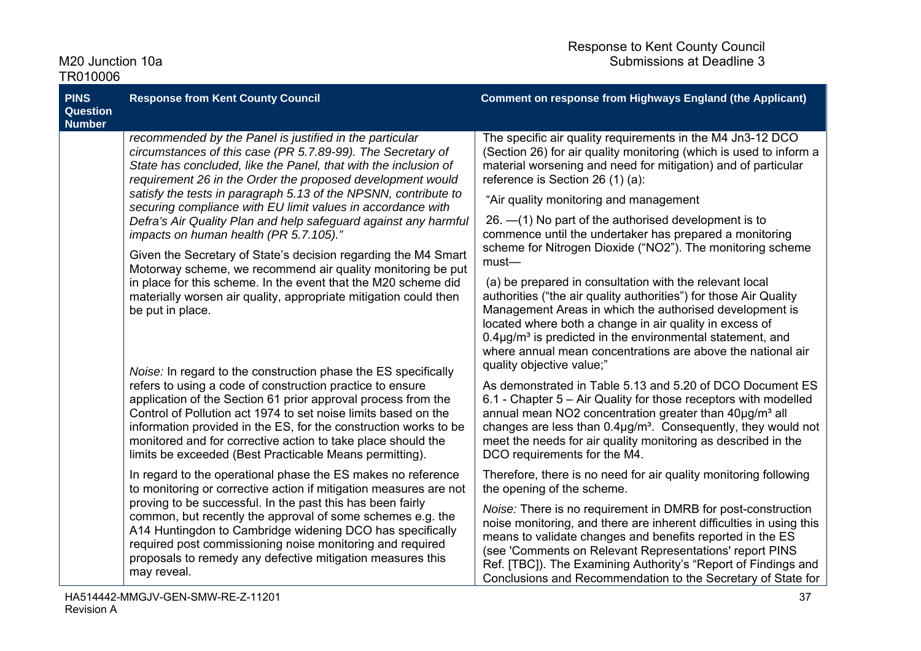| PINS Question Number | Response from Kent County Council | Comment on response from Highways England (the Applicant) |
|---|---|---|
| | *recommended by the Panel is justified in the particular circumstances of this case (PR 5.7.89-99). The Secretary of State has concluded, like the Panel, that with the inclusion of requirement 26 in the Order the proposed development would satisfy the tests in paragraph 5.13 of the NPSNN, contribute to securing compliance with EU limit values in accordance with Defra's Air Quality Plan and help safeguard against any harmful impacts on human health (PR 5.7.105)."*<br><br>Given the Secretary of State's decision regarding the M4 Smart Motorway scheme, we recommend air quality monitoring be put in place for this scheme. In the event that the M20 scheme did materially worsen air quality, appropriate mitigation could then be put in place.<br><br>*Noise:* In regard to the construction phase the ES specifically refers to using a code of construction practice to ensure application of the Section 61 prior approval process from the Control of Pollution act 1974 to set noise limits based on the information provided in the ES, for the construction works to be monitored and for corrective action to take place should the limits be exceeded (Best Practicable Means permitting).<br><br>In regard to the operational phase the ES makes no reference to monitoring or corrective action if mitigation measures are not proving to be successful. In the past this has been fairly common, but recently the approval of some schemes e.g. the A14 Huntingdon to Cambridge widening DCO has specifically required post commissioning noise monitoring and required proposals to remedy any defective mitigation measures this may reveal. | The specific air quality requirements in the M4 Jn3-12 DCO (Section 26) for air quality monitoring (which is used to inform a material worsening and need for mitigation) and of particular reference is Section 26 (1) (a):<br><br>"Air quality monitoring and management<br><br>26. —(1) No part of the authorised development is to commence until the undertaker has prepared a monitoring scheme for Nitrogen Dioxide ("NO2"). The monitoring scheme must—<br><br>(a) be prepared in consultation with the relevant local authorities ("the air quality authorities") for those Air Quality Management Areas in which the authorised development is located where both a change in air quality in excess of 0.4µg/m³ is predicted in the environmental statement, and where annual mean concentrations are above the national air quality objective value;"<br><br>As demonstrated in Table 5.13 and 5.20 of DCO Document ES 6.1 - Chapter 5 – Air Quality for those receptors with modelled annual mean NO2 concentration greater than 40µg/m³ all changes are less than 0.4µg/m³. Consequently, they would not meet the needs for air quality monitoring as described in the DCO requirements for the M4.<br><br>Therefore, there is no need for air quality monitoring following the opening of the scheme.<br><br>*Noise:* There is no requirement in DMRB for post-construction noise monitoring, and there are inherent difficulties in using this means to validate changes and benefits reported in the ES (see 'Comments on Relevant Representations' report PINS Ref. [TBC]). The Examining Authority's "Report of Findings and Conclusions and Recommendation to the Secretary of State for |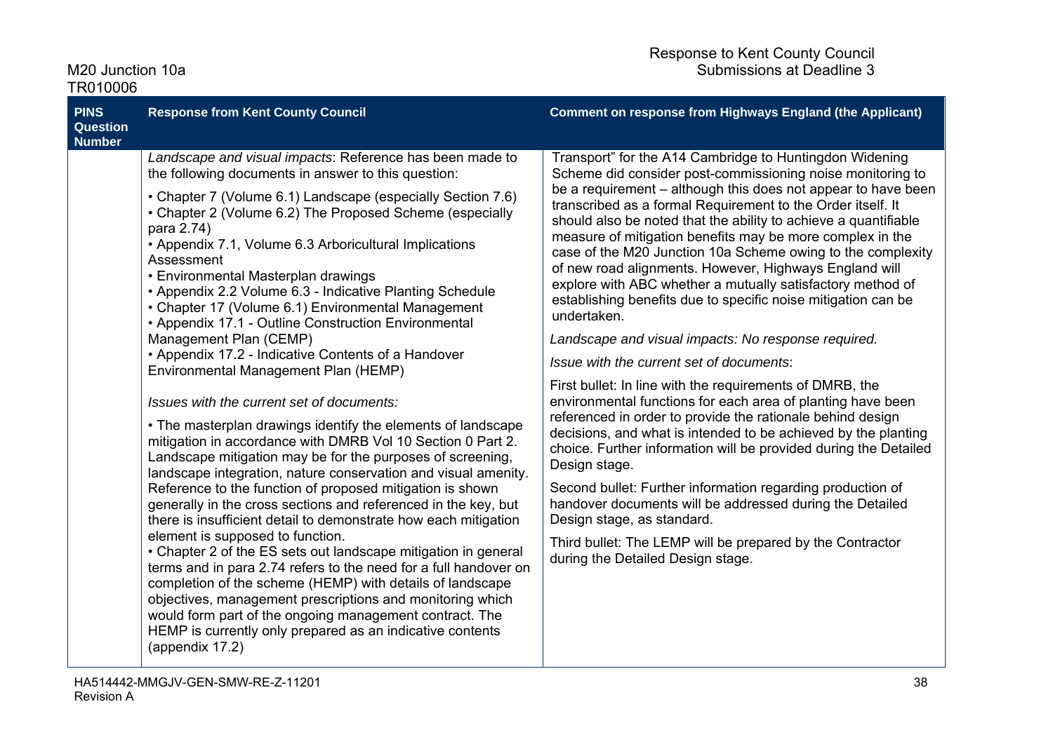| PINS Question Number | Response from Kent County Council | Comment on response from Highways England (the Applicant) |
|---|---|---|
| | *Landscape and visual impacts*: Reference has been made to the following documents in answer to this question:<br><br>• Chapter 7 (Volume 6.1) Landscape (especially Section 7.6)<br>• Chapter 2 (Volume 6.2) The Proposed Scheme (especially para 2.74)<br>• Appendix 7.1, Volume 6.3 Arboricultural Implications Assessment<br>• Environmental Masterplan drawings<br>• Appendix 2.2 Volume 6.3 - Indicative Planting Schedule<br>• Chapter 17 (Volume 6.1) Environmental Management<br>• Appendix 17.1 - Outline Construction Environmental Management Plan (CEMP)<br>• Appendix 17.2 - Indicative Contents of a Handover Environmental Management Plan (HEMP)<br><br>*Issues with the current set of documents:*<br><br>• The masterplan drawings identify the elements of landscape mitigation in accordance with DMRB Vol 10 Section 0 Part 2. Landscape mitigation may be for the purposes of screening, landscape integration, nature conservation and visual amenity. Reference to the function of proposed mitigation is shown generally in the cross sections and referenced in the key, but there is insufficient detail to demonstrate how each mitigation element is supposed to function.<br>• Chapter 2 of the ES sets out landscape mitigation in general terms and in para 2.74 refers to the need for a full handover on completion of the scheme (HEMP) with details of landscape objectives, management prescriptions and monitoring which would form part of the ongoing management contract. The HEMP is currently only prepared as an indicative contents (appendix 17.2) | Transport" for the A14 Cambridge to Huntingdon Widening Scheme did consider post-commissioning noise monitoring to be a requirement – although this does not appear to have been transcribed as a formal Requirement to the Order itself. It should also be noted that the ability to achieve a quantifiable measure of mitigation benefits may be more complex in the case of the M20 Junction 10a Scheme owing to the complexity of new road alignments. However, Highways England will explore with ABC whether a mutually satisfactory method of establishing benefits due to specific noise mitigation can be undertaken.<br><br>*Landscape and visual impacts: No response required.*<br><br>*Issue with the current set of documents*:<br><br>First bullet: In line with the requirements of DMRB, the environmental functions for each area of planting have been referenced in order to provide the rationale behind design decisions, and what is intended to be achieved by the planting choice. Further information will be provided during the Detailed Design stage.<br><br>Second bullet: Further information regarding production of handover documents will be addressed during the Detailed Design stage, as standard.<br><br>Third bullet: The LEMP will be prepared by the Contractor during the Detailed Design stage. |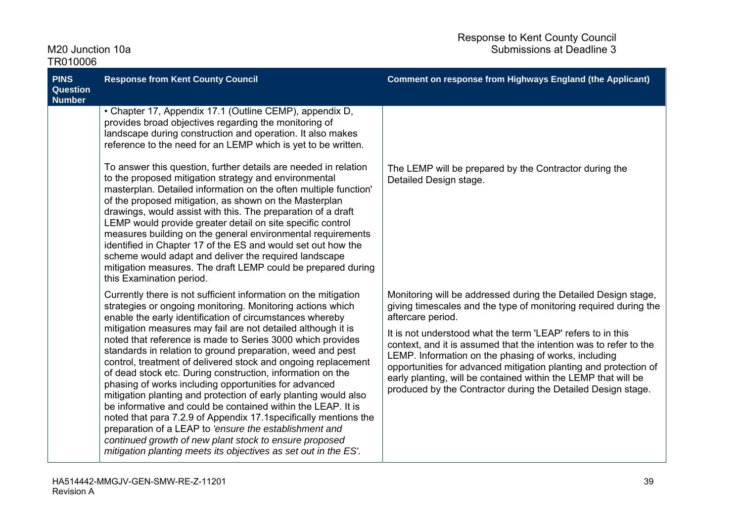| PINS Question Number | Response from Kent County Council | Comment on response from Highways England (the Applicant) |
|---|---|---|
| | • Chapter 17, Appendix 17.1 (Outline CEMP), appendix D, provides broad objectives regarding the monitoring of landscape during construction and operation. It also makes reference to the need for an LEMP which is yet to be written. | |
| | To answer this question, further details are needed in relation to the proposed mitigation strategy and environmental masterplan. Detailed information on the often multiple function' of the proposed mitigation, as shown on the Masterplan drawings, would assist with this. The preparation of a draft LEMP would provide greater detail on site specific control measures building on the general environmental requirements identified in Chapter 17 of the ES and would set out how the scheme would adapt and deliver the required landscape mitigation measures. The draft LEMP could be prepared during this Examination period. | The LEMP will be prepared by the Contractor during the Detailed Design stage. |
| | Currently there is not sufficient information on the mitigation strategies or ongoing monitoring. Monitoring actions which enable the early identification of circumstances whereby mitigation measures may fail are not detailed although it is noted that reference is made to Series 3000 which provides standards in relation to ground preparation, weed and pest control, treatment of delivered stock and ongoing replacement of dead stock etc. During construction, information on the phasing of works including opportunities for advanced mitigation planting and protection of early planting would also be informative and could be contained within the LEAP. It is noted that para 7.2.9 of Appendix 17.1specifically mentions the preparation of a LEAP to *'ensure the establishment and continued growth of new plant stock to ensure proposed mitigation planting meets its objectives as set out in the ES'.* | Monitoring will be addressed during the Detailed Design stage, giving timescales and the type of monitoring required during the aftercare period.<br><br>It is not understood what the term 'LEAP' refers to in this context, and it is assumed that the intention was to refer to the LEMP. Information on the phasing of works, including opportunities for advanced mitigation planting and protection of early planting, will be contained within the LEMP that will be produced by the Contractor during the Detailed Design stage. |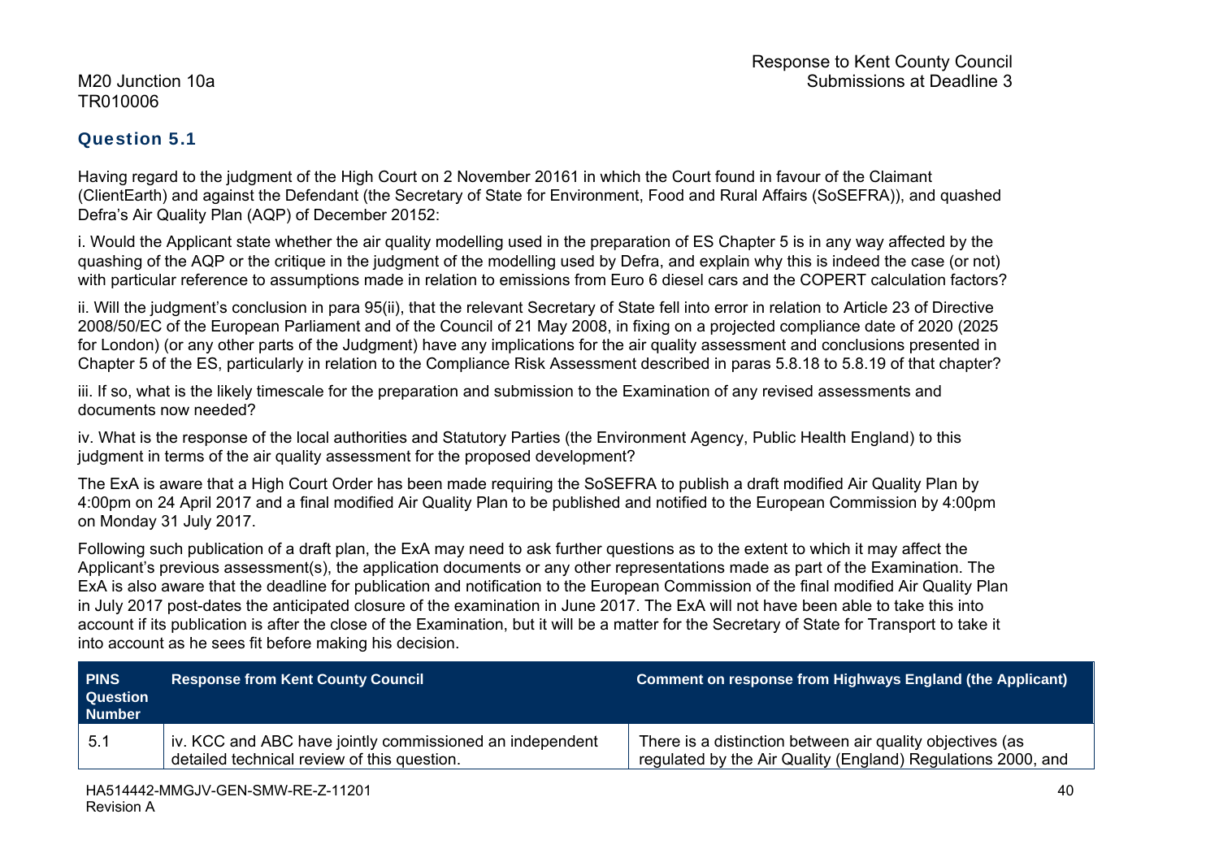## Question 5.1

Having regard to the judgment of the High Court on 2 November 20161 in which the Court found in favour of the Claimant (ClientEarth) and against the Defendant (the Secretary of State for Environment, Food and Rural Affairs (SoSEFRA)), and quashed Defra's Air Quality Plan (AQP) of December 20152:

i. Would the Applicant state whether the air quality modelling used in the preparation of ES Chapter 5 is in any way affected by the quashing of the AQP or the critique in the judgment of the modelling used by Defra, and explain why this is indeed the case (or not) with particular reference to assumptions made in relation to emissions from Euro 6 diesel cars and the COPERT calculation factors?

ii. Will the judgment's conclusion in para 95(ii), that the relevant Secretary of State fell into error in relation to Article 23 of Directive 2008/50/EC of the European Parliament and of the Council of 21 May 2008, in fixing on a projected compliance date of 2020 (2025 for London) (or any other parts of the Judgment) have any implications for the air quality assessment and conclusions presented in Chapter 5 of the ES, particularly in relation to the Compliance Risk Assessment described in paras 5.8.18 to 5.8.19 of that chapter?

iii. If so, what is the likely timescale for the preparation and submission to the Examination of any revised assessments and documents now needed?

iv. What is the response of the local authorities and Statutory Parties (the Environment Agency, Public Health England) to this judgment in terms of the air quality assessment for the proposed development?

The ExA is aware that a High Court Order has been made requiring the SoSEFRA to publish a draft modified Air Quality Plan by 4:00pm on 24 April 2017 and a final modified Air Quality Plan to be published and notified to the European Commission by 4:00pm on Monday 31 July 2017.

Following such publication of a draft plan, the ExA may need to ask further questions as to the extent to which it may affect the Applicant's previous assessment(s), the application documents or any other representations made as part of the Examination. The ExA is also aware that the deadline for publication and notification to the European Commission of the final modified Air Quality Plan in July 2017 post-dates the anticipated closure of the examination in June 2017. The ExA will not have been able to take this into account if its publication is after the close of the Examination, but it will be a matter for the Secretary of State for Transport to take it into account as he sees fit before making his decision.

| PINS Question Number | Response from Kent County Council | Comment on response from Highways England (the Applicant) |
| --- | --- | --- |
| 5.1 | iv. KCC and ABC have jointly commissioned an independent detailed technical review of this question. | There is a distinction between air quality objectives (as regulated by the Air Quality (England) Regulations 2000, and |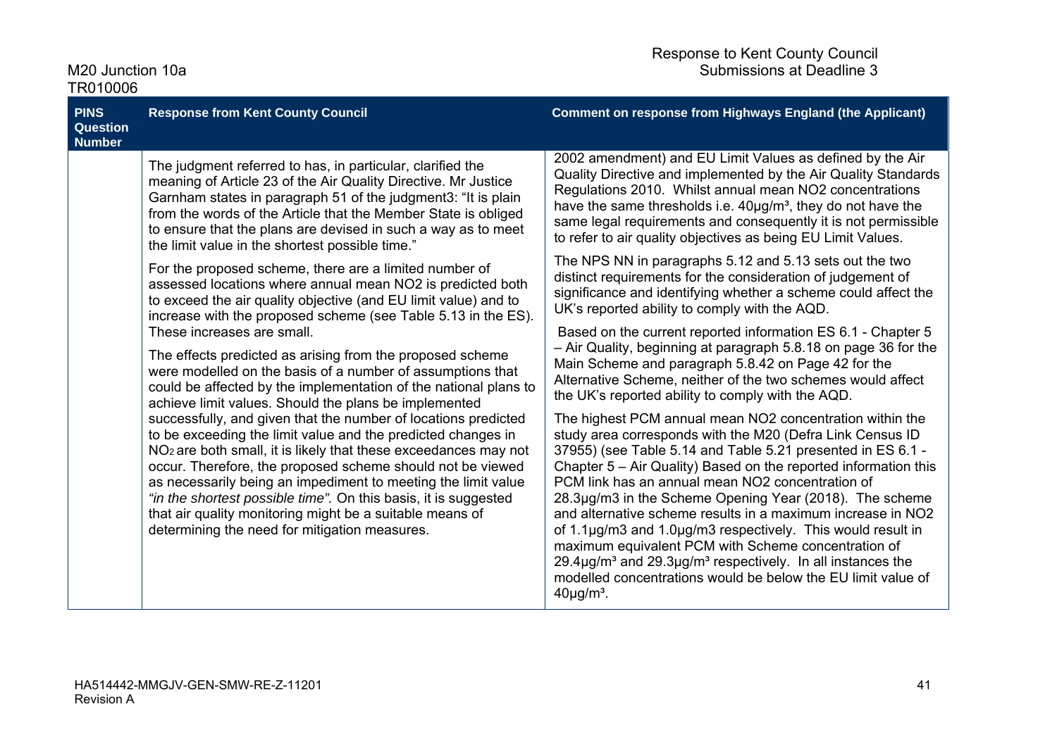| PINS Question Number | Response from Kent County Council | Comment on response from Highways England (the Applicant) |
|---|---|---|
| | The judgment referred to has, in particular, clarified the meaning of Article 23 of the Air Quality Directive. Mr Justice Garnham states in paragraph 51 of the judgment3: "It is plain from the words of the Article that the Member State is obliged to ensure that the plans are devised in such a way as to meet the limit value in the shortest possible time."<br><br>For the proposed scheme, there are a limited number of assessed locations where annual mean $NO_2$ is predicted both to exceed the air quality objective (and EU limit value) and to increase with the proposed scheme (see Table 5.13 in the ES). These increases are small.<br><br>The effects predicted as arising from the proposed scheme were modelled on the basis of a number of assumptions that could be affected by the implementation of the national plans to achieve limit values. Should the plans be implemented successfully, and given that the number of locations predicted to be exceeding the limit value and the predicted changes in $NO_2$ are both small, it is likely that these exceedances may not occur. Therefore, the proposed scheme should not be viewed as necessarily being an impediment to meeting the limit value *"in the shortest possible time".* On this basis, it is suggested that air quality monitoring might be a suitable means of determining the need for mitigation measures. | 2002 amendment) and EU Limit Values as defined by the Air Quality Directive and implemented by the Air Quality Standards Regulations 2010. Whilst annual mean $NO_2$ concentrations have the same thresholds i.e. 40µg/m³, they do not have the same legal requirements and consequently it is not permissible to refer to air quality objectives as being EU Limit Values.<br><br>The NPS NN in paragraphs 5.12 and 5.13 sets out the two distinct requirements for the consideration of judgement of significance and identifying whether a scheme could affect the UK's reported ability to comply with the AQD.<br><br>Based on the current reported information ES 6.1 - Chapter 5 – Air Quality, beginning at paragraph 5.8.18 on page 36 for the Main Scheme and paragraph 5.8.42 on Page 42 for the Alternative Scheme, neither of the two schemes would affect the UK's reported ability to comply with the AQD.<br><br>The highest PCM annual mean $NO_2$ concentration within the study area corresponds with the M20 (Defra Link Census ID 37955) (see Table 5.14 and Table 5.21 presented in ES 6.1 - Chapter 5 – Air Quality) Based on the reported information this PCM link has an annual mean $NO_2$ concentration of 28.3µg/m3 in the Scheme Opening Year (2018). The scheme and alternative scheme results in a maximum increase in $NO_2$ of 1.1µg/m3 and 1.0µg/m3 respectively. This would result in maximum equivalent PCM with Scheme concentration of 29.4µg/m³ and 29.3µg/m³ respectively. In all instances the modelled concentrations would be below the EU limit value of 40µg/m³. |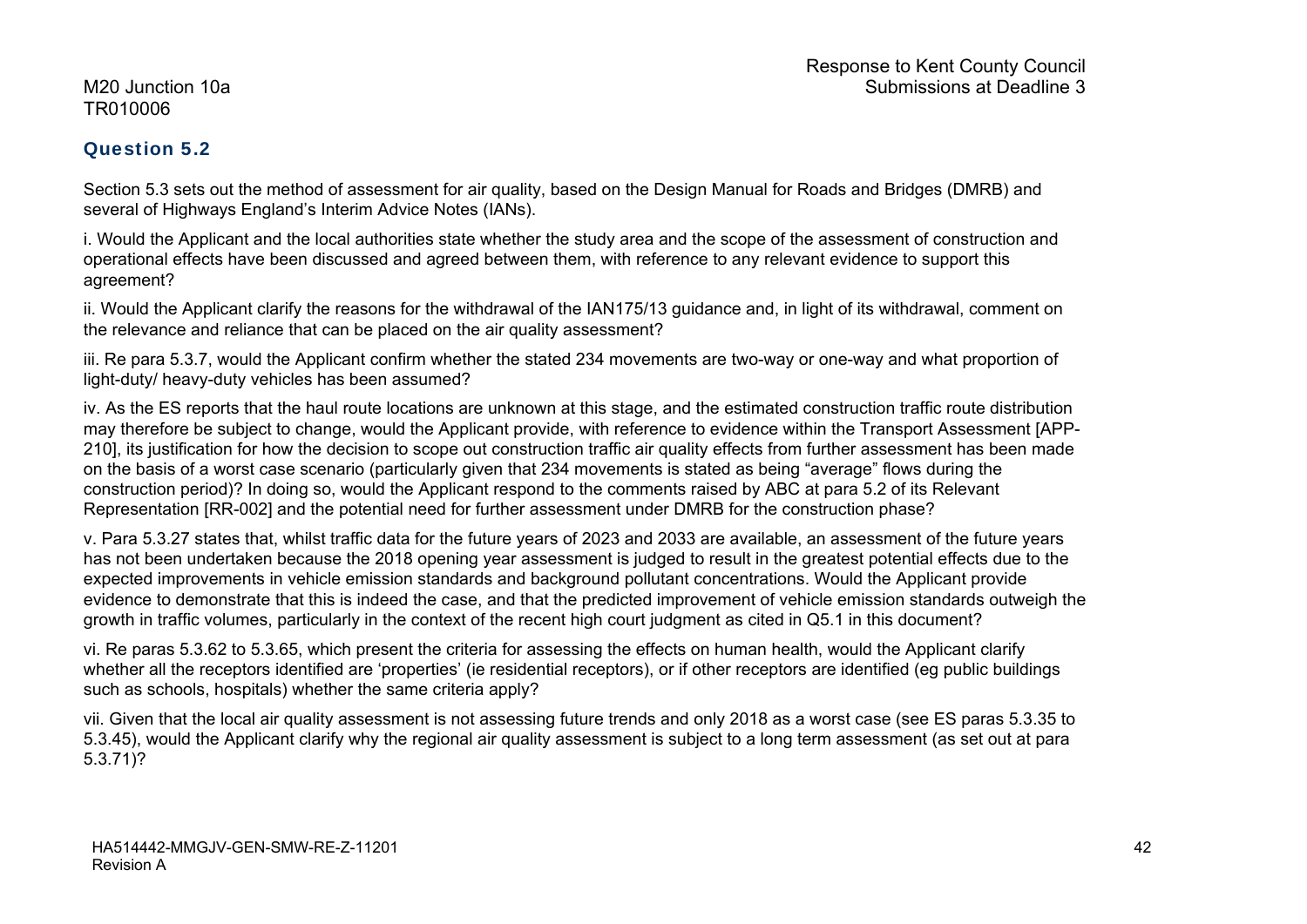## Question 5.2

Section 5.3 sets out the method of assessment for air quality, based on the Design Manual for Roads and Bridges (DMRB) and several of Highways England's Interim Advice Notes (IANs).

i. Would the Applicant and the local authorities state whether the study area and the scope of the assessment of construction and operational effects have been discussed and agreed between them, with reference to any relevant evidence to support this agreement?

ii. Would the Applicant clarify the reasons for the withdrawal of the IAN175/13 guidance and, in light of its withdrawal, comment on the relevance and reliance that can be placed on the air quality assessment?

iii. Re para 5.3.7, would the Applicant confirm whether the stated 234 movements are two-way or one-way and what proportion of light-duty/ heavy-duty vehicles has been assumed?

iv. As the ES reports that the haul route locations are unknown at this stage, and the estimated construction traffic route distribution may therefore be subject to change, would the Applicant provide, with reference to evidence within the Transport Assessment [APP-210], its justification for how the decision to scope out construction traffic air quality effects from further assessment has been made on the basis of a worst case scenario (particularly given that 234 movements is stated as being "average" flows during the construction period)? In doing so, would the Applicant respond to the comments raised by ABC at para 5.2 of its Relevant Representation [RR-002] and the potential need for further assessment under DMRB for the construction phase?

v. Para 5.3.27 states that, whilst traffic data for the future years of 2023 and 2033 are available, an assessment of the future years has not been undertaken because the 2018 opening year assessment is judged to result in the greatest potential effects due to the expected improvements in vehicle emission standards and background pollutant concentrations. Would the Applicant provide evidence to demonstrate that this is indeed the case, and that the predicted improvement of vehicle emission standards outweigh the growth in traffic volumes, particularly in the context of the recent high court judgment as cited in Q5.1 in this document?

vi. Re paras 5.3.62 to 5.3.65, which present the criteria for assessing the effects on human health, would the Applicant clarify whether all the receptors identified are 'properties' (ie residential receptors), or if other receptors are identified (eg public buildings such as schools, hospitals) whether the same criteria apply?

vii. Given that the local air quality assessment is not assessing future trends and only 2018 as a worst case (see ES paras 5.3.35 to 5.3.45), would the Applicant clarify why the regional air quality assessment is subject to a long term assessment (as set out at para 5.3.71)?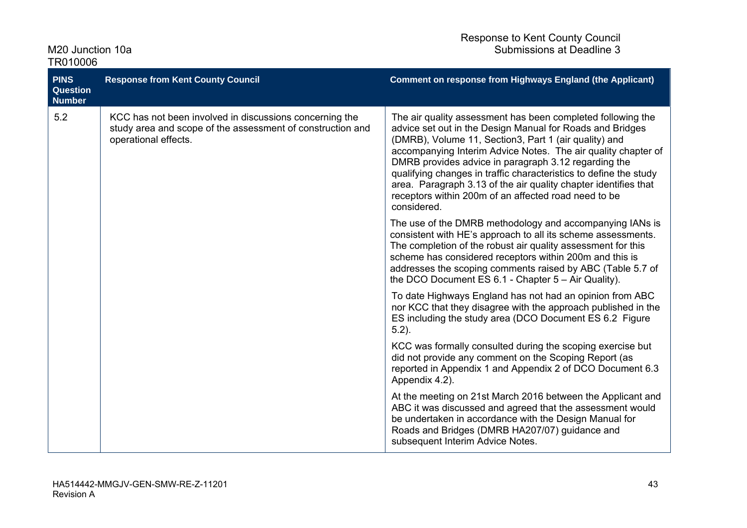| PINS Question Number | Response from Kent County Council | Comment on response from Highways England (the Applicant) |
| --- | --- | --- |
| 5.2 | KCC has not been involved in discussions concerning the study area and scope of the assessment of construction and operational effects. | The air quality assessment has been completed following the advice set out in the Design Manual for Roads and Bridges (DMRB), Volume 11, Section3, Part 1 (air quality) and accompanying Interim Advice Notes. The air quality chapter of DMRB provides advice in paragraph 3.12 regarding the qualifying changes in traffic characteristics to define the study area. Paragraph 3.13 of the air quality chapter identifies that receptors within 200m of an affected road need to be considered.<br><br>The use of the DMRB methodology and accompanying IANs is consistent with HE's approach to all its scheme assessments. The completion of the robust air quality assessment for this scheme has considered receptors within 200m and this is addresses the scoping comments raised by ABC (Table 5.7 of the DCO Document ES 6.1 - Chapter 5 – Air Quality).<br><br>To date Highways England has not had an opinion from ABC nor KCC that they disagree with the approach published in the ES including the study area (DCO Document ES 6.2 Figure 5.2).<br><br>KCC was formally consulted during the scoping exercise but did not provide any comment on the Scoping Report (as reported in Appendix 1 and Appendix 2 of DCO Document 6.3 Appendix 4.2).<br><br>At the meeting on 21st March 2016 between the Applicant and ABC it was discussed and agreed that the assessment would be undertaken in accordance with the Design Manual for Roads and Bridges (DMRB HA207/07) guidance and subsequent Interim Advice Notes. |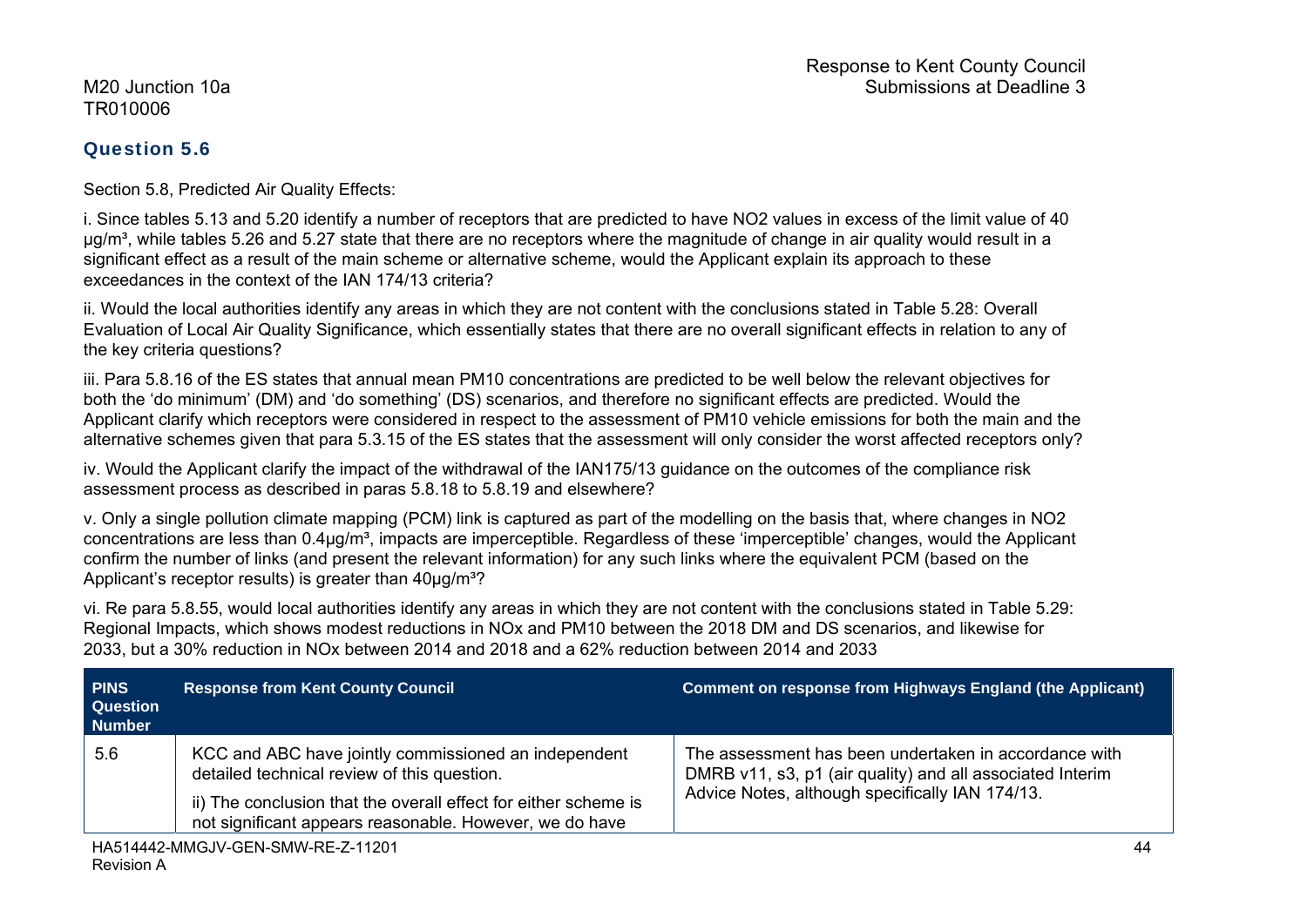## Question 5.6

Section 5.8, Predicted Air Quality Effects:

i. Since tables 5.13 and 5.20 identify a number of receptors that are predicted to have $NO_2$ values in excess of the limit value of 40 µg/m³, while tables 5.26 and 5.27 state that there are no receptors where the magnitude of change in air quality would result in a significant effect as a result of the main scheme or alternative scheme, would the Applicant explain its approach to these exceedances in the context of the IAN 174/13 criteria?

ii. Would the local authorities identify any areas in which they are not content with the conclusions stated in Table 5.28: Overall Evaluation of Local Air Quality Significance, which essentially states that there are no overall significant effects in relation to any of the key criteria questions?

iii. Para 5.8.16 of the ES states that annual mean $PM_{10}$ concentrations are predicted to be well below the relevant objectives for both the 'do minimum' (DM) and 'do something' (DS) scenarios, and therefore no significant effects are predicted. Would the Applicant clarify which receptors were considered in respect to the assessment of $PM_{10}$ vehicle emissions for both the main and the alternative schemes given that para 5.3.15 of the ES states that the assessment will only consider the worst affected receptors only?

iv. Would the Applicant clarify the impact of the withdrawal of the IAN175/13 guidance on the outcomes of the compliance risk assessment process as described in paras 5.8.18 to 5.8.19 and elsewhere?

v. Only a single pollution climate mapping (PCM) link is captured as part of the modelling on the basis that, where changes in $NO_2$ concentrations are less than 0.4µg/m³, impacts are imperceptible. Regardless of these 'imperceptible' changes, would the Applicant confirm the number of links (and present the relevant information) for any such links where the equivalent PCM (based on the Applicant's receptor results) is greater than 40µg/m³?

vi. Re para 5.8.55, would local authorities identify any areas in which they are not content with the conclusions stated in Table 5.29: Regional Impacts, which shows modest reductions in NOx and $PM_{10}$ between the 2018 DM and DS scenarios, and likewise for 2033, but a 30% reduction in NOx between 2014 and 2018 and a 62% reduction between 2014 and 2033

| PINS Question Number | Response from Kent County Council | Comment on response from Highways England (the Applicant) |
|---|---|---|
| 5.6 | KCC and ABC have jointly commissioned an independent detailed technical review of this question.<br><br>ii) The conclusion that the overall effect for either scheme is not significant appears reasonable. However, we do have | The assessment has been undertaken in accordance with DMRB v11, s3, p1 (air quality) and all associated Interim Advice Notes, although specifically IAN 174/13. |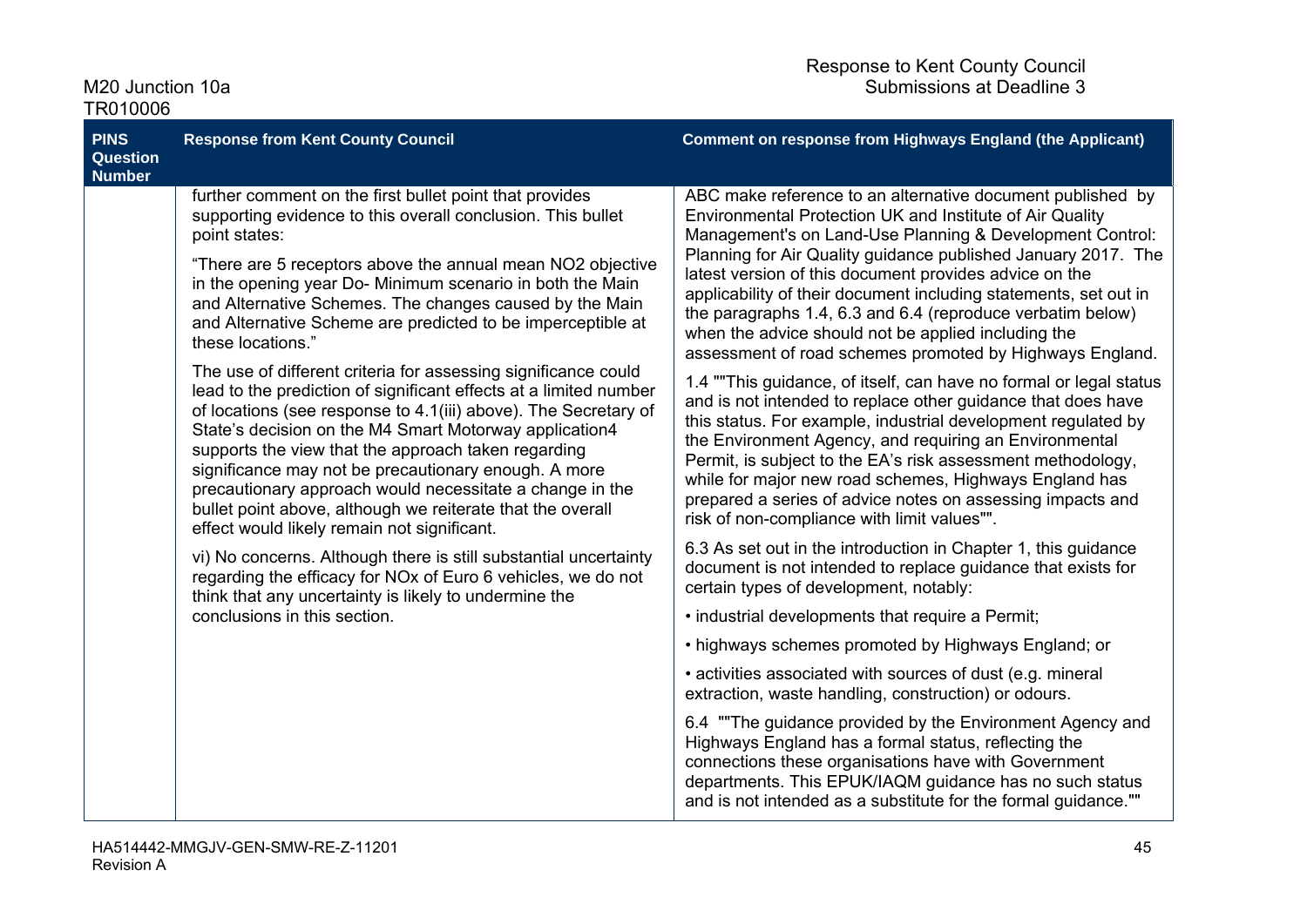| PINS Question Number | Response from Kent County Council | Comment on response from Highways England (the Applicant) |
|---|---|---|
| | further comment on the first bullet point that provides supporting evidence to this overall conclusion. This bullet point states:<br><br>"There are 5 receptors above the annual mean $NO_2$ objective in the opening year Do- Minimum scenario in both the Main and Alternative Schemes. The changes caused by the Main and Alternative Scheme are predicted to be imperceptible at these locations."<br><br>The use of different criteria for assessing significance could lead to the prediction of significant effects at a limited number of locations (see response to 4.1(iii) above). The Secretary of State's decision on the M4 Smart Motorway application4 supports the view that the approach taken regarding significance may not be precautionary enough. A more precautionary approach would necessitate a change in the bullet point above, although we reiterate that the overall effect would likely remain not significant.<br><br>vi) No concerns. Although there is still substantial uncertainty regarding the efficacy for $NO_x$ of Euro 6 vehicles, we do not think that any uncertainty is likely to undermine the conclusions in this section. | ABC make reference to an alternative document published by Environmental Protection UK and Institute of Air Quality Management's on Land-Use Planning & Development Control: Planning for Air Quality guidance published January 2017. The latest version of this document provides advice on the applicability of their document including statements, set out in the paragraphs 1.4, 6.3 and 6.4 (reproduce verbatim below) when the advice should not be applied including the assessment of road schemes promoted by Highways England.<br><br>1.4 ""This guidance, of itself, can have no formal or legal status and is not intended to replace other guidance that does have this status. For example, industrial development regulated by the Environment Agency, and requiring an Environmental Permit, is subject to the EA's risk assessment methodology, while for major new road schemes, Highways England has prepared a series of advice notes on assessing impacts and risk of non-compliance with limit values"".<br><br>6.3 As set out in the introduction in Chapter 1, this guidance document is not intended to replace guidance that exists for certain types of development, notably:<br><br>• industrial developments that require a Permit;<br><br>• highways schemes promoted by Highways England; or<br><br>• activities associated with sources of dust (e.g. mineral extraction, waste handling, construction) or odours.<br><br>6.4 ""The guidance provided by the Environment Agency and Highways England has a formal status, reflecting the connections these organisations have with Government departments. This EPUK/IAQM guidance has no such status and is not intended as a substitute for the formal guidance."" |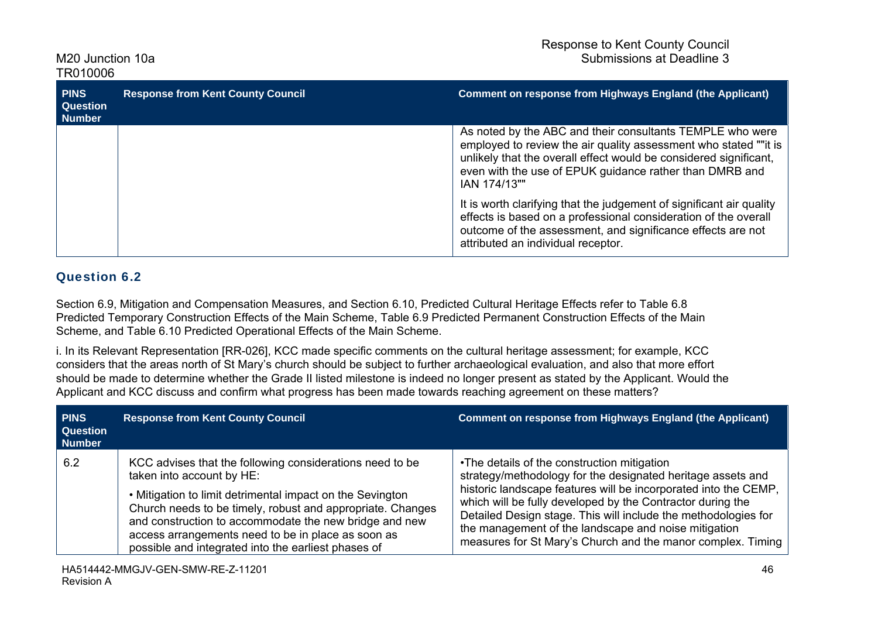| PINS Question Number | Response from Kent County Council | Comment on response from Highways England (the Applicant) |
|---|---|---|
| | | As noted by the ABC and their consultants TEMPLE who were employed to review the air quality assessment who stated ""it is unlikely that the overall effect would be considered significant, even with the use of EPUK guidance rather than DMRB and IAN 174/13""<br><br>It is worth clarifying that the judgement of significant air quality effects is based on a professional consideration of the overall outcome of the assessment, and significance effects are not attributed an individual receptor. |

## Question 6.2

Section 6.9, Mitigation and Compensation Measures, and Section 6.10, Predicted Cultural Heritage Effects refer to Table 6.8 Predicted Temporary Construction Effects of the Main Scheme, Table 6.9 Predicted Permanent Construction Effects of the Main Scheme, and Table 6.10 Predicted Operational Effects of the Main Scheme.

i. In its Relevant Representation [RR-026], KCC made specific comments on the cultural heritage assessment; for example, KCC considers that the areas north of St Mary's church should be subject to further archaeological evaluation, and also that more effort should be made to determine whether the Grade II listed milestone is indeed no longer present as stated by the Applicant. Would the Applicant and KCC discuss and confirm what progress has been made towards reaching agreement on these matters?

| PINS Question Number | Response from Kent County Council | Comment on response from Highways England (the Applicant) |
|---|---|---|
| 6.2 | KCC advises that the following considerations need to be taken into account by HE:<br><br>• Mitigation to limit detrimental impact on the Sevington Church needs to be timely, robust and appropriate. Changes and construction to accommodate the new bridge and new access arrangements need to be in place as soon as possible and integrated into the earliest phases of | •The details of the construction mitigation strategy/methodology for the designated heritage assets and historic landscape features will be incorporated into the CEMP, which will be fully developed by the Contractor during the Detailed Design stage. This will include the methodologies for the management of the landscape and noise mitigation measures for St Mary's Church and the manor complex. Timing |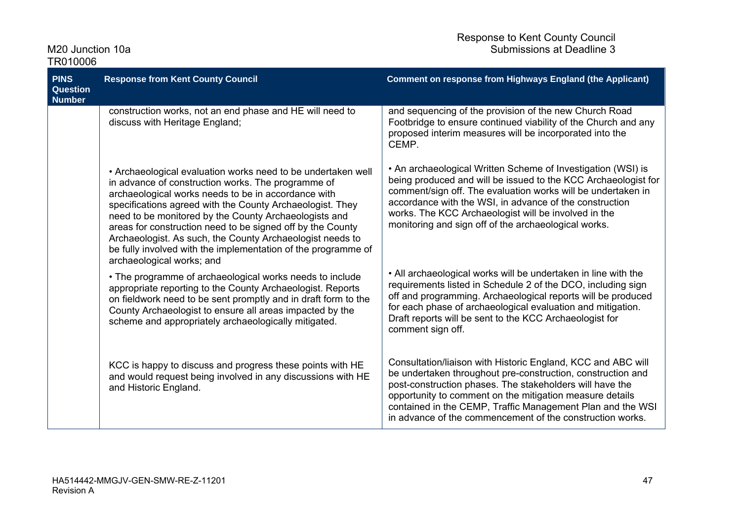| PINS Question Number | Response from Kent County Council | Comment on response from Highways England (the Applicant) |
|---|---|---|
| | construction works, not an end phase and HE will need to discuss with Heritage England; | and sequencing of the provision of the new Church Road Footbridge to ensure continued viability of the Church and any proposed interim measures will be incorporated into the CEMP. |
| | • Archaeological evaluation works need to be undertaken well in advance of construction works. The programme of archaeological works needs to be in accordance with specifications agreed with the County Archaeologist. They need to be monitored by the County Archaeologists and areas for construction need to be signed off by the County Archaeologist. As such, the County Archaeologist needs to be fully involved with the implementation of the programme of archaeological works; and | • An archaeological Written Scheme of Investigation (WSI) is being produced and will be issued to the KCC Archaeologist for comment/sign off. The evaluation works will be undertaken in accordance with the WSI, in advance of the construction works. The KCC Archaeologist will be involved in the monitoring and sign off of the archaeological works. |
| | • The programme of archaeological works needs to include appropriate reporting to the County Archaeologist. Reports on fieldwork need to be sent promptly and in draft form to the County Archaeologist to ensure all areas impacted by the scheme and appropriately archaeologically mitigated. | • All archaeological works will be undertaken in line with the requirements listed in Schedule 2 of the DCO, including sign off and programming. Archaeological reports will be produced for each phase of archaeological evaluation and mitigation. Draft reports will be sent to the KCC Archaeologist for comment sign off. |
| | KCC is happy to discuss and progress these points with HE and would request being involved in any discussions with HE and Historic England. | Consultation/liaison with Historic England, KCC and ABC will be undertaken throughout pre-construction, construction and post-construction phases. The stakeholders will have the opportunity to comment on the mitigation measure details contained in the CEMP, Traffic Management Plan and the WSI in advance of the commencement of the construction works. |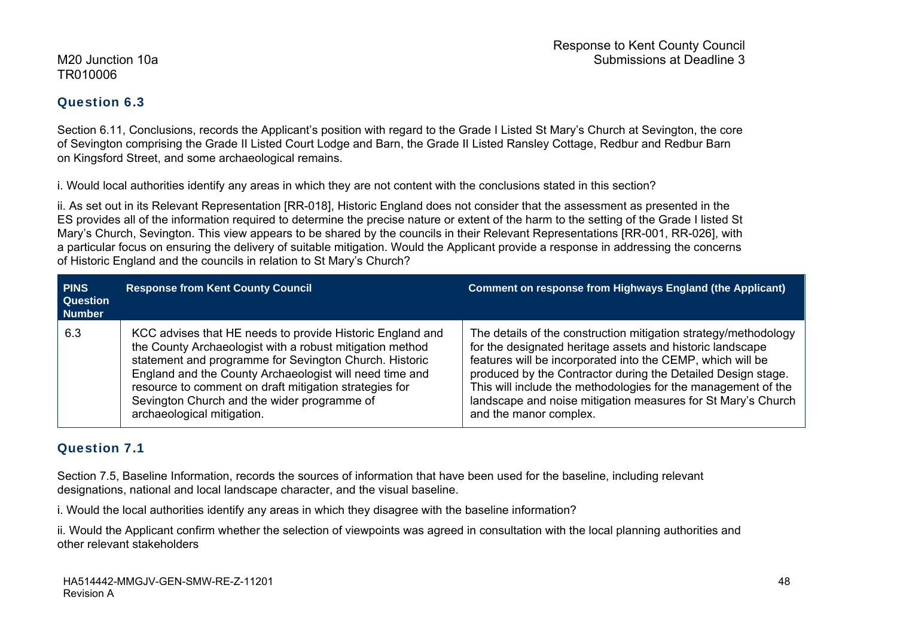## Question 6.3

Section 6.11, Conclusions, records the Applicant's position with regard to the Grade I Listed St Mary's Church at Sevington, the core of Sevington comprising the Grade II Listed Court Lodge and Barn, the Grade II Listed Ransley Cottage, Redbur and Redbur Barn on Kingsford Street, and some archaeological remains.

i. Would local authorities identify any areas in which they are not content with the conclusions stated in this section?

ii. As set out in its Relevant Representation [RR-018], Historic England does not consider that the assessment as presented in the ES provides all of the information required to determine the precise nature or extent of the harm to the setting of the Grade I listed St Mary's Church, Sevington. This view appears to be shared by the councils in their Relevant Representations [RR-001, RR-026], with a particular focus on ensuring the delivery of suitable mitigation. Would the Applicant provide a response in addressing the concerns of Historic England and the councils in relation to St Mary's Church?

| PINS Question Number | Response from Kent County Council | Comment on response from Highways England (the Applicant) |
|---|---|---|
| 6.3 | KCC advises that HE needs to provide Historic England and the County Archaeologist with a robust mitigation method statement and programme for Sevington Church. Historic England and the County Archaeologist will need time and resource to comment on draft mitigation strategies for Sevington Church and the wider programme of archaeological mitigation. | The details of the construction mitigation strategy/methodology for the designated heritage assets and historic landscape features will be incorporated into the CEMP, which will be produced by the Contractor during the Detailed Design stage. This will include the methodologies for the management of the landscape and noise mitigation measures for St Mary's Church and the manor complex. |

## Question 7.1

Section 7.5, Baseline Information, records the sources of information that have been used for the baseline, including relevant designations, national and local landscape character, and the visual baseline.

i. Would the local authorities identify any areas in which they disagree with the baseline information?

ii. Would the Applicant confirm whether the selection of viewpoints was agreed in consultation with the local planning authorities and other relevant stakeholders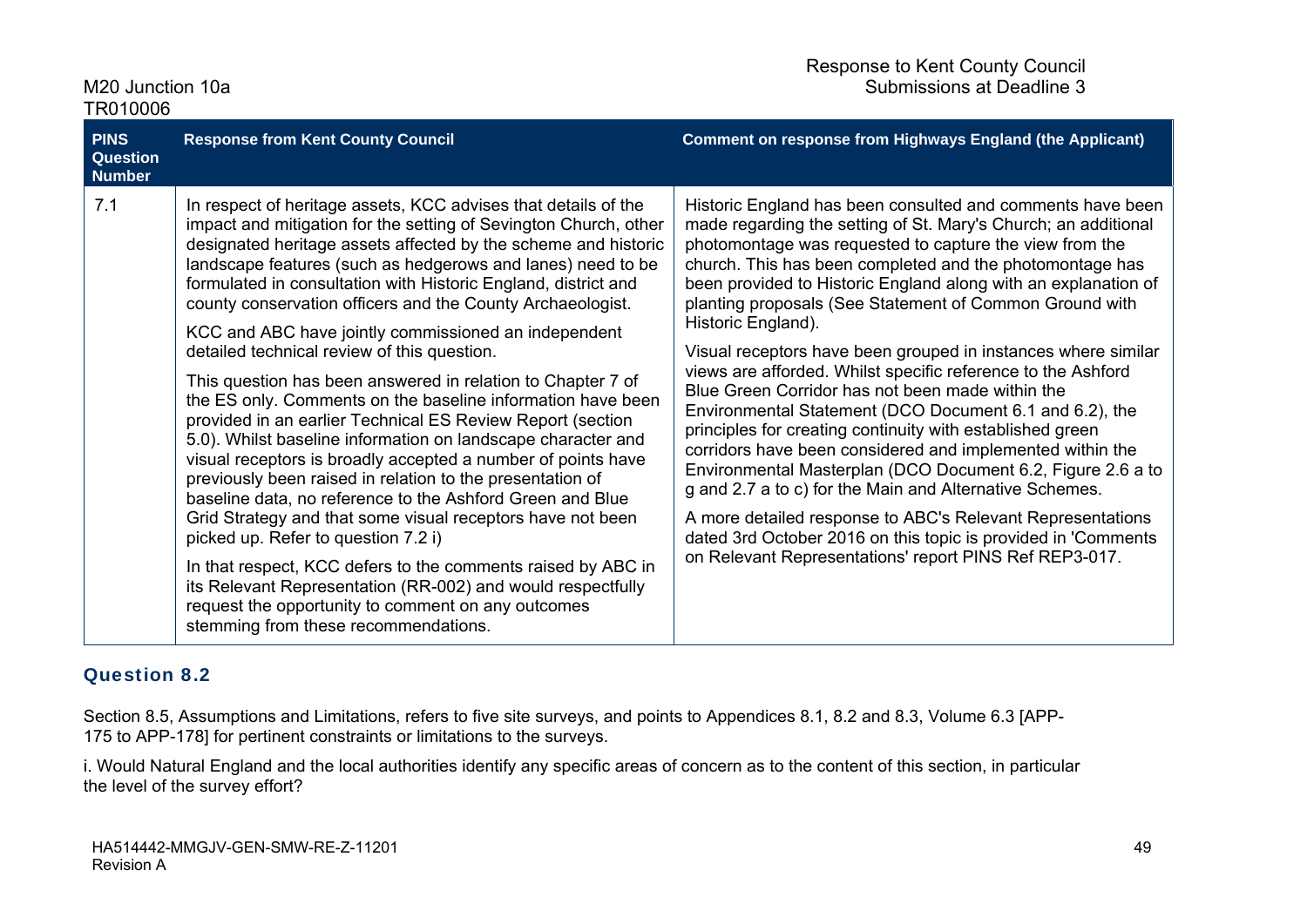| PINS Question Number | Response from Kent County Council | Comment on response from Highways England (the Applicant) |
|---|---|---|
| 7.1 | In respect of heritage assets, KCC advises that details of the impact and mitigation for the setting of Sevington Church, other designated heritage assets affected by the scheme and historic landscape features (such as hedgerows and lanes) need to be formulated in consultation with Historic England, district and county conservation officers and the County Archaeologist.<br><br>KCC and ABC have jointly commissioned an independent detailed technical review of this question.<br><br>This question has been answered in relation to Chapter 7 of the ES only. Comments on the baseline information have been provided in an earlier Technical ES Review Report (section 5.0). Whilst baseline information on landscape character and visual receptors is broadly accepted a number of points have previously been raised in relation to the presentation of baseline data, no reference to the Ashford Green and Blue Grid Strategy and that some visual receptors have not been picked up. Refer to question 7.2 i)<br><br>In that respect, KCC defers to the comments raised by ABC in its Relevant Representation (RR-002) and would respectfully request the opportunity to comment on any outcomes stemming from these recommendations. | Historic England has been consulted and comments have been made regarding the setting of St. Mary's Church; an additional photomontage was requested to capture the view from the church. This has been completed and the photomontage has been provided to Historic England along with an explanation of planting proposals (See Statement of Common Ground with Historic England).<br><br>Visual receptors have been grouped in instances where similar views are afforded. Whilst specific reference to the Ashford Blue Green Corridor has not been made within the Environmental Statement (DCO Document 6.1 and 6.2), the principles for creating continuity with established green corridors have been considered and implemented within the Environmental Masterplan (DCO Document 6.2, Figure 2.6 a to g and 2.7 a to c) for the Main and Alternative Schemes.<br><br>A more detailed response to ABC's Relevant Representations dated 3rd October 2016 on this topic is provided in 'Comments on Relevant Representations' report PINS Ref REP3-017. |

## Question 8.2

Section 8.5, Assumptions and Limitations, refers to five site surveys, and points to Appendices 8.1, 8.2 and 8.3, Volume 6.3 [APP-175 to APP-178] for pertinent constraints or limitations to the surveys.

i. Would Natural England and the local authorities identify any specific areas of concern as to the content of this section, in particular the level of the survey effort?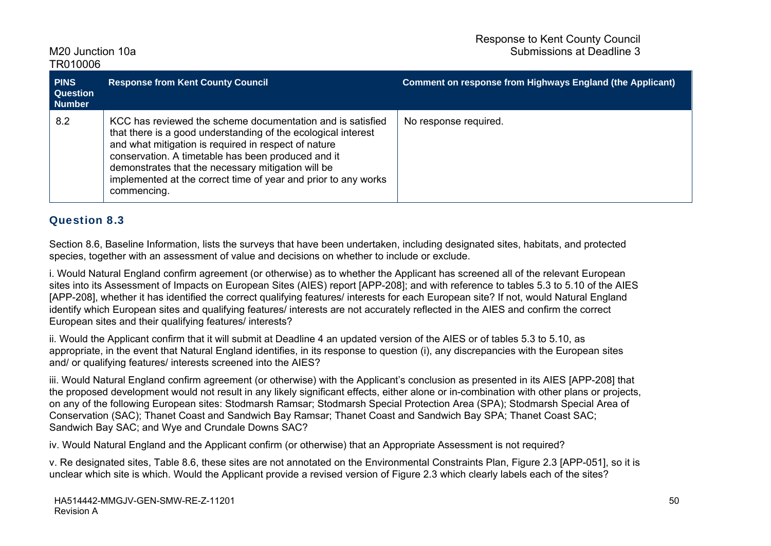| PINS Question Number | Response from Kent County Council | Comment on response from Highways England (the Applicant) |
| --- | --- | --- |
| 8.2 | KCC has reviewed the scheme documentation and is satisfied that there is a good understanding of the ecological interest and what mitigation is required in respect of nature conservation. A timetable has been produced and it demonstrates that the necessary mitigation will be implemented at the correct time of year and prior to any works commencing. | No response required. |

## Question 8.3

Section 8.6, Baseline Information, lists the surveys that have been undertaken, including designated sites, habitats, and protected species, together with an assessment of value and decisions on whether to include or exclude.

i. Would Natural England confirm agreement (or otherwise) as to whether the Applicant has screened all of the relevant European sites into its Assessment of Impacts on European Sites (AIES) report [APP-208]; and with reference to tables 5.3 to 5.10 of the AIES [APP-208], whether it has identified the correct qualifying features/ interests for each European site? If not, would Natural England identify which European sites and qualifying features/ interests are not accurately reflected in the AIES and confirm the correct European sites and their qualifying features/ interests?

ii. Would the Applicant confirm that it will submit at Deadline 4 an updated version of the AIES or of tables 5.3 to 5.10, as appropriate, in the event that Natural England identifies, in its response to question (i), any discrepancies with the European sites and/ or qualifying features/ interests screened into the AIES?

iii. Would Natural England confirm agreement (or otherwise) with the Applicant's conclusion as presented in its AIES [APP-208] that the proposed development would not result in any likely significant effects, either alone or in-combination with other plans or projects, on any of the following European sites: Stodmarsh Ramsar; Stodmarsh Special Protection Area (SPA); Stodmarsh Special Area of Conservation (SAC); Thanet Coast and Sandwich Bay Ramsar; Thanet Coast and Sandwich Bay SPA; Thanet Coast SAC; Sandwich Bay SAC; and Wye and Crundale Downs SAC?

iv. Would Natural England and the Applicant confirm (or otherwise) that an Appropriate Assessment is not required?

v. Re designated sites, Table 8.6, these sites are not annotated on the Environmental Constraints Plan, Figure 2.3 [APP-051], so it is unclear which site is which. Would the Applicant provide a revised version of Figure 2.3 which clearly labels each of the sites?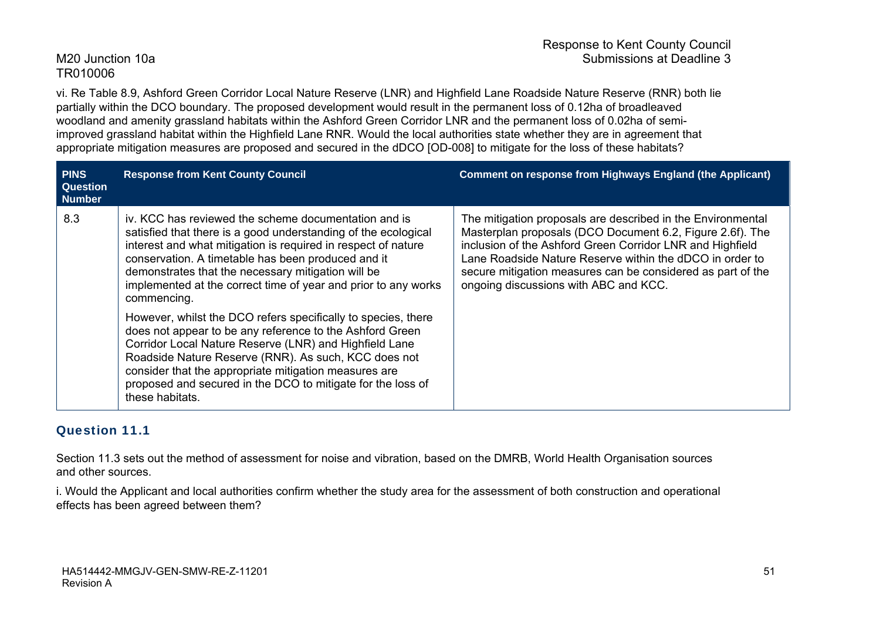vi. Re Table 8.9, Ashford Green Corridor Local Nature Reserve (LNR) and Highfield Lane Roadside Nature Reserve (RNR) both lie partially within the DCO boundary. The proposed development would result in the permanent loss of 0.12ha of broadleaved woodland and amenity grassland habitats within the Ashford Green Corridor LNR and the permanent loss of 0.02ha of semi-improved grassland habitat within the Highfield Lane RNR. Would the local authorities state whether they are in agreement that appropriate mitigation measures are proposed and secured in the dDCO [OD-008] to mitigate for the loss of these habitats?

| PINS Question Number | Response from Kent County Council | Comment on response from Highways England (the Applicant) |
|---|---|---|
| 8.3 | iv. KCC has reviewed the scheme documentation and is satisfied that there is a good understanding of the ecological interest and what mitigation is required in respect of nature conservation. A timetable has been produced and it demonstrates that the necessary mitigation will be implemented at the correct time of year and prior to any works commencing.<br><br>However, whilst the DCO refers specifically to species, there does not appear to be any reference to the Ashford Green Corridor Local Nature Reserve (LNR) and Highfield Lane Roadside Nature Reserve (RNR). As such, KCC does not consider that the appropriate mitigation measures are proposed and secured in the DCO to mitigate for the loss of these habitats. | The mitigation proposals are described in the Environmental Masterplan proposals (DCO Document 6.2, Figure 2.6f). The inclusion of the Ashford Green Corridor LNR and Highfield Lane Roadside Nature Reserve within the dDCO in order to secure mitigation measures can be considered as part of the ongoing discussions with ABC and KCC. |

## Question 11.1

Section 11.3 sets out the method of assessment for noise and vibration, based on the DMRB, World Health Organisation sources and other sources.

i. Would the Applicant and local authorities confirm whether the study area for the assessment of both construction and operational effects has been agreed between them?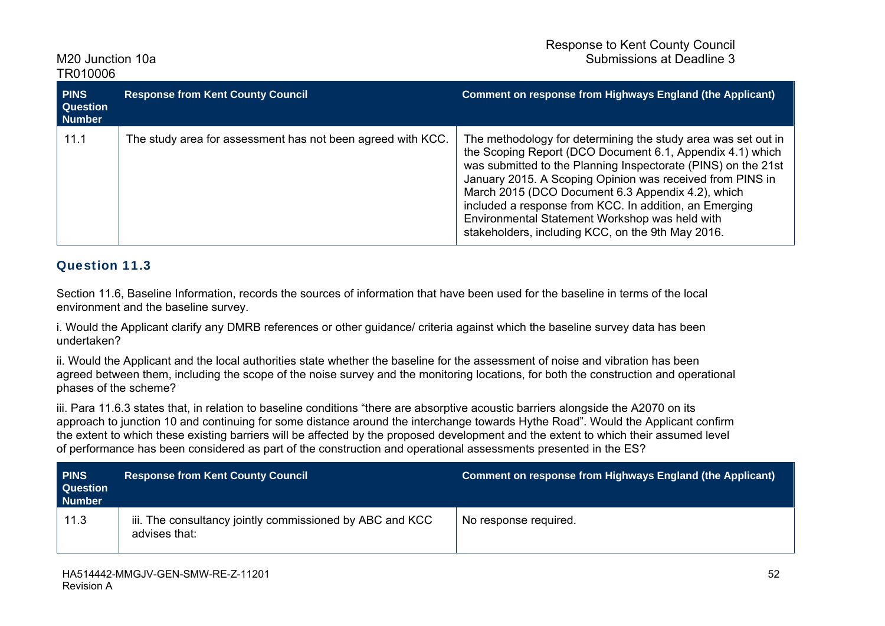| PINS Question Number | Response from Kent County Council | Comment on response from Highways England (the Applicant) |
| --- | --- | --- |
| 11.1 | The study area for assessment has not been agreed with KCC. | The methodology for determining the study area was set out in the Scoping Report (DCO Document 6.1, Appendix 4.1) which was submitted to the Planning Inspectorate (PINS) on the 21st January 2015. A Scoping Opinion was received from PINS in March 2015 (DCO Document 6.3 Appendix 4.2), which included a response from KCC. In addition, an Emerging Environmental Statement Workshop was held with stakeholders, including KCC, on the 9th May 2016. |

### Question 11.3

Section 11.6, Baseline Information, records the sources of information that have been used for the baseline in terms of the local environment and the baseline survey.

i. Would the Applicant clarify any DMRB references or other guidance/ criteria against which the baseline survey data has been undertaken?

ii. Would the Applicant and the local authorities state whether the baseline for the assessment of noise and vibration has been agreed between them, including the scope of the noise survey and the monitoring locations, for both the construction and operational phases of the scheme?

iii. Para 11.6.3 states that, in relation to baseline conditions "there are absorptive acoustic barriers alongside the A2070 on its approach to junction 10 and continuing for some distance around the interchange towards Hythe Road". Would the Applicant confirm the extent to which these existing barriers will be affected by the proposed development and the extent to which their assumed level of performance has been considered as part of the construction and operational assessments presented in the ES?

| PINS Question Number | Response from Kent County Council | Comment on response from Highways England (the Applicant) |
| --- | --- | --- |
| 11.3 | iii. The consultancy jointly commissioned by ABC and KCC advises that: | No response required. |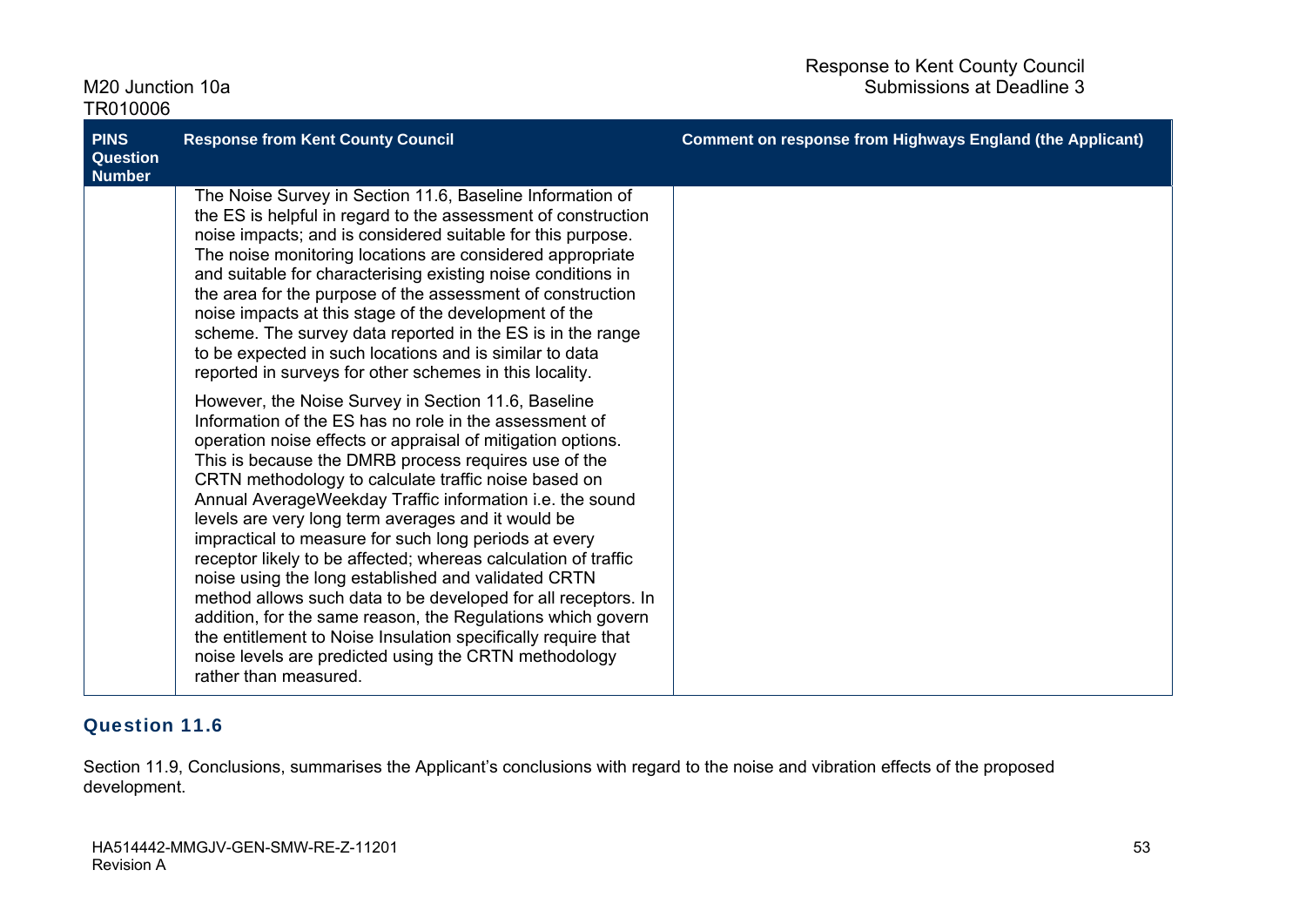| PINS Question Number | Response from Kent County Council | Comment on response from Highways England (the Applicant) |
| --- | --- | --- |
| | The Noise Survey in Section 11.6, Baseline Information of the ES is helpful in regard to the assessment of construction noise impacts; and is considered suitable for this purpose. The noise monitoring locations are considered appropriate and suitable for characterising existing noise conditions in the area for the purpose of the assessment of construction noise impacts at this stage of the development of the scheme. The survey data reported in the ES is in the range to be expected in such locations and is similar to data reported in surveys for other schemes in this locality.<br><br>However, the Noise Survey in Section 11.6, Baseline Information of the ES has no role in the assessment of operation noise effects or appraisal of mitigation options. This is because the DMRB process requires use of the CRTN methodology to calculate traffic noise based on Annual AverageWeekday Traffic information i.e. the sound levels are very long term averages and it would be impractical to measure for such long periods at every receptor likely to be affected; whereas calculation of traffic noise using the long established and validated CRTN method allows such data to be developed for all receptors. In addition, for the same reason, the Regulations which govern the entitlement to Noise Insulation specifically require that noise levels are predicted using the CRTN methodology rather than measured. | |

### Question 11.6

Section 11.9, Conclusions, summarises the Applicant's conclusions with regard to the noise and vibration effects of the proposed development.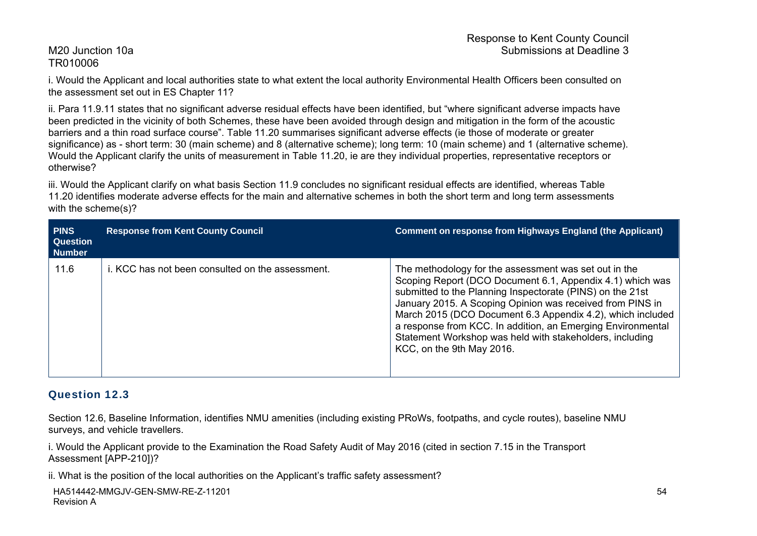i. Would the Applicant and local authorities state to what extent the local authority Environmental Health Officers been consulted on the assessment set out in ES Chapter 11?

ii. Para 11.9.11 states that no significant adverse residual effects have been identified, but “where significant adverse impacts have been predicted in the vicinity of both Schemes, these have been avoided through design and mitigation in the form of the acoustic barriers and a thin road surface course”. Table 11.20 summarises significant adverse effects (ie those of moderate or greater significance) as - short term: 30 (main scheme) and 8 (alternative scheme); long term: 10 (main scheme) and 1 (alternative scheme). Would the Applicant clarify the units of measurement in Table 11.20, ie are they individual properties, representative receptors or otherwise?

iii. Would the Applicant clarify on what basis Section 11.9 concludes no significant residual effects are identified, whereas Table 11.20 identifies moderate adverse effects for the main and alternative schemes in both the short term and long term assessments with the scheme(s)?

| PINS Question Number | Response from Kent County Council | Comment on response from Highways England (the Applicant) |
|---|---|---|
| 11.6 | i. KCC has not been consulted on the assessment. | The methodology for the assessment was set out in the Scoping Report (DCO Document 6.1, Appendix 4.1) which was submitted to the Planning Inspectorate (PINS) on the 21st January 2015. A Scoping Opinion was received from PINS in March 2015 (DCO Document 6.3 Appendix 4.2), which included a response from KCC. In addition, an Emerging Environmental Statement Workshop was held with stakeholders, including KCC, on the 9th May 2016. |

## Question 12.3

Section 12.6, Baseline Information, identifies NMU amenities (including existing PRoWs, footpaths, and cycle routes), baseline NMU surveys, and vehicle travellers.

i. Would the Applicant provide to the Examination the Road Safety Audit of May 2016 (cited in section 7.15 in the Transport Assessment [APP-210])?

ii. What is the position of the local authorities on the Applicant’s traffic safety assessment?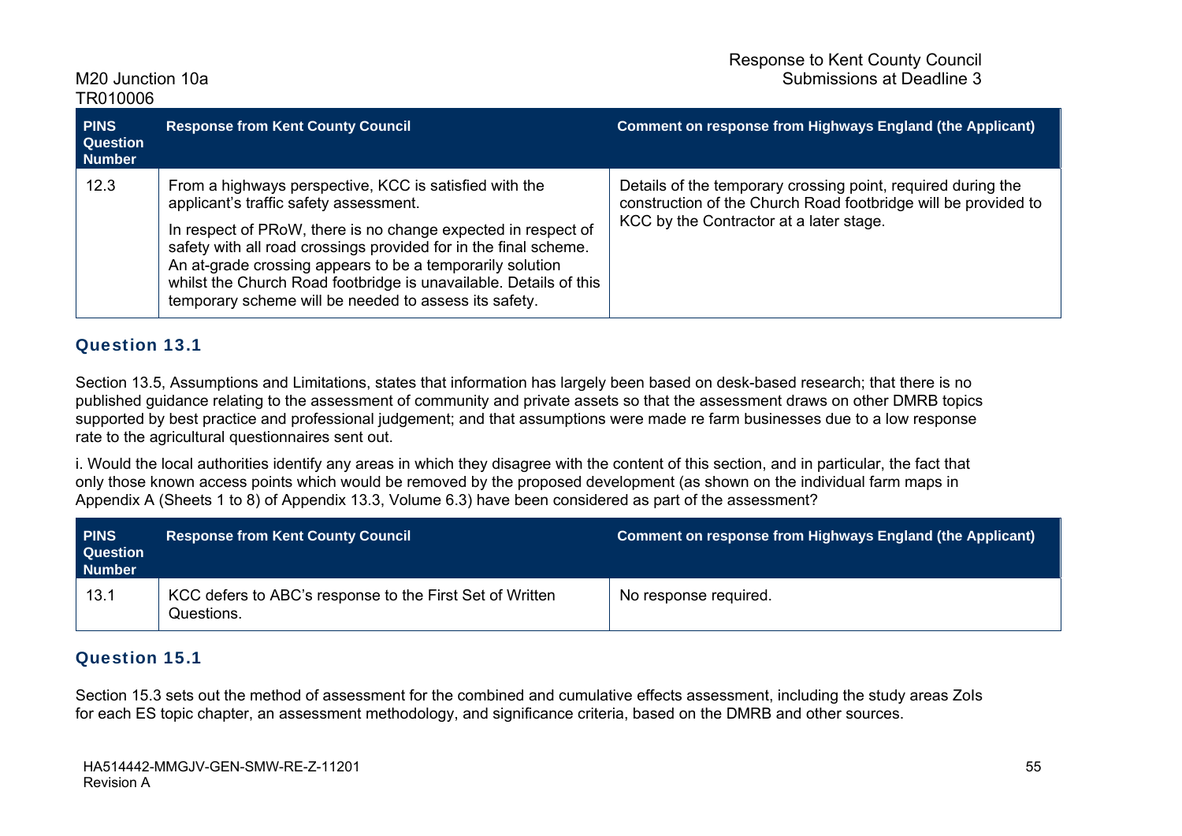| PINS Question Number | Response from Kent County Council | Comment on response from Highways England (the Applicant) |
|---|---|---|
| 12.3 | From a highways perspective, KCC is satisfied with the applicant's traffic safety assessment.<br><br>In respect of PRoW, there is no change expected in respect of safety with all road crossings provided for in the final scheme. An at-grade crossing appears to be a temporarily solution whilst the Church Road footbridge is unavailable. Details of this temporary scheme will be needed to assess its safety. | Details of the temporary crossing point, required during the construction of the Church Road footbridge will be provided to KCC by the Contractor at a later stage. |

## Question 13.1

Section 13.5, Assumptions and Limitations, states that information has largely been based on desk-based research; that there is no published guidance relating to the assessment of community and private assets so that the assessment draws on other DMRB topics supported by best practice and professional judgement; and that assumptions were made re farm businesses due to a low response rate to the agricultural questionnaires sent out.

i. Would the local authorities identify any areas in which they disagree with the content of this section, and in particular, the fact that only those known access points which would be removed by the proposed development (as shown on the individual farm maps in Appendix A (Sheets 1 to 8) of Appendix 13.3, Volume 6.3) have been considered as part of the assessment?

| PINS Question Number | Response from Kent County Council | Comment on response from Highways England (the Applicant) |
|---|---|---|
| 13.1 | KCC defers to ABC's response to the First Set of Written Questions. | No response required. |

## Question 15.1

Section 15.3 sets out the method of assessment for the combined and cumulative effects assessment, including the study areas ZoIs for each ES topic chapter, an assessment methodology, and significance criteria, based on the DMRB and other sources.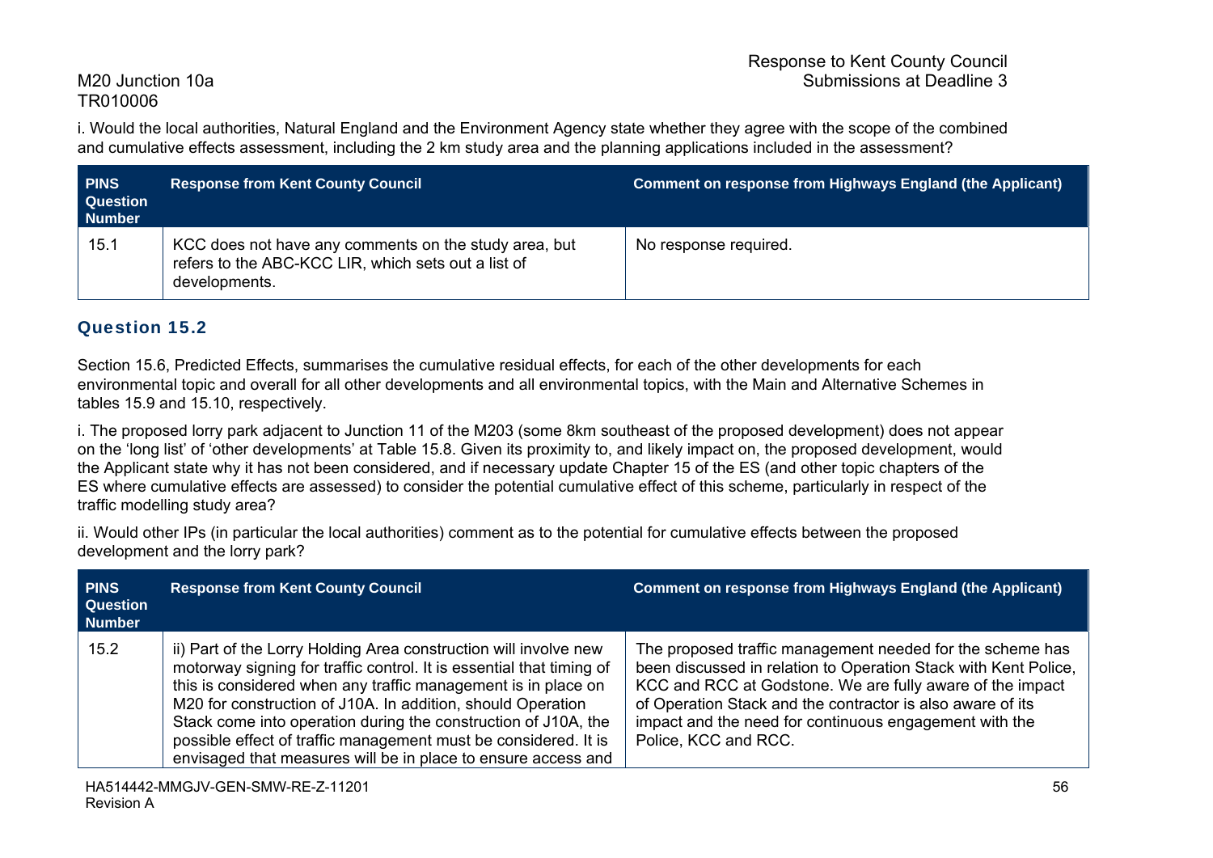i. Would the local authorities, Natural England and the Environment Agency state whether they agree with the scope of the combined and cumulative effects assessment, including the 2 km study area and the planning applications included in the assessment?

| PINS Question Number | Response from Kent County Council | Comment on response from Highways England (the Applicant) |
|---|---|---|
| 15.1 | KCC does not have any comments on the study area, but refers to the ABC-KCC LIR, which sets out a list of developments. | No response required. |

### Question 15.2

Section 15.6, Predicted Effects, summarises the cumulative residual effects, for each of the other developments for each environmental topic and overall for all other developments and all environmental topics, with the Main and Alternative Schemes in tables 15.9 and 15.10, respectively.

i. The proposed lorry park adjacent to Junction 11 of the M203 (some 8km southeast of the proposed development) does not appear on the 'long list' of 'other developments' at Table 15.8. Given its proximity to, and likely impact on, the proposed development, would the Applicant state why it has not been considered, and if necessary update Chapter 15 of the ES (and other topic chapters of the ES where cumulative effects are assessed) to consider the potential cumulative effect of this scheme, particularly in respect of the traffic modelling study area?

ii. Would other IPs (in particular the local authorities) comment as to the potential for cumulative effects between the proposed development and the lorry park?

| PINS Question Number | Response from Kent County Council | Comment on response from Highways England (the Applicant) |
|---|---|---|
| 15.2 | ii) Part of the Lorry Holding Area construction will involve new motorway signing for traffic control. It is essential that timing of this is considered when any traffic management is in place on M20 for construction of J10A. In addition, should Operation Stack come into operation during the construction of J10A, the possible effect of traffic management must be considered. It is envisaged that measures will be in place to ensure access and | The proposed traffic management needed for the scheme has been discussed in relation to Operation Stack with Kent Police, KCC and RCC at Godstone. We are fully aware of the impact of Operation Stack and the contractor is also aware of its impact and the need for continuous engagement with the Police, KCC and RCC. |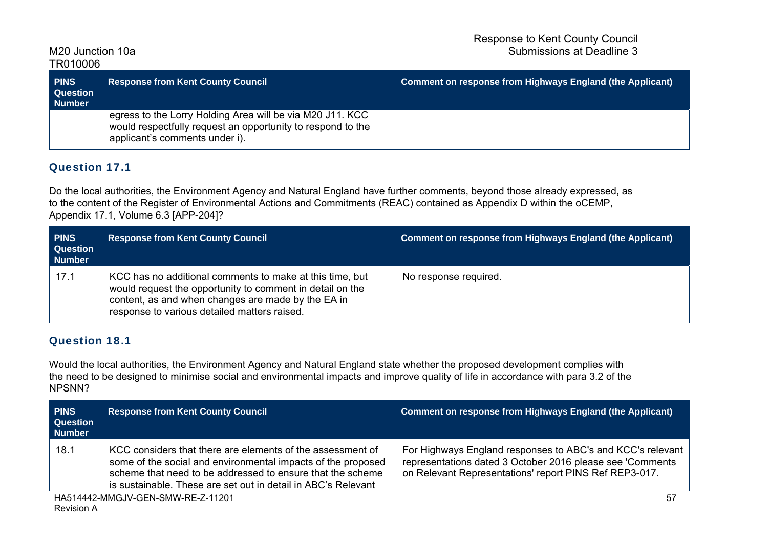| PINS Question Number | Response from Kent County Council | Comment on response from Highways England (the Applicant) |
|---|---|---|
| | egress to the Lorry Holding Area will be via M20 J11. KCC would respectfully request an opportunity to respond to the applicant's comments under i). | |

### Question 17.1

Do the local authorities, the Environment Agency and Natural England have further comments, beyond those already expressed, as to the content of the Register of Environmental Actions and Commitments (REAC) contained as Appendix D within the oCEMP, Appendix 17.1, Volume 6.3 [APP-204]?

| PINS Question Number | Response from Kent County Council | Comment on response from Highways England (the Applicant) |
|---|---|---|
| 17.1 | KCC has no additional comments to make at this time, but would request the opportunity to comment in detail on the content, as and when changes are made by the EA in response to various detailed matters raised. | No response required. |

### Question 18.1

Would the local authorities, the Environment Agency and Natural England state whether the proposed development complies with the need to be designed to minimise social and environmental impacts and improve quality of life in accordance with para 3.2 of the NPSNN?

| PINS Question Number | Response from Kent County Council | Comment on response from Highways England (the Applicant) |
|---|---|---|
| 18.1 | KCC considers that there are elements of the assessment of some of the social and environmental impacts of the proposed scheme that need to be addressed to ensure that the scheme is sustainable. These are set out in detail in ABC's Relevant | For Highways England responses to ABC's and KCC's relevant representations dated 3 October 2016 please see 'Comments on Relevant Representations' report PINS Ref REP3-017. |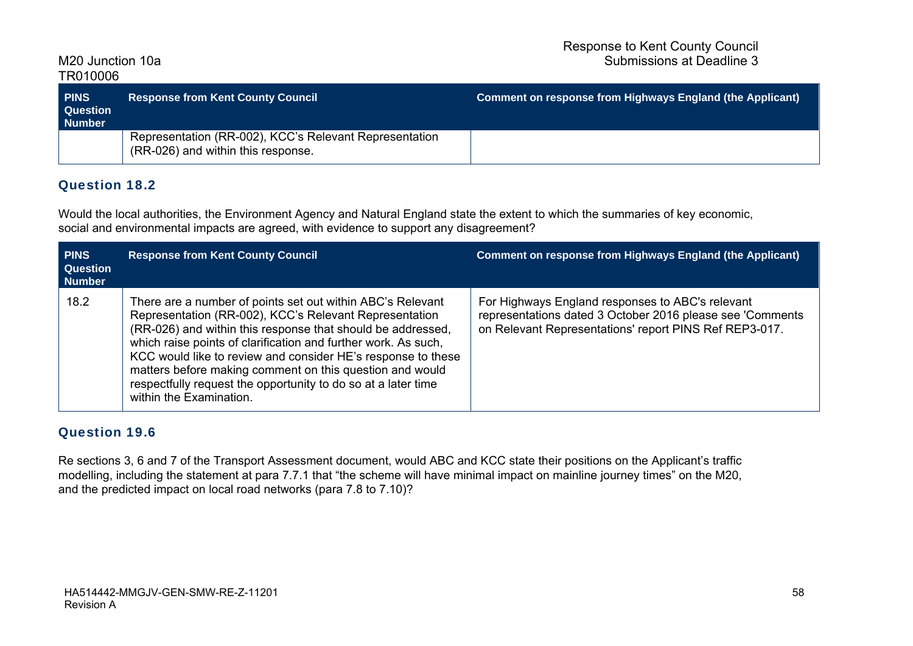| PINS Question Number | Response from Kent County Council | Comment on response from Highways England (the Applicant) |
|---|---|---|
| | Representation (RR-002), KCC's Relevant Representation (RR-026) and within this response. | |

## Question 18.2

Would the local authorities, the Environment Agency and Natural England state the extent to which the summaries of key economic, social and environmental impacts are agreed, with evidence to support any disagreement?

| PINS Question Number | Response from Kent County Council | Comment on response from Highways England (the Applicant) |
|---|---|---|
| 18.2 | There are a number of points set out within ABC's Relevant Representation (RR-002), KCC's Relevant Representation (RR-026) and within this response that should be addressed, which raise points of clarification and further work. As such, KCC would like to review and consider HE's response to these matters before making comment on this question and would respectfully request the opportunity to do so at a later time within the Examination. | For Highways England responses to ABC's relevant representations dated 3 October 2016 please see 'Comments on Relevant Representations' report PINS Ref REP3-017. |

## Question 19.6

Re sections 3, 6 and 7 of the Transport Assessment document, would ABC and KCC state their positions on the Applicant's traffic modelling, including the statement at para 7.7.1 that "the scheme will have minimal impact on mainline journey times" on the M20, and the predicted impact on local road networks (para 7.8 to 7.10)?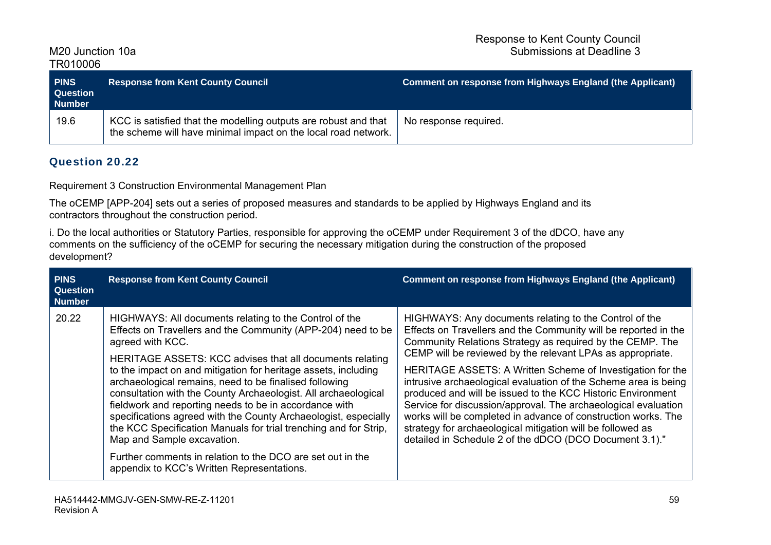| PINS Question Number | Response from Kent County Council | Comment on response from Highways England (the Applicant) |
|---|---|---|
| 19.6 | KCC is satisfied that the modelling outputs are robust and that the scheme will have minimal impact on the local road network. | No response required. |

## Question 20.22

Requirement 3 Construction Environmental Management Plan

The oCEMP [APP-204] sets out a series of proposed measures and standards to be applied by Highways England and its contractors throughout the construction period.

i. Do the local authorities or Statutory Parties, responsible for approving the oCEMP under Requirement 3 of the dDCO, have any comments on the sufficiency of the oCEMP for securing the necessary mitigation during the construction of the proposed development?

| PINS Question Number | Response from Kent County Council | Comment on response from Highways England (the Applicant) |
|---|---|---|
| 20.22 | HIGHWAYS: All documents relating to the Control of the Effects on Travellers and the Community (APP-204) need to be agreed with KCC.<br><br>HERITAGE ASSETS: KCC advises that all documents relating to the impact on and mitigation for heritage assets, including archaeological remains, need to be finalised following consultation with the County Archaeologist. All archaeological fieldwork and reporting needs to be in accordance with specifications agreed with the County Archaeologist, especially the KCC Specification Manuals for trial trenching and for Strip, Map and Sample excavation.<br><br>Further comments in relation to the DCO are set out in the appendix to KCC's Written Representations. | HIGHWAYS: Any documents relating to the Control of the Effects on Travellers and the Community will be reported in the Community Relations Strategy as required by the CEMP. The CEMP will be reviewed by the relevant LPAs as appropriate.<br><br>HERITAGE ASSETS: A Written Scheme of Investigation for the intrusive archaeological evaluation of the Scheme area is being produced and will be issued to the KCC Historic Environment Service for discussion/approval. The archaeological evaluation works will be completed in advance of construction works. The strategy for archaeological mitigation will be followed as detailed in Schedule 2 of the dDCO (DCO Document 3.1)." |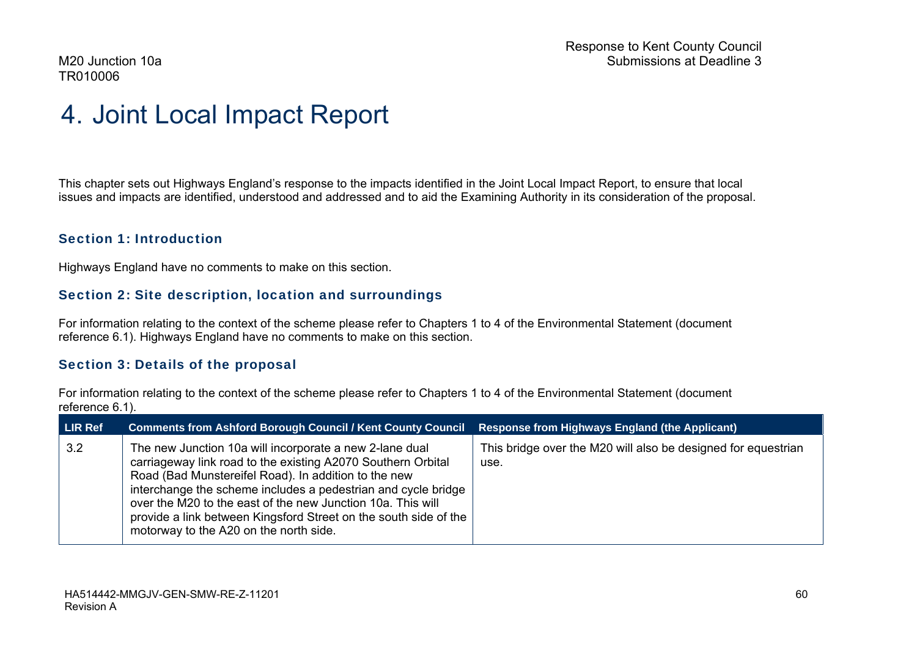# 4. Joint Local Impact Report

This chapter sets out Highways England's response to the impacts identified in the Joint Local Impact Report, to ensure that local issues and impacts are identified, understood and addressed and to aid the Examining Authority in its consideration of the proposal.

### Section 1: Introduction

Highways England have no comments to make on this section.

### Section 2: Site description, location and surroundings

For information relating to the context of the scheme please refer to Chapters 1 to 4 of the Environmental Statement (document reference 6.1). Highways England have no comments to make on this section.

### Section 3: Details of the proposal

For information relating to the context of the scheme please refer to Chapters 1 to 4 of the Environmental Statement (document reference 6.1).

| LIR Ref | Comments from Ashford Borough Council / Kent County Council | Response from Highways England (the Applicant) |
|---|---|---|
| 3.2 | The new Junction 10a will incorporate a new 2-lane dual carriageway link road to the existing A2070 Southern Orbital Road (Bad Munstereifel Road). In addition to the new interchange the scheme includes a pedestrian and cycle bridge over the M20 to the east of the new Junction 10a. This will provide a link between Kingsford Street on the south side of the motorway to the A20 on the north side. | This bridge over the M20 will also be designed for equestrian use. |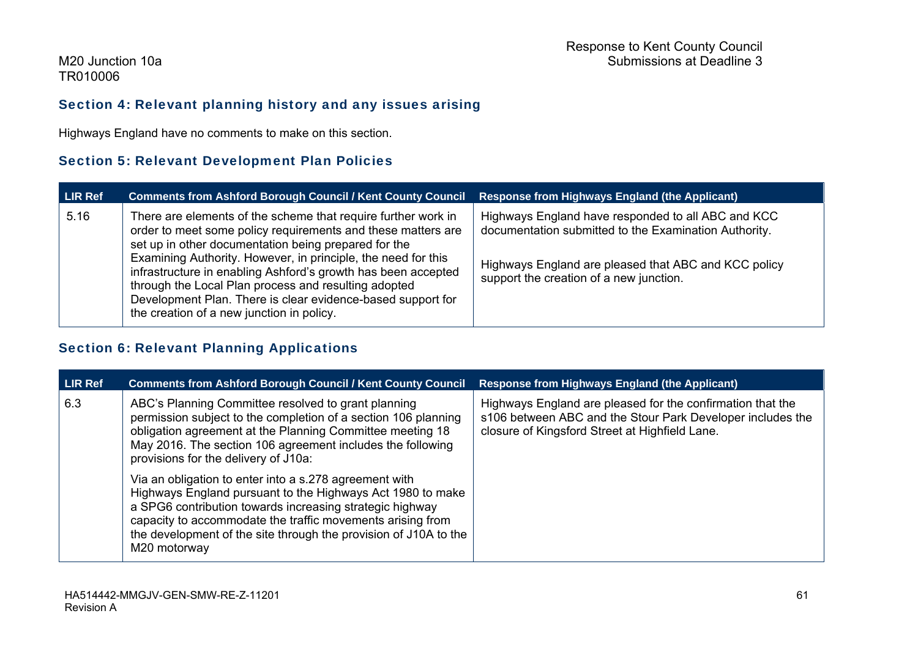## Section 4: Relevant planning history and any issues arising

Highways England have no comments to make on this section.

## Section 5: Relevant Development Plan Policies

| LIR Ref | Comments from Ashford Borough Council / Kent County Council | Response from Highways England (the Applicant) |
|---|---|---|
| 5.16 | There are elements of the scheme that require further work in order to meet some policy requirements and these matters are set up in other documentation being prepared for the Examining Authority. However, in principle, the need for this infrastructure in enabling Ashford's growth has been accepted through the Local Plan process and resulting adopted Development Plan. There is clear evidence-based support for the creation of a new junction in policy. | Highways England have responded to all ABC and KCC documentation submitted to the Examination Authority.<br><br>Highways England are pleased that ABC and KCC policy support the creation of a new junction. |

## Section 6: Relevant Planning Applications

| LIR Ref | Comments from Ashford Borough Council / Kent County Council | Response from Highways England (the Applicant) |
|---|---|---|
| 6.3 | ABC's Planning Committee resolved to grant planning permission subject to the completion of a section 106 planning obligation agreement at the Planning Committee meeting 18 May 2016. The section 106 agreement includes the following provisions for the delivery of J10a:<br><br>Via an obligation to enter into a s.278 agreement with Highways England pursuant to the Highways Act 1980 to make a SPG6 contribution towards increasing strategic highway capacity to accommodate the traffic movements arising from the development of the site through the provision of J10A to the M20 motorway | Highways England are pleased for the confirmation that the s106 between ABC and the Stour Park Developer includes the closure of Kingsford Street at Highfield Lane. |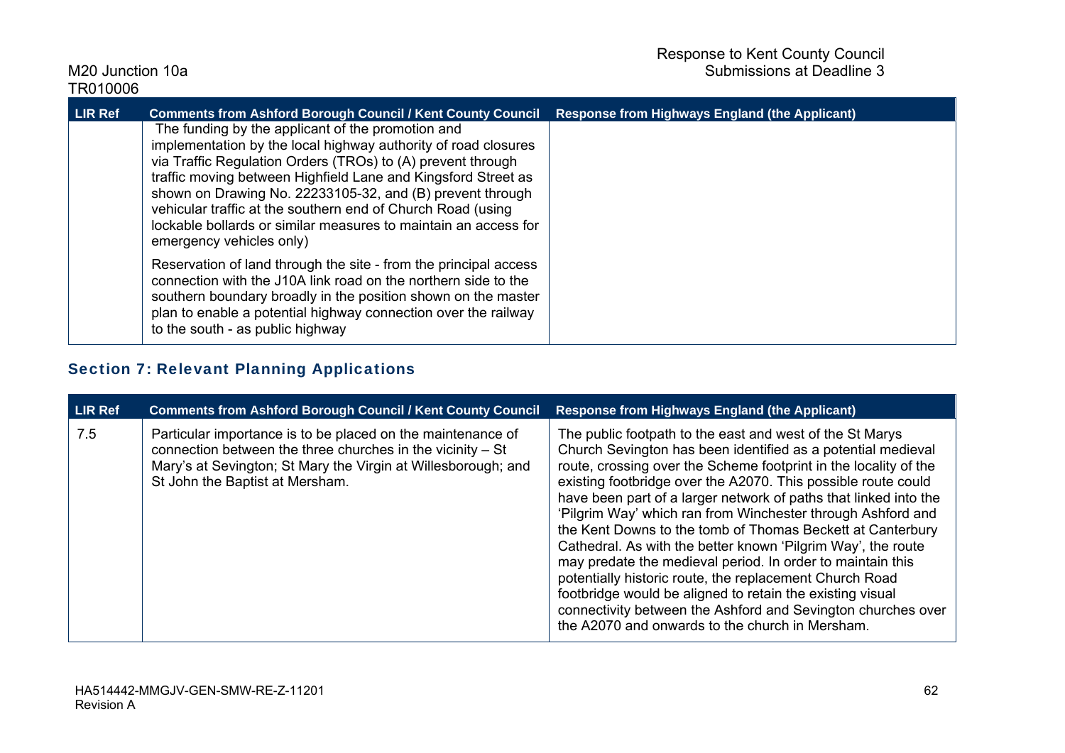| LIR Ref | Comments from Ashford Borough Council / Kent County Council | Response from Highways England (the Applicant) |
|---|---|---|
| | The funding by the applicant of the promotion and implementation by the local highway authority of road closures via Traffic Regulation Orders (TROs) to (A) prevent through traffic moving between Highfield Lane and Kingsford Street as shown on Drawing No. 22233105-32, and (B) prevent through vehicular traffic at the southern end of Church Road (using lockable bollards or similar measures to maintain an access for emergency vehicles only)<br><br>Reservation of land through the site - from the principal access connection with the J10A link road on the northern side to the southern boundary broadly in the position shown on the master plan to enable a potential highway connection over the railway to the south - as public highway | |

## Section 7: Relevant Planning Applications

| LIR Ref | Comments from Ashford Borough Council / Kent County Council | Response from Highways England (the Applicant) |
|---|---|---|
| 7.5 | Particular importance is to be placed on the maintenance of connection between the three churches in the vicinity – St Mary's at Sevington; St Mary the Virgin at Willesborough; and St John the Baptist at Mersham. | The public footpath to the east and west of the St Marys Church Sevington has been identified as a potential medieval route, crossing over the Scheme footprint in the locality of the existing footbridge over the A2070. This possible route could have been part of a larger network of paths that linked into the 'Pilgrim Way' which ran from Winchester through Ashford and the Kent Downs to the tomb of Thomas Beckett at Canterbury Cathedral. As with the better known 'Pilgrim Way', the route may predate the medieval period. In order to maintain this potentially historic route, the replacement Church Road footbridge would be aligned to retain the existing visual connectivity between the Ashford and Sevington churches over the A2070 and onwards to the church in Mersham. |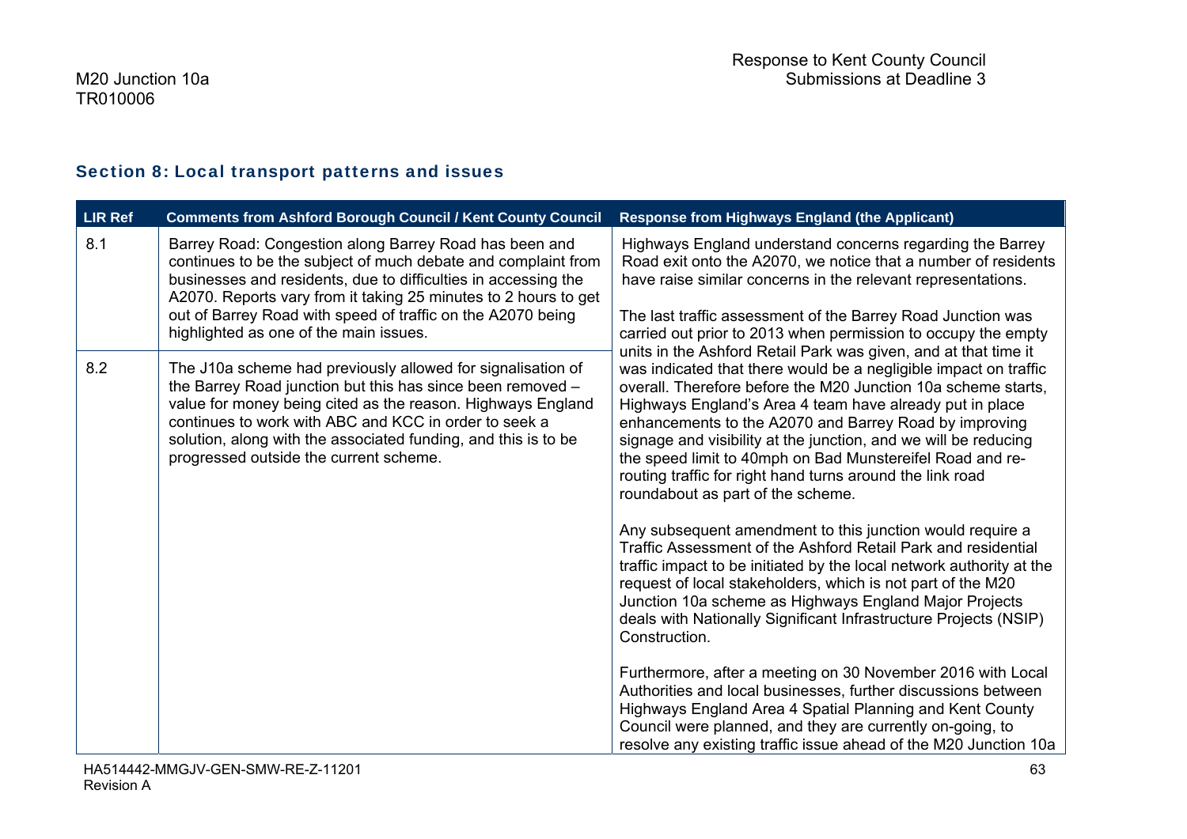## Section 8: Local transport patterns and issues

| LIR Ref | Comments from Ashford Borough Council / Kent County Council | Response from Highways England (the Applicant) |
|---|---|---|
| 8.1 | Barrey Road: Congestion along Barrey Road has been and continues to be the subject of much debate and complaint from businesses and residents, due to difficulties in accessing the A2070. Reports vary from it taking 25 minutes to 2 hours to get out of Barrey Road with speed of traffic on the A2070 being highlighted as one of the main issues. | Highways England understand concerns regarding the Barrey Road exit onto the A2070, we notice that a number of residents have raise similar concerns in the relevant representations.<br><br>The last traffic assessment of the Barrey Road Junction was carried out prior to 2013 when permission to occupy the empty units in the Ashford Retail Park was given, and at that time it was indicated that there would be a negligible impact on traffic overall. Therefore before the M20 Junction 10a scheme starts, Highways England's Area 4 team have already put in place enhancements to the A2070 and Barrey Road by improving signage and visibility at the junction, and we will be reducing the speed limit to 40mph on Bad Munstereifel Road and re-routing traffic for right hand turns around the link road roundabout as part of the scheme.<br><br>Any subsequent amendment to this junction would require a Traffic Assessment of the Ashford Retail Park and residential traffic impact to be initiated by the local network authority at the request of local stakeholders, which is not part of the M20 Junction 10a scheme as Highways England Major Projects deals with Nationally Significant Infrastructure Projects (NSIP) Construction.<br><br>Furthermore, after a meeting on 30 November 2016 with Local Authorities and local businesses, further discussions between Highways England Area 4 Spatial Planning and Kent County Council were planned, and they are currently on-going, to resolve any existing traffic issue ahead of the M20 Junction 10a |
| 8.2 | The J10a scheme had previously allowed for signalisation of the Barrey Road junction but this has since been removed – value for money being cited as the reason. Highways England continues to work with ABC and KCC in order to seek a solution, along with the associated funding, and this is to be progressed outside the current scheme. | |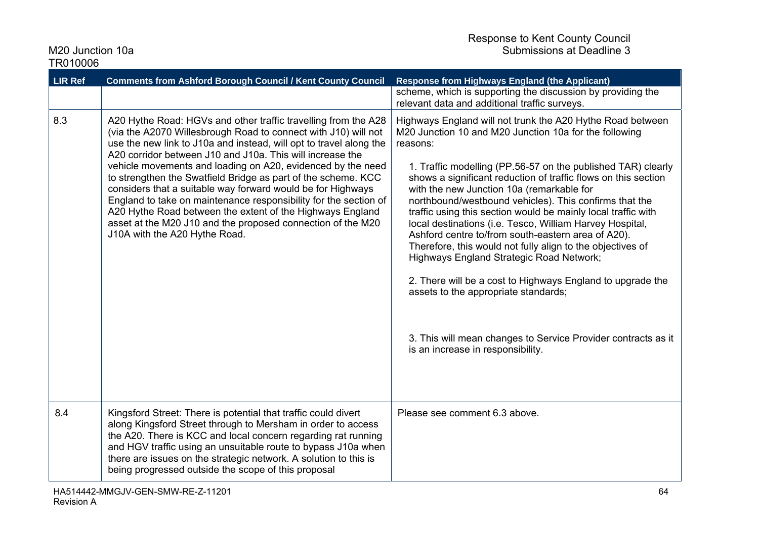| LIR Ref | Comments from Ashford Borough Council / Kent County Council | Response from Highways England (the Applicant) |
|---|---|---|
| | | scheme, which is supporting the discussion by providing the relevant data and additional traffic surveys. |
| 8.3 | A20 Hythe Road: HGVs and other traffic travelling from the A28 (via the A2070 Willesbrough Road to connect with J10) will not use the new link to J10a and instead, will opt to travel along the A20 corridor between J10 and J10a. This will increase the vehicle movements and loading on A20, evidenced by the need to strengthen the Swatfield Bridge as part of the scheme. KCC considers that a suitable way forward would be for Highways England to take on maintenance responsibility for the section of A20 Hythe Road between the extent of the Highways England asset at the M20 J10 and the proposed connection of the M20 J10A with the A20 Hythe Road. | Highways England will not trunk the A20 Hythe Road between M20 Junction 10 and M20 Junction 10a for the following reasons:<br><br>1. Traffic modelling (PP.56-57 on the published TAR) clearly shows a significant reduction of traffic flows on this section with the new Junction 10a (remarkable for northbound/westbound vehicles). This confirms that the traffic using this section would be mainly local traffic with local destinations (i.e. Tesco, William Harvey Hospital, Ashford centre to/from south-eastern area of A20). Therefore, this would not fully align to the objectives of Highways England Strategic Road Network;<br><br>2. There will be a cost to Highways England to upgrade the assets to the appropriate standards;<br><br>3. This will mean changes to Service Provider contracts as it is an increase in responsibility. |
| 8.4 | Kingsford Street: There is potential that traffic could divert along Kingsford Street through to Mersham in order to access the A20. There is KCC and local concern regarding rat running and HGV traffic using an unsuitable route to bypass J10a when there are issues on the strategic network. A solution to this is being progressed outside the scope of this proposal | Please see comment 6.3 above. |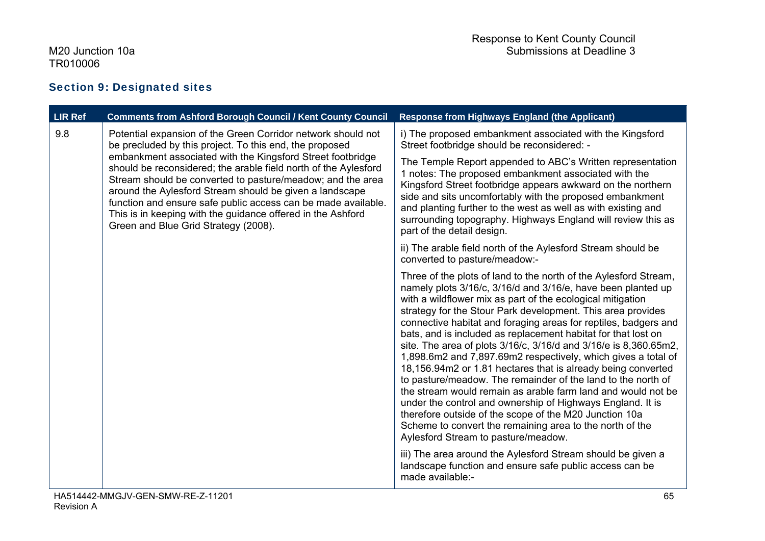## Section 9: Designated sites

| LIR Ref | Comments from Ashford Borough Council / Kent County Council | Response from Highways England (the Applicant) |
| --- | --- | --- |
| 9.8 | Potential expansion of the Green Corridor network should not be precluded by this project. To this end, the proposed embankment associated with the Kingsford Street footbridge should be reconsidered; the arable field north of the Aylesford Stream should be converted to pasture/meadow; and the area around the Aylesford Stream should be given a landscape function and ensure safe public access can be made available. This is in keeping with the guidance offered in the Ashford Green and Blue Grid Strategy (2008). | i) The proposed embankment associated with the Kingsford Street footbridge should be reconsidered: -<br><br>The Temple Report appended to ABC's Written representation 1 notes: The proposed embankment associated with the Kingsford Street footbridge appears awkward on the northern side and sits uncomfortably with the proposed embankment and planting further to the west as well as with existing and surrounding topography. Highways England will review this as part of the detail design.<br><br>ii) The arable field north of the Aylesford Stream should be converted to pasture/meadow:-<br><br>Three of the plots of land to the north of the Aylesford Stream, namely plots 3/16/c, 3/16/d and 3/16/e, have been planted up with a wildflower mix as part of the ecological mitigation strategy for the Stour Park development. This area provides connective habitat and foraging areas for reptiles, badgers and bats, and is included as replacement habitat for that lost on site. The area of plots 3/16/c, 3/16/d and 3/16/e is 8,360.65m2, 1,898.6m2 and 7,897.69m2 respectively, which gives a total of 18,156.94m2 or 1.81 hectares that is already being converted to pasture/meadow. The remainder of the land to the north of the stream would remain as arable farm land and would not be under the control and ownership of Highways England. It is therefore outside of the scope of the M20 Junction 10a Scheme to convert the remaining area to the north of the Aylesford Stream to pasture/meadow.<br><br>iii) The area around the Aylesford Stream should be given a landscape function and ensure safe public access can be made available:- |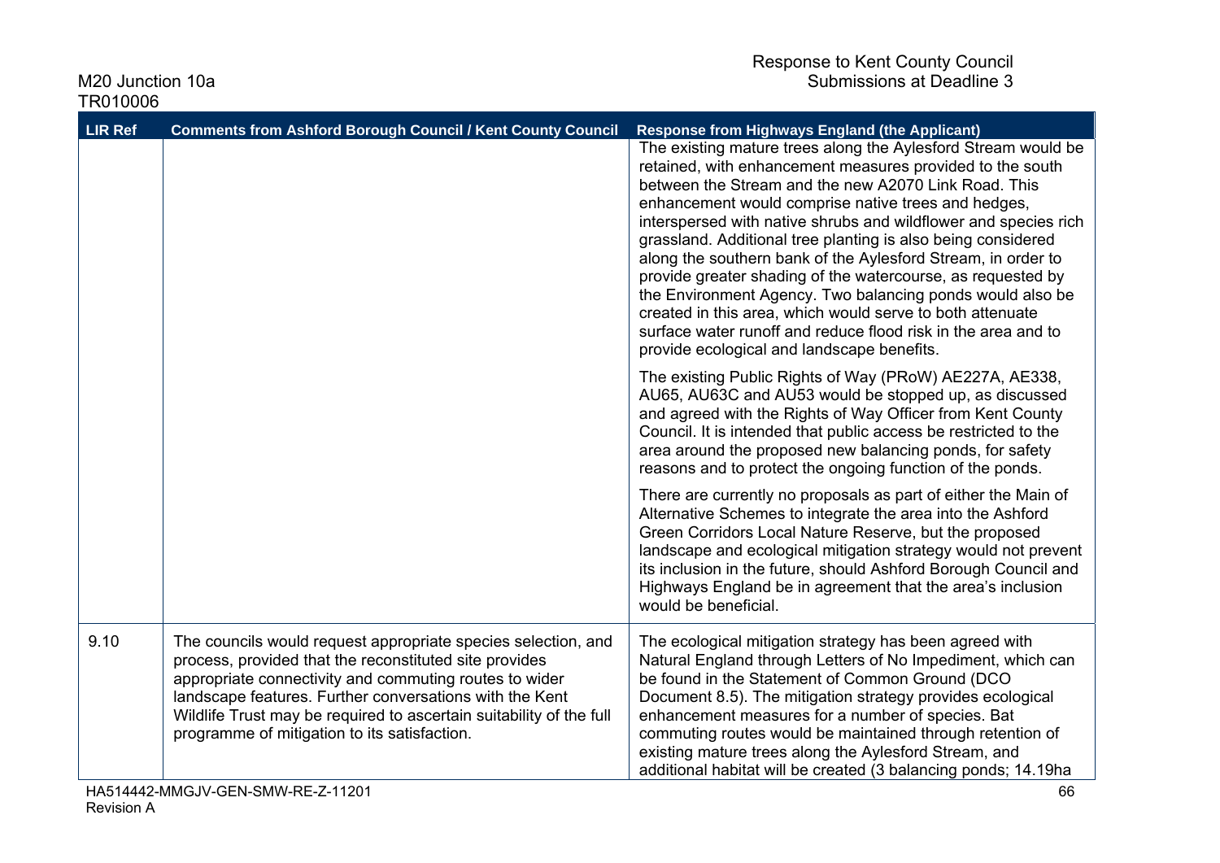| LIR Ref | Comments from Ashford Borough Council / Kent County Council | Response from Highways England (the Applicant) |
|---|---|---|
| | | The existing mature trees along the Aylesford Stream would be retained, with enhancement measures provided to the south between the Stream and the new A2070 Link Road. This enhancement would comprise native trees and hedges, interspersed with native shrubs and wildflower and species rich grassland. Additional tree planting is also being considered along the southern bank of the Aylesford Stream, in order to provide greater shading of the watercourse, as requested by the Environment Agency. Two balancing ponds would also be created in this area, which would serve to both attenuate surface water runoff and reduce flood risk in the area and to provide ecological and landscape benefits.<br><br>The existing Public Rights of Way (PRoW) AE227A, AE338, AU65, AU63C and AU53 would be stopped up, as discussed and agreed with the Rights of Way Officer from Kent County Council. It is intended that public access be restricted to the area around the proposed new balancing ponds, for safety reasons and to protect the ongoing function of the ponds.<br><br>There are currently no proposals as part of either the Main of Alternative Schemes to integrate the area into the Ashford Green Corridors Local Nature Reserve, but the proposed landscape and ecological mitigation strategy would not prevent its inclusion in the future, should Ashford Borough Council and Highways England be in agreement that the area's inclusion would be beneficial. |
| 9.10 | The councils would request appropriate species selection, and process, provided that the reconstituted site provides appropriate connectivity and commuting routes to wider landscape features. Further conversations with the Kent Wildlife Trust may be required to ascertain suitability of the full programme of mitigation to its satisfaction. | The ecological mitigation strategy has been agreed with Natural England through Letters of No Impediment, which can be found in the Statement of Common Ground (DCO Document 8.5). The mitigation strategy provides ecological enhancement measures for a number of species. Bat commuting routes would be maintained through retention of existing mature trees along the Aylesford Stream, and additional habitat will be created (3 balancing ponds; 14.19ha |

HA514442-MMGJV-GEN-SMW-RE-Z-11201
Revision A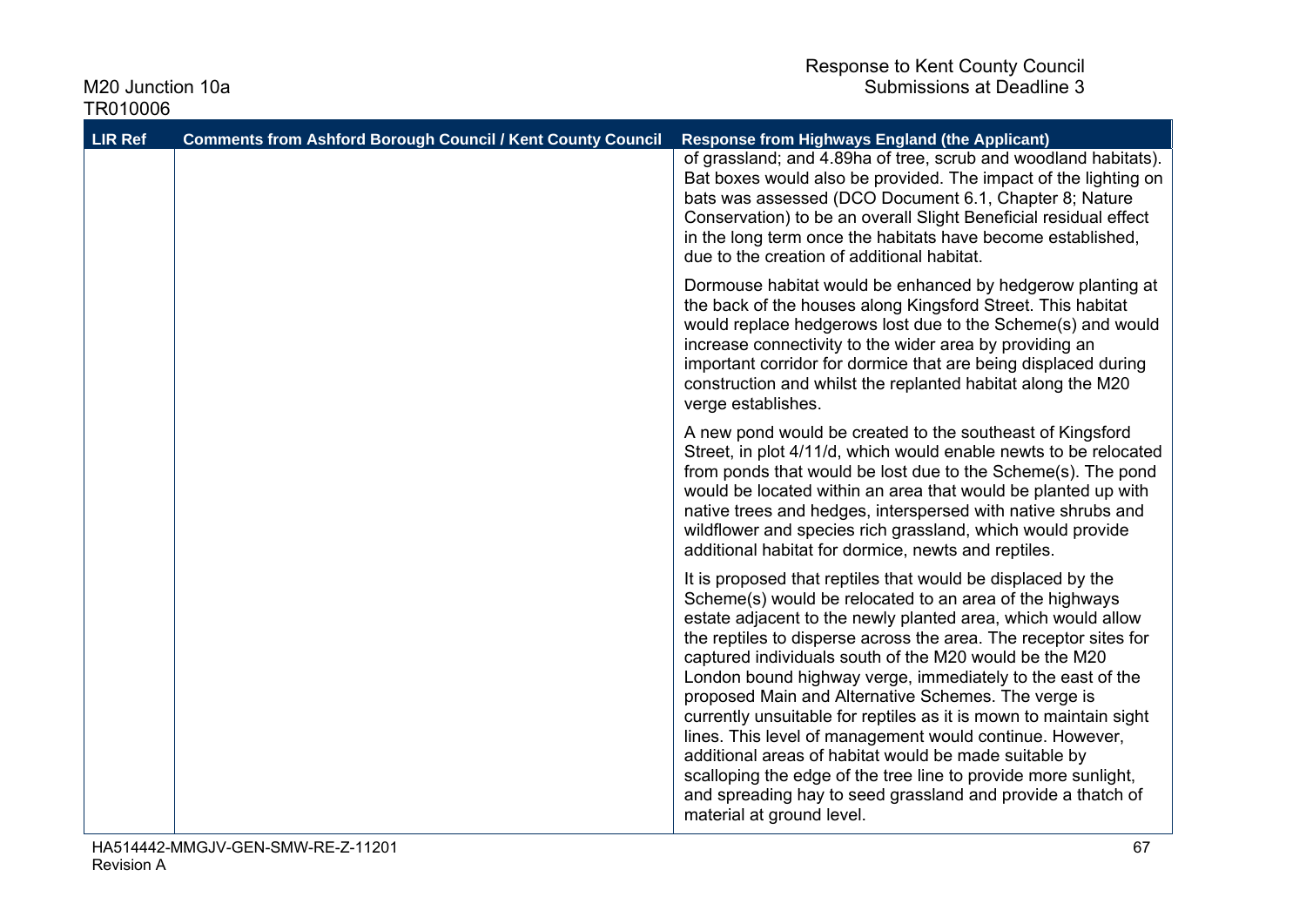| LIR Ref | Comments from Ashford Borough Council / Kent County Council | Response from Highways England (the Applicant) |
|---|---|---|
| | | of grassland; and 4.89ha of tree, scrub and woodland habitats). Bat boxes would also be provided. The impact of the lighting on bats was assessed (DCO Document 6.1, Chapter 8; Nature Conservation) to be an overall Slight Beneficial residual effect in the long term once the habitats have become established, due to the creation of additional habitat.<br><br>Dormouse habitat would be enhanced by hedgerow planting at the back of the houses along Kingsford Street. This habitat would replace hedgerows lost due to the Scheme(s) and would increase connectivity to the wider area by providing an important corridor for dormice that are being displaced during construction and whilst the replanted habitat along the M20 verge establishes.<br><br>A new pond would be created to the southeast of Kingsford Street, in plot 4/11/d, which would enable newts to be relocated from ponds that would be lost due to the Scheme(s). The pond would be located within an area that would be planted up with native trees and hedges, interspersed with native shrubs and wildflower and species rich grassland, which would provide additional habitat for dormice, newts and reptiles.<br><br>It is proposed that reptiles that would be displaced by the Scheme(s) would be relocated to an area of the highways estate adjacent to the newly planted area, which would allow the reptiles to disperse across the area. The receptor sites for captured individuals south of the M20 would be the M20 London bound highway verge, immediately to the east of the proposed Main and Alternative Schemes. The verge is currently unsuitable for reptiles as it is mown to maintain sight lines. This level of management would continue. However, additional areas of habitat would be made suitable by scalloping the edge of the tree line to provide more sunlight, and spreading hay to seed grassland and provide a thatch of material at ground level. |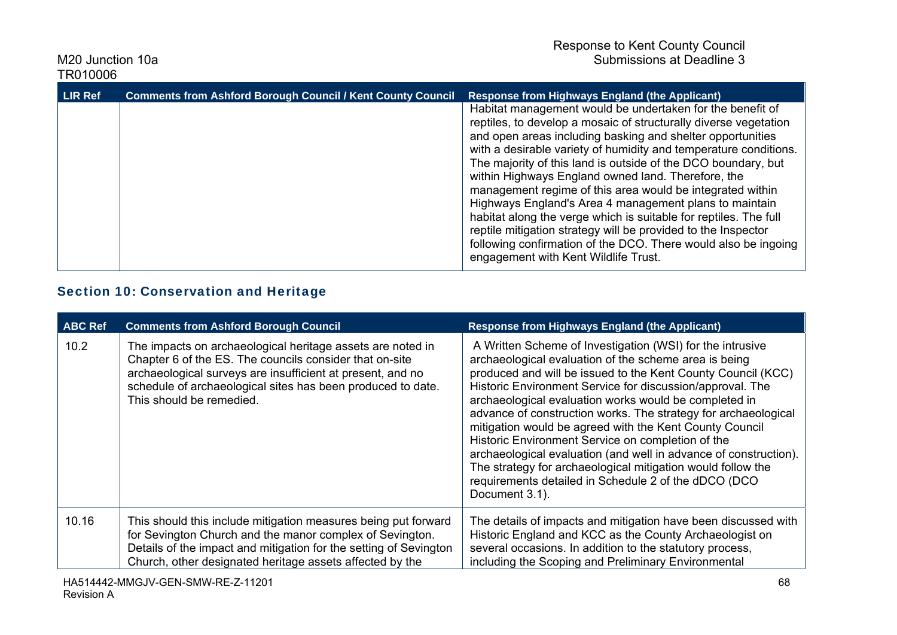| LIR Ref | Comments from Ashford Borough Council / Kent County Council | Response from Highways England (the Applicant) |
|---|---|---|
| | | Habitat management would be undertaken for the benefit of reptiles, to develop a mosaic of structurally diverse vegetation and open areas including basking and shelter opportunities with a desirable variety of humidity and temperature conditions. The majority of this land is outside of the DCO boundary, but within Highways England owned land. Therefore, the management regime of this area would be integrated within Highways England's Area 4 management plans to maintain habitat along the verge which is suitable for reptiles. The full reptile mitigation strategy will be provided to the Inspector following confirmation of the DCO. There would also be ingoing engagement with Kent Wildlife Trust. |

## Section 10: Conservation and Heritage

| ABC Ref | Comments from Ashford Borough Council | Response from Highways England (the Applicant) |
|---|---|---|
| 10.2 | The impacts on archaeological heritage assets are noted in Chapter 6 of the ES. The councils consider that on-site archaeological surveys are insufficient at present, and no schedule of archaeological sites has been produced to date. This should be remedied. | A Written Scheme of Investigation (WSI) for the intrusive archaeological evaluation of the scheme area is being produced and will be issued to the Kent County Council (KCC) Historic Environment Service for discussion/approval. The archaeological evaluation works would be completed in advance of construction works. The strategy for archaeological mitigation would be agreed with the Kent County Council Historic Environment Service on completion of the archaeological evaluation (and well in advance of construction). The strategy for archaeological mitigation would follow the requirements detailed in Schedule 2 of the dDCO (DCO Document 3.1). |
| 10.16 | This should this include mitigation measures being put forward for Sevington Church and the manor complex of Sevington. Details of the impact and mitigation for the setting of Sevington Church, other designated heritage assets affected by the | The details of impacts and mitigation have been discussed with Historic England and KCC as the County Archaeologist on several occasions. In addition to the statutory process, including the Scoping and Preliminary Environmental |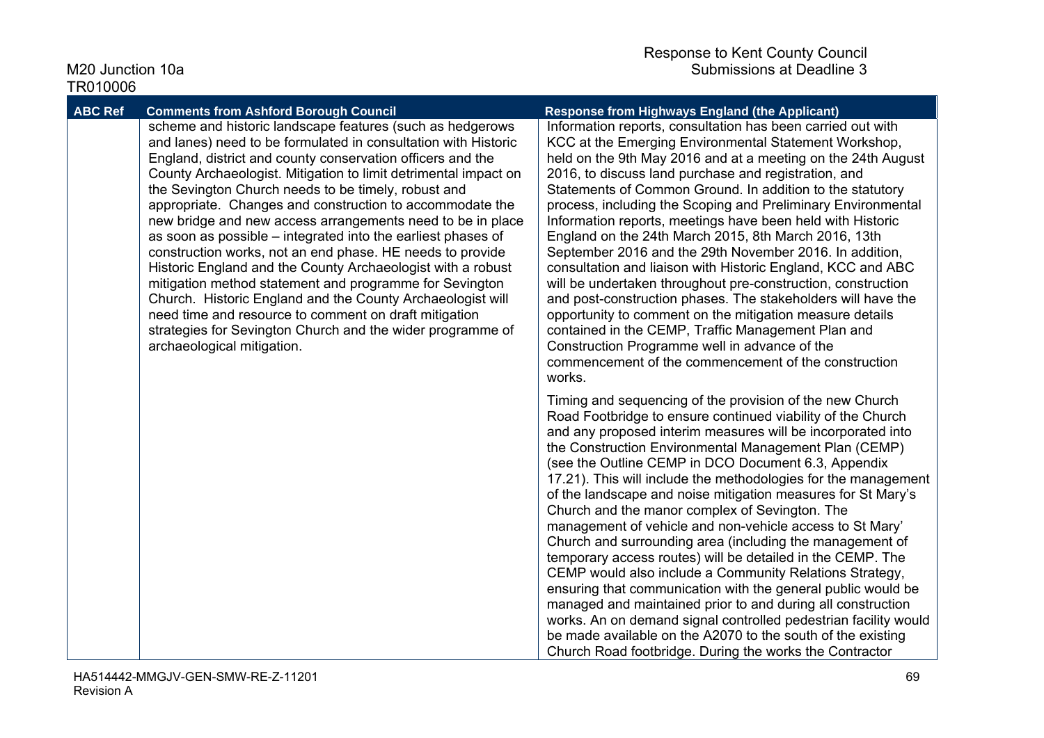| ABC Ref | Comments from Ashford Borough Council | Response from Highways England (the Applicant) |
|---|---|---|
| | scheme and historic landscape features (such as hedgerows and lanes) need to be formulated in consultation with Historic England, district and county conservation officers and the County Archaeologist. Mitigation to limit detrimental impact on the Sevington Church needs to be timely, robust and appropriate. Changes and construction to accommodate the new bridge and new access arrangements need to be in place as soon as possible – integrated into the earliest phases of construction works, not an end phase. HE needs to provide Historic England and the County Archaeologist with a robust mitigation method statement and programme for Sevington Church. Historic England and the County Archaeologist will need time and resource to comment on draft mitigation strategies for Sevington Church and the wider programme of archaeological mitigation. | Information reports, consultation has been carried out with KCC at the Emerging Environmental Statement Workshop, held on the 9th May 2016 and at a meeting on the 24th August 2016, to discuss land purchase and registration, and Statements of Common Ground. In addition to the statutory process, including the Scoping and Preliminary Environmental Information reports, meetings have been held with Historic England on the 24th March 2015, 8th March 2016, 13th September 2016 and the 29th November 2016. In addition, consultation and liaison with Historic England, KCC and ABC will be undertaken throughout pre-construction, construction and post-construction phases. The stakeholders will have the opportunity to comment on the mitigation measure details contained in the CEMP, Traffic Management Plan and Construction Programme well in advance of the commencement of the commencement of the construction works.<br><br>Timing and sequencing of the provision of the new Church Road Footbridge to ensure continued viability of the Church and any proposed interim measures will be incorporated into the Construction Environmental Management Plan (CEMP) (see the Outline CEMP in DCO Document 6.3, Appendix 17.21). This will include the methodologies for the management of the landscape and noise mitigation measures for St Mary's Church and the manor complex of Sevington. The management of vehicle and non-vehicle access to St Mary' Church and surrounding area (including the management of temporary access routes) will be detailed in the CEMP. The CEMP would also include a Community Relations Strategy, ensuring that communication with the general public would be managed and maintained prior to and during all construction works. An on demand signal controlled pedestrian facility would be made available on the A2070 to the south of the existing Church Road footbridge. During the works the Contractor |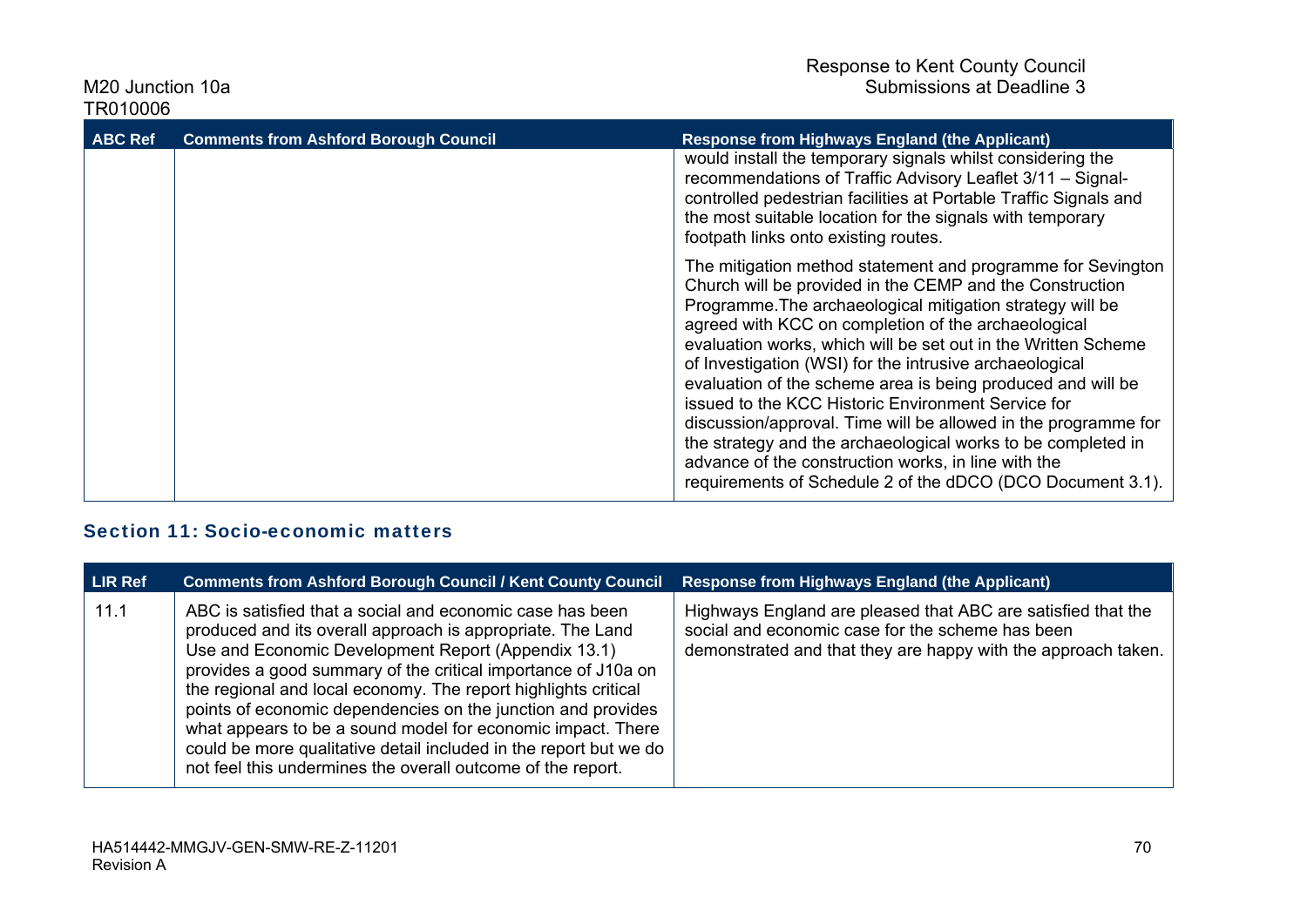| ABC Ref | Comments from Ashford Borough Council | Response from Highways England (the Applicant) |
| --- | --- | --- |
| | | would install the temporary signals whilst considering the recommendations of Traffic Advisory Leaflet 3/11 – Signal-controlled pedestrian facilities at Portable Traffic Signals and the most suitable location for the signals with temporary footpath links onto existing routes.<br><br>The mitigation method statement and programme for Sevington Church will be provided in the CEMP and the Construction Programme.The archaeological mitigation strategy will be agreed with KCC on completion of the archaeological evaluation works, which will be set out in the Written Scheme of Investigation (WSI) for the intrusive archaeological evaluation of the scheme area is being produced and will be issued to the KCC Historic Environment Service for discussion/approval. Time will be allowed in the programme for the strategy and the archaeological works to be completed in advance of the construction works, in line with the requirements of Schedule 2 of the dDCO (DCO Document 3.1). |

## Section 11: Socio-economic matters

| LIR Ref | Comments from Ashford Borough Council / Kent County Council | Response from Highways England (the Applicant) |
| --- | --- | --- |
| 11.1 | ABC is satisfied that a social and economic case has been produced and its overall approach is appropriate. The Land Use and Economic Development Report (Appendix 13.1) provides a good summary of the critical importance of J10a on the regional and local economy. The report highlights critical points of economic dependencies on the junction and provides what appears to be a sound model for economic impact. There could be more qualitative detail included in the report but we do not feel this undermines the overall outcome of the report. | Highways England are pleased that ABC are satisfied that the social and economic case for the scheme has been demonstrated and that they are happy with the approach taken. |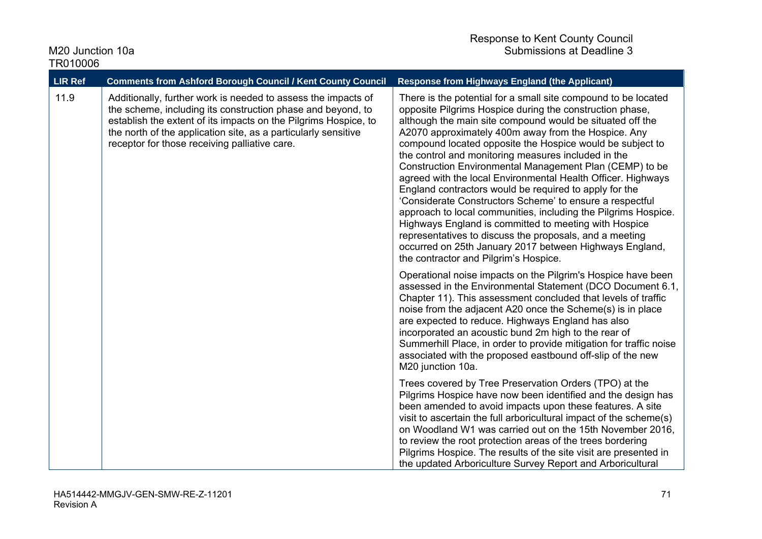| LIR Ref | Comments from Ashford Borough Council / Kent County Council | Response from Highways England (the Applicant) |
|---|---|---|
| 11.9 | Additionally, further work is needed to assess the impacts of the scheme, including its construction phase and beyond, to establish the extent of its impacts on the Pilgrims Hospice, to the north of the application site, as a particularly sensitive receptor for those receiving palliative care. | There is the potential for a small site compound to be located opposite Pilgrims Hospice during the construction phase, although the main site compound would be situated off the A2070 approximately 400m away from the Hospice. Any compound located opposite the Hospice would be subject to the control and monitoring measures included in the Construction Environmental Management Plan (CEMP) to be agreed with the local Environmental Health Officer. Highways England contractors would be required to apply for the 'Considerate Constructors Scheme' to ensure a respectful approach to local communities, including the Pilgrims Hospice. Highways England is committed to meeting with Hospice representatives to discuss the proposals, and a meeting occurred on 25th January 2017 between Highways England, the contractor and Pilgrim's Hospice.<br><br>Operational noise impacts on the Pilgrim's Hospice have been assessed in the Environmental Statement (DCO Document 6.1, Chapter 11). This assessment concluded that levels of traffic noise from the adjacent A20 once the Scheme(s) is in place are expected to reduce. Highways England has also incorporated an acoustic bund 2m high to the rear of Summerhill Place, in order to provide mitigation for traffic noise associated with the proposed eastbound off-slip of the new M20 junction 10a.<br><br>Trees covered by Tree Preservation Orders (TPO) at the Pilgrims Hospice have now been identified and the design has been amended to avoid impacts upon these features. A site visit to ascertain the full arboricultural impact of the scheme(s) on Woodland W1 was carried out on the 15th November 2016, to review the root protection areas of the trees bordering Pilgrims Hospice. The results of the site visit are presented in the updated Arboriculture Survey Report and Arboricultural |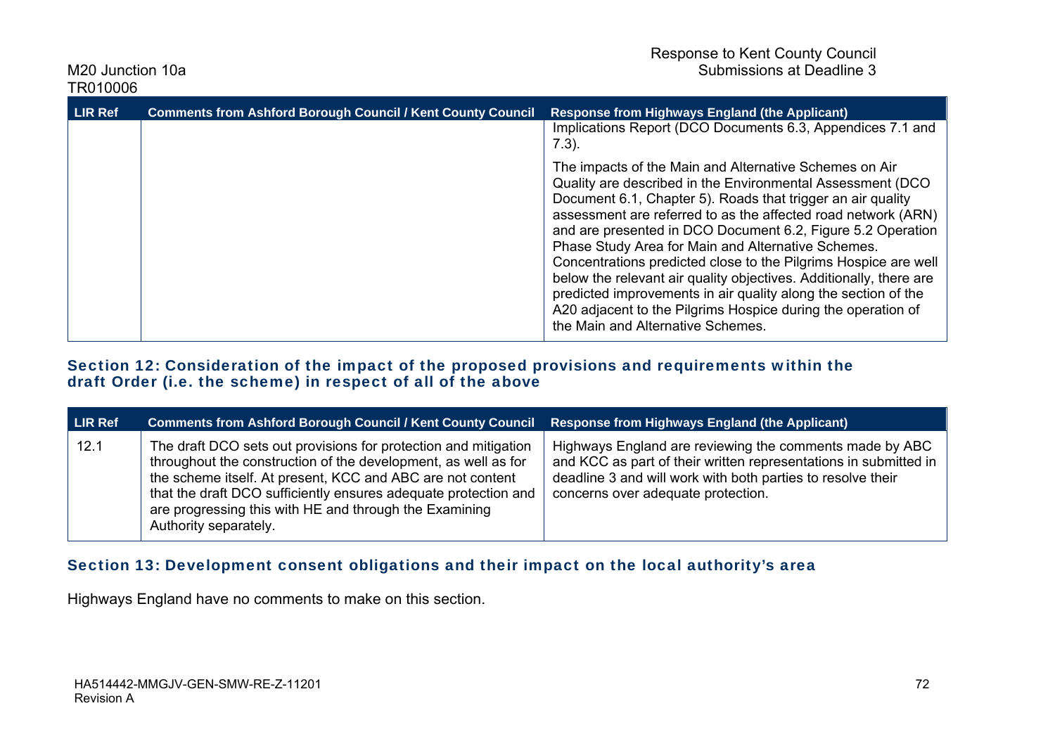| LIR Ref | Comments from Ashford Borough Council / Kent County Council | Response from Highways England (the Applicant) |
|---|---|---|
| | | Implications Report (DCO Documents 6.3, Appendices 7.1 and 7.3).<br><br>The impacts of the Main and Alternative Schemes on Air Quality are described in the Environmental Assessment (DCO Document 6.1, Chapter 5). Roads that trigger an air quality assessment are referred to as the affected road network (ARN) and are presented in DCO Document 6.2, Figure 5.2 Operation Phase Study Area for Main and Alternative Schemes. Concentrations predicted close to the Pilgrims Hospice are well below the relevant air quality objectives. Additionally, there are predicted improvements in air quality along the section of the A20 adjacent to the Pilgrims Hospice during the operation of the Main and Alternative Schemes. |

## Section 12: Consideration of the impact of the proposed provisions and requirements within the draft Order (i.e. the scheme) in respect of all of the above

| LIR Ref | Comments from Ashford Borough Council / Kent County Council | Response from Highways England (the Applicant) |
|---|---|---|
| 12.1 | The draft DCO sets out provisions for protection and mitigation throughout the construction of the development, as well as for the scheme itself. At present, KCC and ABC are not content that the draft DCO sufficiently ensures adequate protection and are progressing this with HE and through the Examining Authority separately. | Highways England are reviewing the comments made by ABC and KCC as part of their written representations in submitted in deadline 3 and will work with both parties to resolve their concerns over adequate protection. |

## Section 13: Development consent obligations and their impact on the local authority's area

Highways England have no comments to make on this section.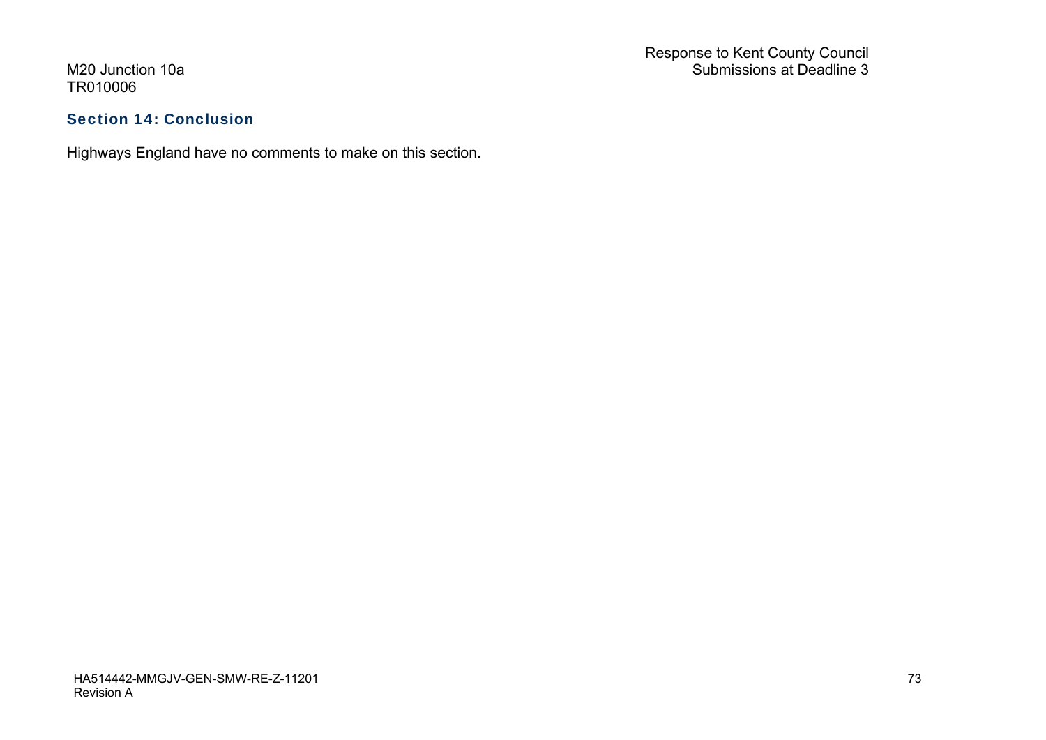## Section 14: Conclusion

Highways England have no comments to make on this section.